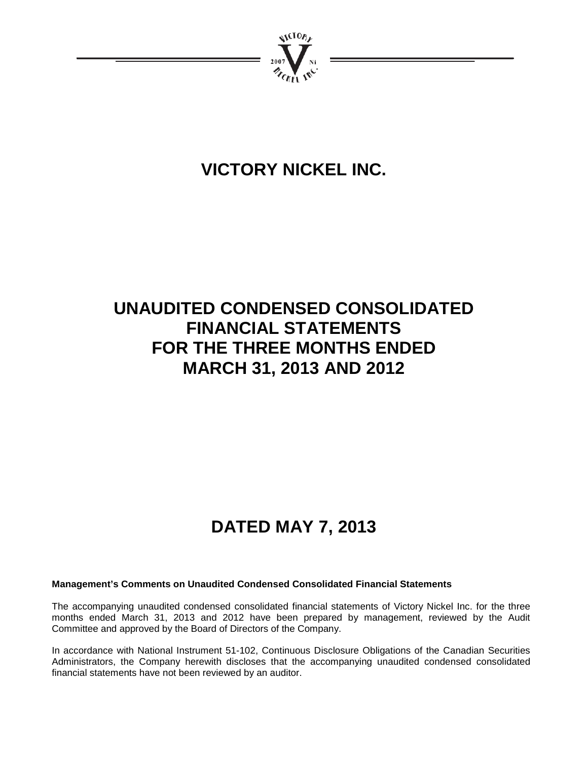# VICTORY NICKEL INC.

# UNAUDITED CONDENSED CONSOLIDATED FINANCIAL STATEMENTS FOR THE THREE MONTHS ENDED MARCH 31, 2013 AND 2012

# DATED MAY 7, 2013

**Management's Comments on Unaudited Condensed Consolidated Financial Statements**

The accompanying unaudited condensed consolidated financial statements of Victory Nickel Inc. for the three months ended March 31, 2013 and 2012 have been prepared by management, reviewed by the Audit Committee and approved by the Board of Directors of the Company.

In accordance with National Instrument 51-102, Continuous Disclosure Obligations of the Canadian Securities Administrators, the Company herewith discloses that the accompanying unaudited condensed consolidated financial statements have not been reviewed by an auditor.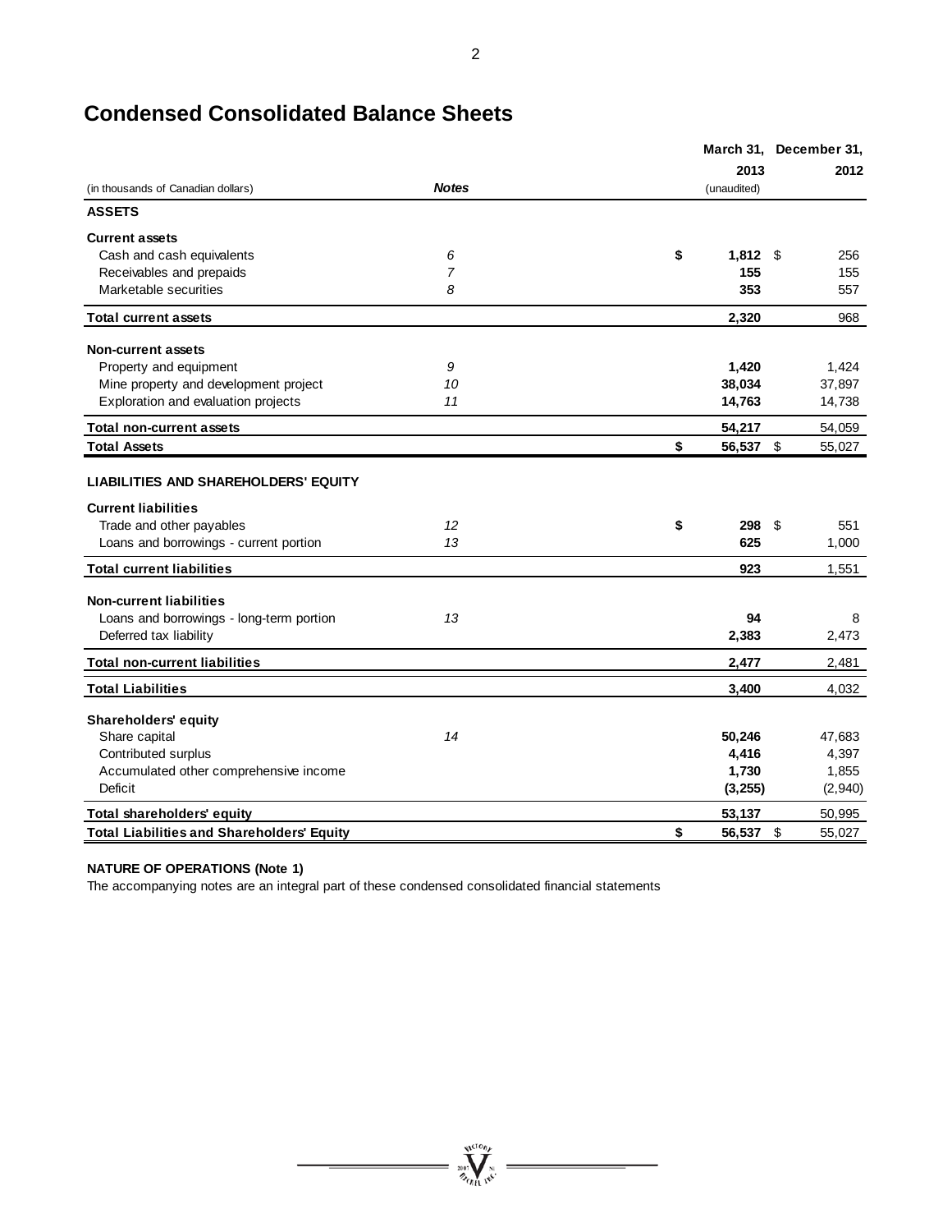# Condensed Consolidated Balance Sheets

| (in thousands of Canadian dollars) | Notes | March 31, 2013 (unaudited) | December 31, 2012 |
|---|---|---|---|
| **ASSETS** | | | |
| **Current assets** | | | |
| Cash and cash equivalents | 6 | **$ 1,812** | $ 256 |
| Receivables and prepaids | 7 | **155** | 155 |
| Marketable securities | 8 | **353** | 557 |
| **Total current assets** | | **2,320** | 968 |
| **Non-current assets** | | | |
| Property and equipment | 9 | **1,420** | 1,424 |
| Mine property and development project | 10 | **38,034** | 37,897 |
| Exploration and evaluation projects | 11 | **14,763** | 14,738 |
| **Total non-current assets** | | **54,217** | 54,059 |
| **Total Assets** | | **$ 56,537** | $ 55,027 |
| **LIABILITIES AND SHAREHOLDERS' EQUITY** | | | |
| **Current liabilities** | | | |
| Trade and other payables | 12 | **$ 298** | $ 551 |
| Loans and borrowings - current portion | 13 | **625** | 1,000 |
| **Total current liabilities** | | **923** | 1,551 |
| **Non-current liabilities** | | | |
| Loans and borrowings - long-term portion | 13 | **94** | 8 |
| Deferred tax liability | | **2,383** | 2,473 |
| **Total non-current liabilities** | | **2,477** | 2,481 |
| **Total Liabilities** | | **3,400** | 4,032 |
| **Shareholders' equity** | | | |
| Share capital | 14 | **50,246** | 47,683 |
| Contributed surplus | | **4,416** | 4,397 |
| Accumulated other comprehensive income | | **1,730** | 1,855 |
| Deficit | | **(3,255)** | (2,940) |
| **Total shareholders' equity** | | **53,137** | 50,995 |
| **Total Liabilities and Shareholders' Equity** | | **$ 56,537** | $ 55,027 |

**NATURE OF OPERATIONS (Note 1)**

The accompanying notes are an integral part of these condensed consolidated financial statements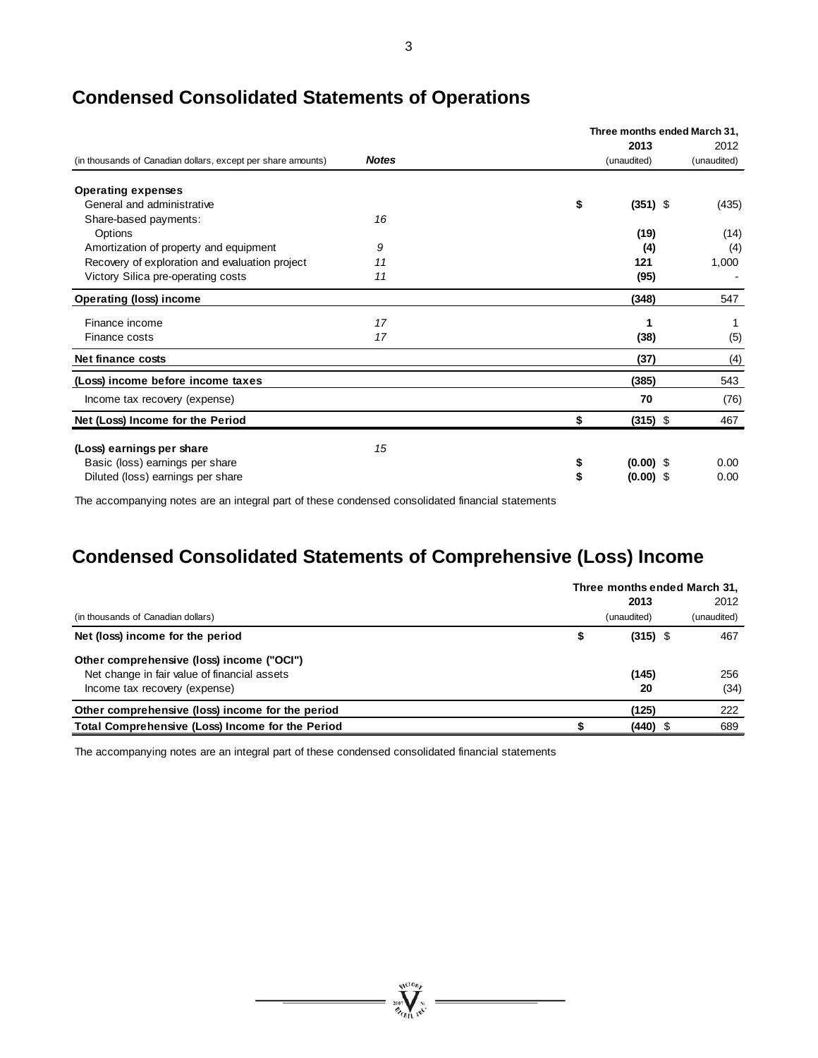# Condensed Consolidated Statements of Operations

| (in thousands of Canadian dollars, except per share amounts) | *Notes* | Three months ended March 31, 2013 (unaudited) | 2012 (unaudited) |
|---|---|---|---|
| **Operating expenses** | | | |
| General and administrative | | $ **(351)** | $ (435) |
| Share-based payments: | *16* | | |
| Options | | **(19)** | (14) |
| Amortization of property and equipment | *9* | **(4)** | (4) |
| Recovery of exploration and evaluation project | *11* | **121** | 1,000 |
| Victory Silica pre-operating costs | *11* | **(95)** | - |
| **Operating (loss) income** | | **(348)** | 547 |
| Finance income | *17* | **1** | 1 |
| Finance costs | *17* | **(38)** | (5) |
| **Net finance costs** | | **(37)** | (4) |
| **(Loss) income before income taxes** | | **(385)** | 543 |
| Income tax recovery (expense) | | **70** | (76) |
| **Net (Loss) Income for the Period** | | $ **(315)** | $ 467 |
| **(Loss) earnings per share** | *15* | | |
| Basic (loss) earnings per share | | $ **(0.00)** | $ 0.00 |
| Diluted (loss) earnings per share | | $ **(0.00)** | $ 0.00 |

The accompanying notes are an integral part of these condensed consolidated financial statements

# Condensed Consolidated Statements of Comprehensive (Loss) Income

| (in thousands of Canadian dollars) | Three months ended March 31, 2013 (unaudited) | 2012 (unaudited) |
|---|---|---|
| **Net (loss) income for the period** | $ **(315)** | $ 467 |
| **Other comprehensive (loss) income ("OCI")** | | |
| Net change in fair value of financial assets | **(145)** | 256 |
| Income tax recovery (expense) | **20** | (34) |
| **Other comprehensive (loss) income for the period** | **(125)** | 222 |
| **Total Comprehensive (Loss) Income for the Period** | $ **(440)** | $ 689 |

The accompanying notes are an integral part of these condensed consolidated financial statements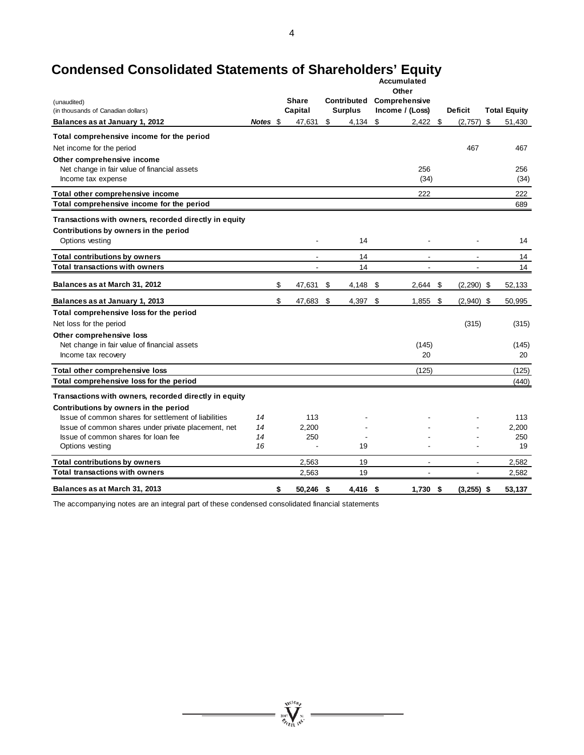# Condensed Consolidated Statements of Shareholders' Equity

(unaudited)
(in thousands of Canadian dollars)

| | Notes | Share Capital | Contributed Surplus | Accumulated Other Comprehensive Income / (Loss) | Deficit | Total Equity |
|---|---|---|---|---|---|---|
| **Balances as at January 1, 2012** | | $ 47,631 | $ 4,134 | $ 2,422 | $ (2,757) | $ 51,430 |
| **Total comprehensive income for the period** | | | | | | |
| Net income for the period | | | | | 467 | 467 |
| **Other comprehensive income** | | | | | | |
| Net change in fair value of financial assets | | | | 256 | | 256 |
| Income tax expense | | | | (34) | | (34) |
| **Total other comprehensive income** | | | | 222 | | 222 |
| **Total comprehensive income for the period** | | | | | | 689 |
| **Transactions with owners, recorded directly in equity** | | | | | | |
| **Contributions by owners in the period** | | | | | | |
| Options vesting | | - | 14 | - | - | 14 |
| **Total contributions by owners** | | - | 14 | - | - | 14 |
| **Total transactions with owners** | | - | 14 | - | - | 14 |
| **Balances as at March 31, 2012** | | $ 47,631 | $ 4,148 | $ 2,644 | $ (2,290) | $ 52,133 |
| **Balances as at January 1, 2013** | | $ 47,683 | $ 4,397 | $ 1,855 | $ (2,940) | $ 50,995 |
| **Total comprehensive loss for the period** | | | | | | |
| Net loss for the period | | | | | (315) | (315) |
| **Other comprehensive loss** | | | | | | |
| Net change in fair value of financial assets | | | | (145) | | (145) |
| Income tax recovery | | | | 20 | | 20 |
| **Total other comprehensive loss** | | | | (125) | | (125) |
| **Total comprehensive loss for the period** | | | | | | (440) |
| **Transactions with owners, recorded directly in equity** | | | | | | |
| **Contributions by owners in the period** | | | | | | |
| Issue of common shares for settlement of liabilities | 14 | 113 | - | - | - | 113 |
| Issue of common shares under private placement, net | 14 | 2,200 | - | - | - | 2,200 |
| Issue of common shares for loan fee | 14 | 250 | - | - | - | 250 |
| Options vesting | 16 | - | 19 | - | - | 19 |
| **Total contributions by owners** | | 2,563 | 19 | - | - | 2,582 |
| **Total transactions with owners** | | 2,563 | 19 | - | - | 2,582 |
| **Balances as at March 31, 2013** | | **$ 50,246** | **$ 4,416** | **$ 1,730** | **$ (3,255)** | **$ 53,137** |

The accompanying notes are an integral part of these condensed consolidated financial statements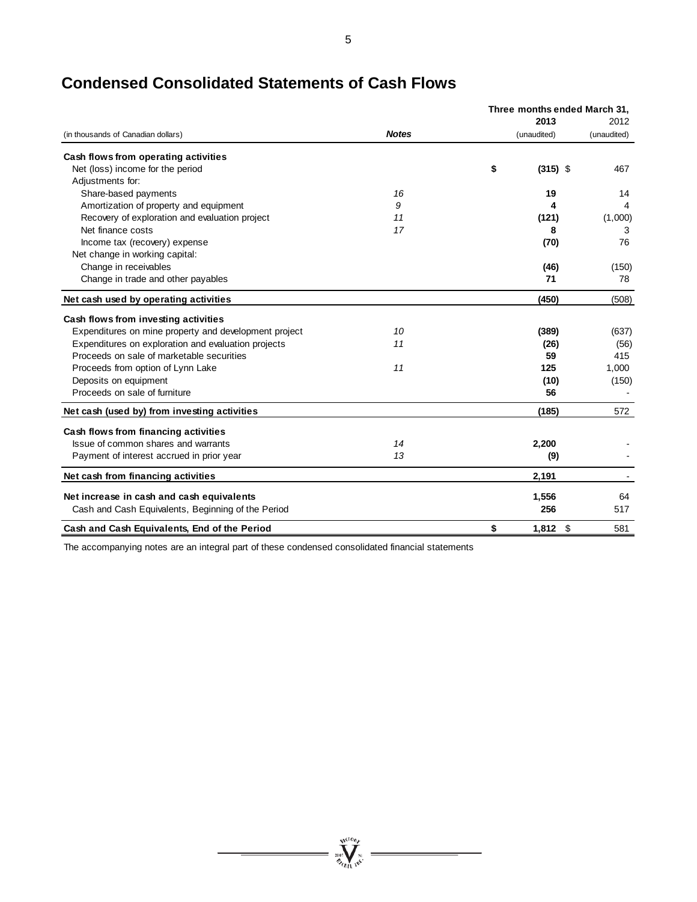# Condensed Consolidated Statements of Cash Flows

| (in thousands of Canadian dollars) | Notes | Three months ended March 31, 2013 (unaudited) | 2012 (unaudited) |
|---|---|---|---|
| **Cash flows from operating activities** | | | |
| Net (loss) income for the period | | $ **(315)** | $ 467 |
| Adjustments for: | | | |
| Share-based payments | 16 | **19** | 14 |
| Amortization of property and equipment | 9 | **4** | 4 |
| Recovery of exploration and evaluation project | 11 | **(121)** | (1,000) |
| Net finance costs | 17 | **8** | 3 |
| Income tax (recovery) expense | | **(70)** | 76 |
| Net change in working capital: | | | |
| Change in receivables | | **(46)** | (150) |
| Change in trade and other payables | | **71** | 78 |
| **Net cash used by operating activities** | | **(450)** | (508) |
| **Cash flows from investing activities** | | | |
| Expenditures on mine property and development project | 10 | **(389)** | (637) |
| Expenditures on exploration and evaluation projects | 11 | **(26)** | (56) |
| Proceeds on sale of marketable securities | | **59** | 415 |
| Proceeds from option of Lynn Lake | 11 | **125** | 1,000 |
| Deposits on equipment | | **(10)** | (150) |
| Proceeds on sale of furniture | | **56** | - |
| **Net cash (used by) from investing activities** | | **(185)** | 572 |
| **Cash flows from financing activities** | | | |
| Issue of common shares and warrants | 14 | **2,200** | - |
| Payment of interest accrued in prior year | 13 | **(9)** | - |
| **Net cash from financing activities** | | **2,191** | - |
| **Net increase in cash and cash equivalents** | | **1,556** | 64 |
| Cash and Cash Equivalents, Beginning of the Period | | **256** | 517 |
| **Cash and Cash Equivalents, End of the Period** | | $ **1,812** | $ 581 |

The accompanying notes are an integral part of these condensed consolidated financial statements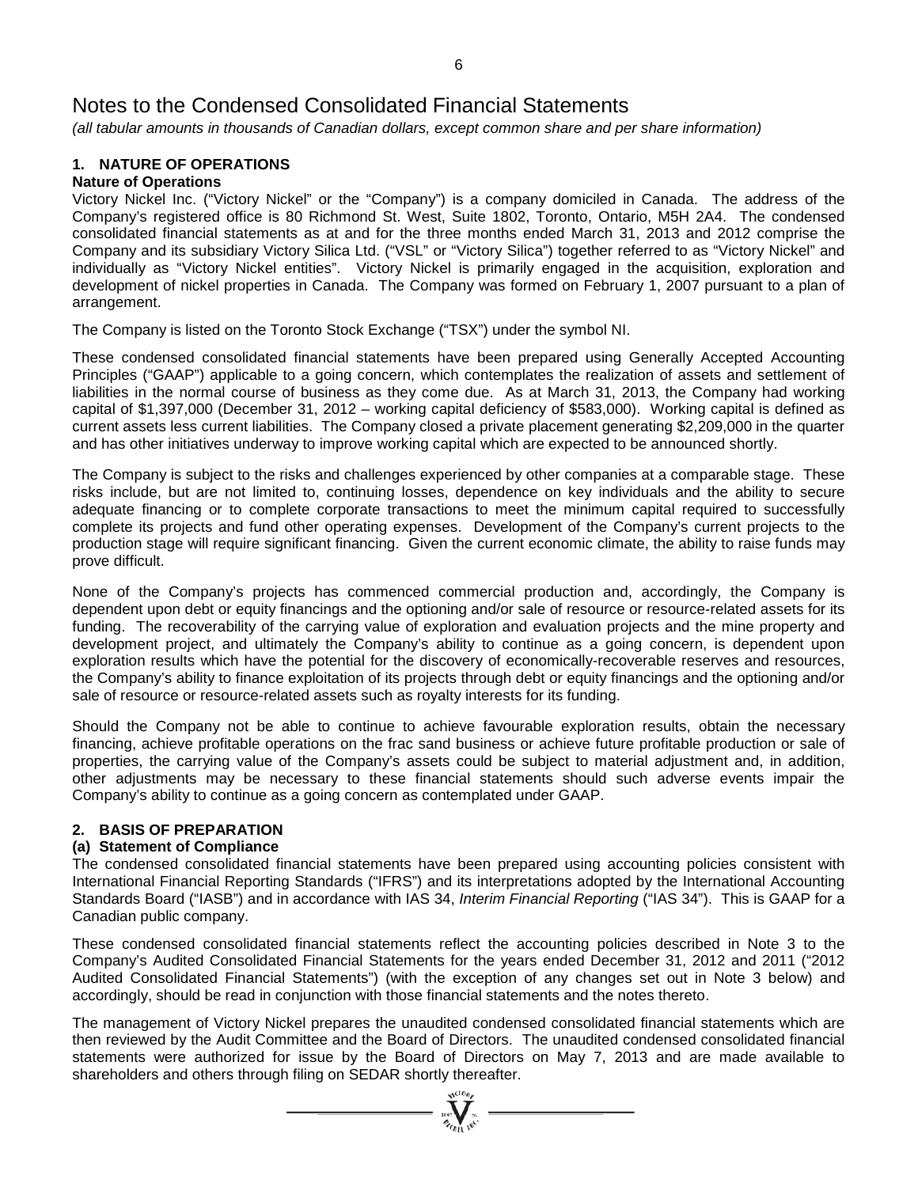# Notes to the Condensed Consolidated Financial Statements

*(all tabular amounts in thousands of Canadian dollars, except common share and per share information)*

## 1. NATURE OF OPERATIONS

### Nature of Operations

Victory Nickel Inc. ("Victory Nickel" or the "Company") is a company domiciled in Canada. The address of the Company's registered office is 80 Richmond St. West, Suite 1802, Toronto, Ontario, M5H 2A4. The condensed consolidated financial statements as at and for the three months ended March 31, 2013 and 2012 comprise the Company and its subsidiary Victory Silica Ltd. ("VSL" or "Victory Silica") together referred to as "Victory Nickel" and individually as "Victory Nickel entities". Victory Nickel is primarily engaged in the acquisition, exploration and development of nickel properties in Canada. The Company was formed on February 1, 2007 pursuant to a plan of arrangement.

The Company is listed on the Toronto Stock Exchange ("TSX") under the symbol NI.

These condensed consolidated financial statements have been prepared using Generally Accepted Accounting Principles ("GAAP") applicable to a going concern, which contemplates the realization of assets and settlement of liabilities in the normal course of business as they come due. As at March 31, 2013, the Company had working capital of $1,397,000 (December 31, 2012 – working capital deficiency of $583,000). Working capital is defined as current assets less current liabilities. The Company closed a private placement generating $2,209,000 in the quarter and has other initiatives underway to improve working capital which are expected to be announced shortly.

The Company is subject to the risks and challenges experienced by other companies at a comparable stage. These risks include, but are not limited to, continuing losses, dependence on key individuals and the ability to secure adequate financing or to complete corporate transactions to meet the minimum capital required to successfully complete its projects and fund other operating expenses. Development of the Company's current projects to the production stage will require significant financing. Given the current economic climate, the ability to raise funds may prove difficult.

None of the Company's projects has commenced commercial production and, accordingly, the Company is dependent upon debt or equity financings and the optioning and/or sale of resource or resource-related assets for its funding. The recoverability of the carrying value of exploration and evaluation projects and the mine property and development project, and ultimately the Company's ability to continue as a going concern, is dependent upon exploration results which have the potential for the discovery of economically-recoverable reserves and resources, the Company's ability to finance exploitation of its projects through debt or equity financings and the optioning and/or sale of resource or resource-related assets such as royalty interests for its funding.

Should the Company not be able to continue to achieve favourable exploration results, obtain the necessary financing, achieve profitable operations on the frac sand business or achieve future profitable production or sale of properties, the carrying value of the Company's assets could be subject to material adjustment and, in addition, other adjustments may be necessary to these financial statements should such adverse events impair the Company's ability to continue as a going concern as contemplated under GAAP.

## 2. BASIS OF PREPARATION

### (a) Statement of Compliance

The condensed consolidated financial statements have been prepared using accounting policies consistent with International Financial Reporting Standards ("IFRS") and its interpretations adopted by the International Accounting Standards Board ("IASB") and in accordance with IAS 34, *Interim Financial Reporting* ("IAS 34"). This is GAAP for a Canadian public company.

These condensed consolidated financial statements reflect the accounting policies described in Note 3 to the Company's Audited Consolidated Financial Statements for the years ended December 31, 2012 and 2011 ("2012 Audited Consolidated Financial Statements") (with the exception of any changes set out in Note 3 below) and accordingly, should be read in conjunction with those financial statements and the notes thereto.

The management of Victory Nickel prepares the unaudited condensed consolidated financial statements which are then reviewed by the Audit Committee and the Board of Directors. The unaudited condensed consolidated financial statements were authorized for issue by the Board of Directors on May 7, 2013 and are made available to shareholders and others through filing on SEDAR shortly thereafter.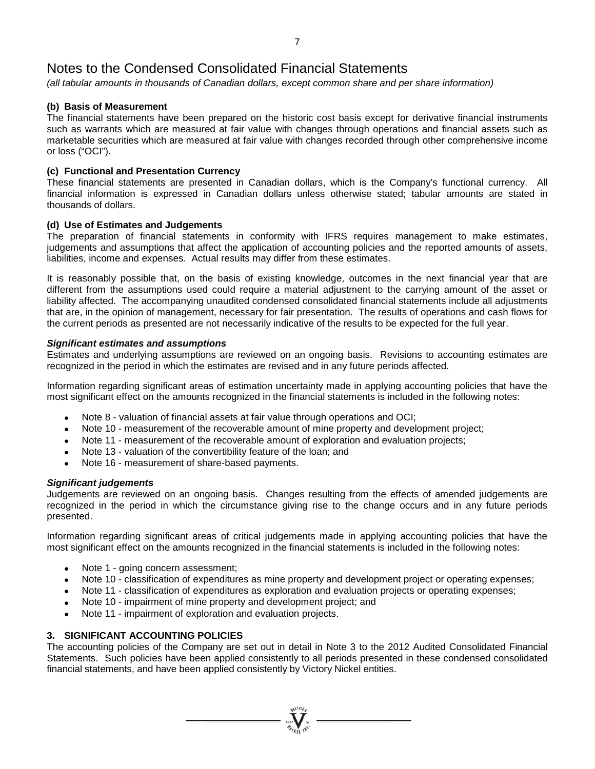# Notes to the Condensed Consolidated Financial Statements

*(all tabular amounts in thousands of Canadian dollars, except common share and per share information)*

### (b) Basis of Measurement

The financial statements have been prepared on the historic cost basis except for derivative financial instruments such as warrants which are measured at fair value with changes through operations and financial assets such as marketable securities which are measured at fair value with changes recorded through other comprehensive income or loss ("OCI").

### (c) Functional and Presentation Currency

These financial statements are presented in Canadian dollars, which is the Company's functional currency. All financial information is expressed in Canadian dollars unless otherwise stated; tabular amounts are stated in thousands of dollars.

### (d) Use of Estimates and Judgements

The preparation of financial statements in conformity with IFRS requires management to make estimates, judgements and assumptions that affect the application of accounting policies and the reported amounts of assets, liabilities, income and expenses. Actual results may differ from these estimates.

It is reasonably possible that, on the basis of existing knowledge, outcomes in the next financial year that are different from the assumptions used could require a material adjustment to the carrying amount of the asset or liability affected. The accompanying unaudited condensed consolidated financial statements include all adjustments that are, in the opinion of management, necessary for fair presentation. The results of operations and cash flows for the current periods as presented are not necessarily indicative of the results to be expected for the full year.

***Significant estimates and assumptions***

Estimates and underlying assumptions are reviewed on an ongoing basis. Revisions to accounting estimates are recognized in the period in which the estimates are revised and in any future periods affected.

Information regarding significant areas of estimation uncertainty made in applying accounting policies that have the most significant effect on the amounts recognized in the financial statements is included in the following notes:

- Note 8 - valuation of financial assets at fair value through operations and OCI;
- Note 10 - measurement of the recoverable amount of mine property and development project;
- Note 11 - measurement of the recoverable amount of exploration and evaluation projects;
- Note 13 - valuation of the convertibility feature of the loan; and
- Note 16 - measurement of share-based payments.

***Significant judgements***

Judgements are reviewed on an ongoing basis. Changes resulting from the effects of amended judgements are recognized in the period in which the circumstance giving rise to the change occurs and in any future periods presented.

Information regarding significant areas of critical judgements made in applying accounting policies that have the most significant effect on the amounts recognized in the financial statements is included in the following notes:

- Note 1 - going concern assessment;
- Note 10 - classification of expenditures as mine property and development project or operating expenses;
- Note 11 - classification of expenditures as exploration and evaluation projects or operating expenses;
- Note 10 - impairment of mine property and development project; and
- Note 11 - impairment of exploration and evaluation projects.

## 3. SIGNIFICANT ACCOUNTING POLICIES

The accounting policies of the Company are set out in detail in Note 3 to the 2012 Audited Consolidated Financial Statements. Such policies have been applied consistently to all periods presented in these condensed consolidated financial statements, and have been applied consistently by Victory Nickel entities.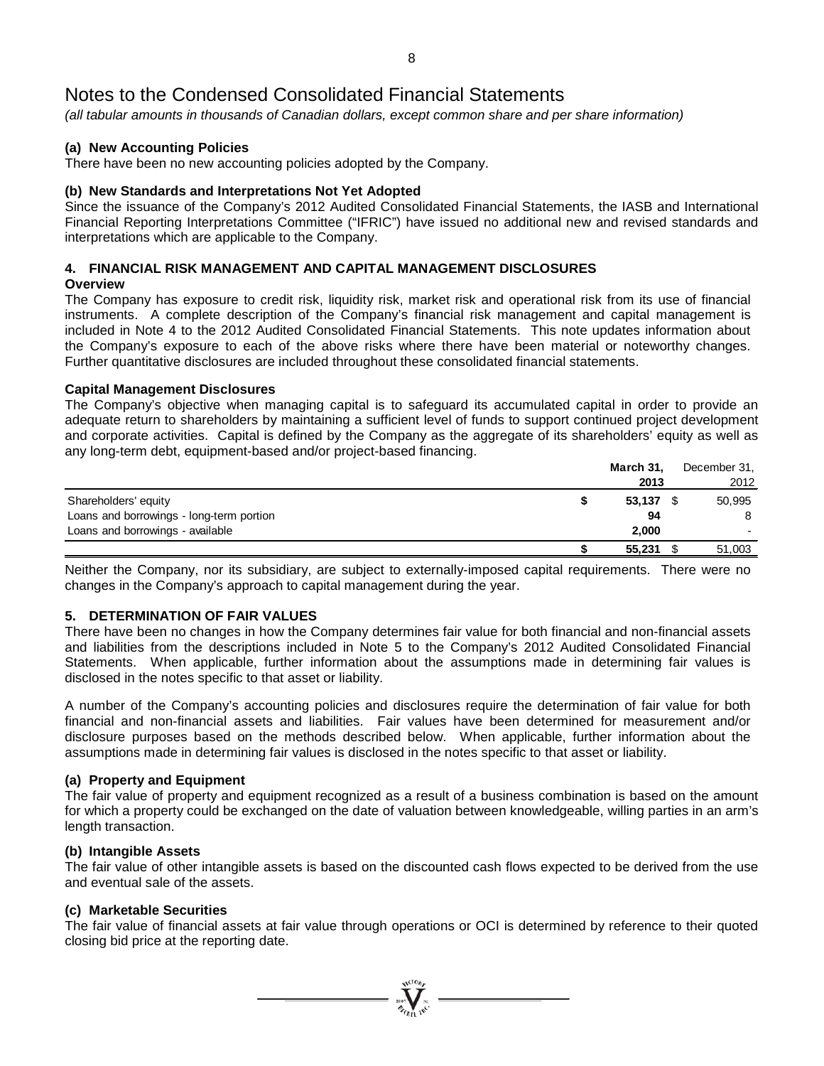# Notes to the Condensed Consolidated Financial Statements

*(all tabular amounts in thousands of Canadian dollars, except common share and per share information)*

### (a) New Accounting Policies

There have been no new accounting policies adopted by the Company.

### (b) New Standards and Interpretations Not Yet Adopted

Since the issuance of the Company's 2012 Audited Consolidated Financial Statements, the IASB and International Financial Reporting Interpretations Committee ("IFRIC") have issued no additional new and revised standards and interpretations which are applicable to the Company.

## 4. FINANCIAL RISK MANAGEMENT AND CAPITAL MANAGEMENT DISCLOSURES

### Overview

The Company has exposure to credit risk, liquidity risk, market risk and operational risk from its use of financial instruments. A complete description of the Company's financial risk management and capital management is included in Note 4 to the 2012 Audited Consolidated Financial Statements. This note updates information about the Company's exposure to each of the above risks where there have been material or noteworthy changes. Further quantitative disclosures are included throughout these consolidated financial statements.

### Capital Management Disclosures

The Company's objective when managing capital is to safeguard its accumulated capital in order to provide an adequate return to shareholders by maintaining a sufficient level of funds to support continued project development and corporate activities. Capital is defined by the Company as the aggregate of its shareholders' equity as well as any long-term debt, equipment-based and/or project-based financing.

| | March 31, 2013 | December 31, 2012 |
|---|---|---|
| Shareholders' equity | $ **53,137** | $ 50,995 |
| Loans and borrowings - long-term portion | **94** | 8 |
| Loans and borrowings - available | **2,000** | - |
| | $ **55,231** | $ 51,003 |

Neither the Company, nor its subsidiary, are subject to externally-imposed capital requirements. There were no changes in the Company's approach to capital management during the year.

## 5. DETERMINATION OF FAIR VALUES

There have been no changes in how the Company determines fair value for both financial and non-financial assets and liabilities from the descriptions included in Note 5 to the Company's 2012 Audited Consolidated Financial Statements. When applicable, further information about the assumptions made in determining fair values is disclosed in the notes specific to that asset or liability.

A number of the Company's accounting policies and disclosures require the determination of fair value for both financial and non-financial assets and liabilities. Fair values have been determined for measurement and/or disclosure purposes based on the methods described below. When applicable, further information about the assumptions made in determining fair values is disclosed in the notes specific to that asset or liability.

### (a) Property and Equipment

The fair value of property and equipment recognized as a result of a business combination is based on the amount for which a property could be exchanged on the date of valuation between knowledgeable, willing parties in an arm's length transaction.

### (b) Intangible Assets

The fair value of other intangible assets is based on the discounted cash flows expected to be derived from the use and eventual sale of the assets.

### (c) Marketable Securities

The fair value of financial assets at fair value through operations or OCI is determined by reference to their quoted closing bid price at the reporting date.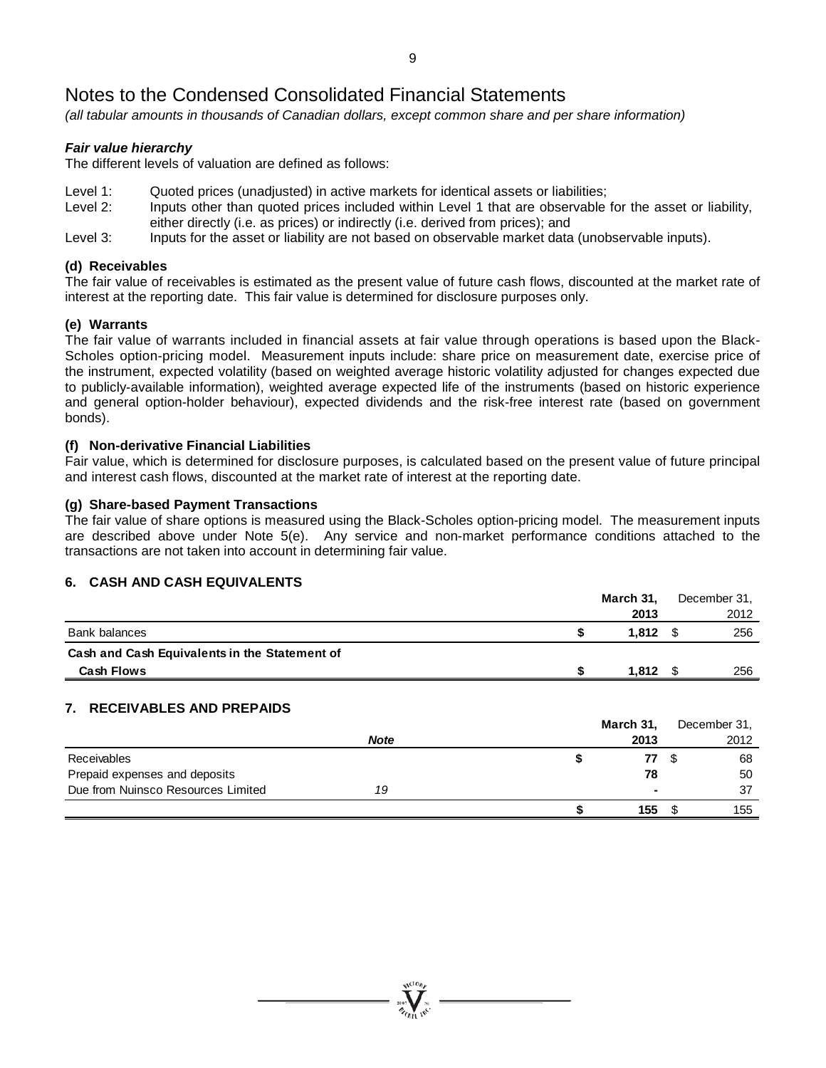# Notes to the Condensed Consolidated Financial Statements

*(all tabular amounts in thousands of Canadian dollars, except common share and per share information)*

***Fair value hierarchy***

The different levels of valuation are defined as follows:

Level 1: Quoted prices (unadjusted) in active markets for identical assets or liabilities;

Level 2: Inputs other than quoted prices included within Level 1 that are observable for the asset or liability, either directly (i.e. as prices) or indirectly (i.e. derived from prices); and

Level 3: Inputs for the asset or liability are not based on observable market data (unobservable inputs).

**(d) Receivables**

The fair value of receivables is estimated as the present value of future cash flows, discounted at the market rate of interest at the reporting date. This fair value is determined for disclosure purposes only.

**(e) Warrants**

The fair value of warrants included in financial assets at fair value through operations is based upon the Black-Scholes option-pricing model. Measurement inputs include: share price on measurement date, exercise price of the instrument, expected volatility (based on weighted average historic volatility adjusted for changes expected due to publicly-available information), weighted average expected life of the instruments (based on historic experience and general option-holder behaviour), expected dividends and the risk-free interest rate (based on government bonds).

**(f) Non-derivative Financial Liabilities**

Fair value, which is determined for disclosure purposes, is calculated based on the present value of future principal and interest cash flows, discounted at the market rate of interest at the reporting date.

**(g) Share-based Payment Transactions**

The fair value of share options is measured using the Black-Scholes option-pricing model. The measurement inputs are described above under Note 5(e). Any service and non-market performance conditions attached to the transactions are not taken into account in determining fair value.

## 6. CASH AND CASH EQUIVALENTS

| | **March 31, 2013** | December 31, 2012 |
|---|---|---|
| Bank balances | **$ 1,812** | $ 256 |
| **Cash and Cash Equivalents in the Statement of Cash Flows** | **$ 1,812** | $ 256 |

## 7. RECEIVABLES AND PREPAIDS

| | ***Note*** | **March 31, 2013** | December 31, 2012 |
|---|---|---|---|
| Receivables | | **$ 77** | $ 68 |
| Prepaid expenses and deposits | | **78** | 50 |
| Due from Nuinsco Resources Limited | *19* | **-** | 37 |
| | | **$ 155** | $ 155 |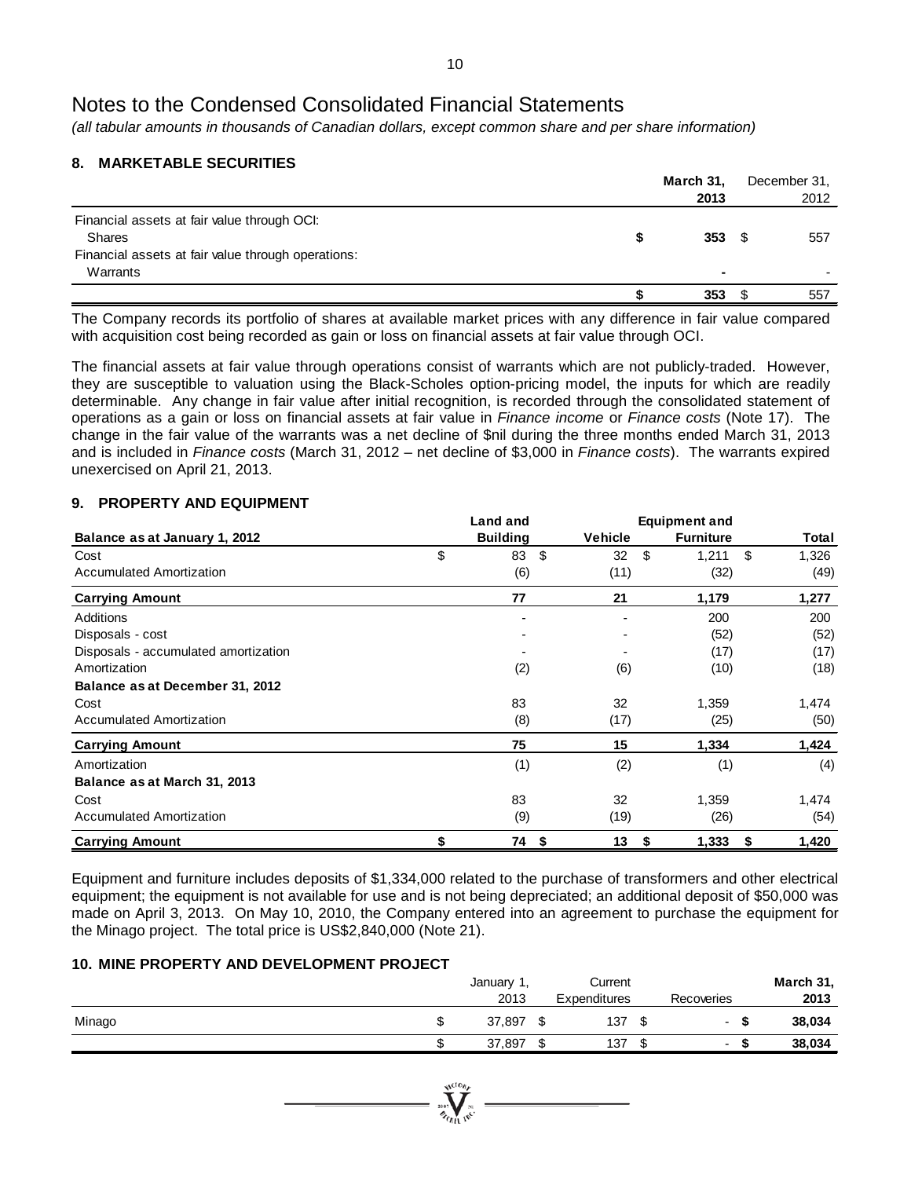# Notes to the Condensed Consolidated Financial Statements

*(all tabular amounts in thousands of Canadian dollars, except common share and per share information)*

## 8. MARKETABLE SECURITIES

| | | March 31, 2013 | | December 31, 2012 |
|---|---|---|---|---|
| Financial assets at fair value through OCI: | | | | |
| Shares | $ | **353** | $ | 557 |
| Financial assets at fair value through operations: | | | | |
| Warrants | | **-** | | - |
| | **$** | **353** | $ | 557 |

The Company records its portfolio of shares at available market prices with any difference in fair value compared with acquisition cost being recorded as gain or loss on financial assets at fair value through OCI.

The financial assets at fair value through operations consist of warrants which are not publicly-traded. However, they are susceptible to valuation using the Black-Scholes option-pricing model, the inputs for which are readily determinable. Any change in fair value after initial recognition, is recorded through the consolidated statement of operations as a gain or loss on financial assets at fair value in *Finance income* or *Finance costs* (Note 17). The change in the fair value of the warrants was a net decline of $nil during the three months ended March 31, 2013 and is included in *Finance costs* (March 31, 2012 – net decline of $3,000 in *Finance costs*). The warrants expired unexercised on April 21, 2013.

## 9. PROPERTY AND EQUIPMENT

| **Balance as at January 1, 2012** | **Land and Building** | **Vehicle** | **Equipment and Furniture** | **Total** |
|---|---|---|---|---|
| Cost | $ 83 | $ 32 | $ 1,211 | $ 1,326 |
| Accumulated Amortization | (6) | (11) | (32) | (49) |
| **Carrying Amount** | **77** | **21** | **1,179** | **1,277** |
| Additions | - | - | 200 | 200 |
| Disposals - cost | - | - | (52) | (52) |
| Disposals - accumulated amortization | - | - | (17) | (17) |
| Amortization | (2) | (6) | (10) | (18) |
| **Balance as at December 31, 2012** | | | | |
| Cost | 83 | 32 | 1,359 | 1,474 |
| Accumulated Amortization | (8) | (17) | (25) | (50) |
| **Carrying Amount** | **75** | **15** | **1,334** | **1,424** |
| Amortization | (1) | (2) | (1) | (4) |
| **Balance as at March 31, 2013** | | | | |
| Cost | 83 | 32 | 1,359 | 1,474 |
| Accumulated Amortization | (9) | (19) | (26) | (54) |
| **Carrying Amount** | **$ 74** | **$ 13** | **$ 1,333** | **$ 1,420** |

Equipment and furniture includes deposits of $1,334,000 related to the purchase of transformers and other electrical equipment; the equipment is not available for use and is not being depreciated; an additional deposit of $50,000 was made on April 3, 2013. On May 10, 2010, the Company entered into an agreement to purchase the equipment for the Minago project. The total price is US$2,840,000 (Note 21).

## 10. MINE PROPERTY AND DEVELOPMENT PROJECT

| | January 1, 2013 | Current Expenditures | Recoveries | March 31, 2013 |
|---|---|---|---|---|
| Minago | $ 37,897 | $ 137 | $ - | **$ 38,034** |
| | $ 37,897 | $ 137 | $ - | **$ 38,034** |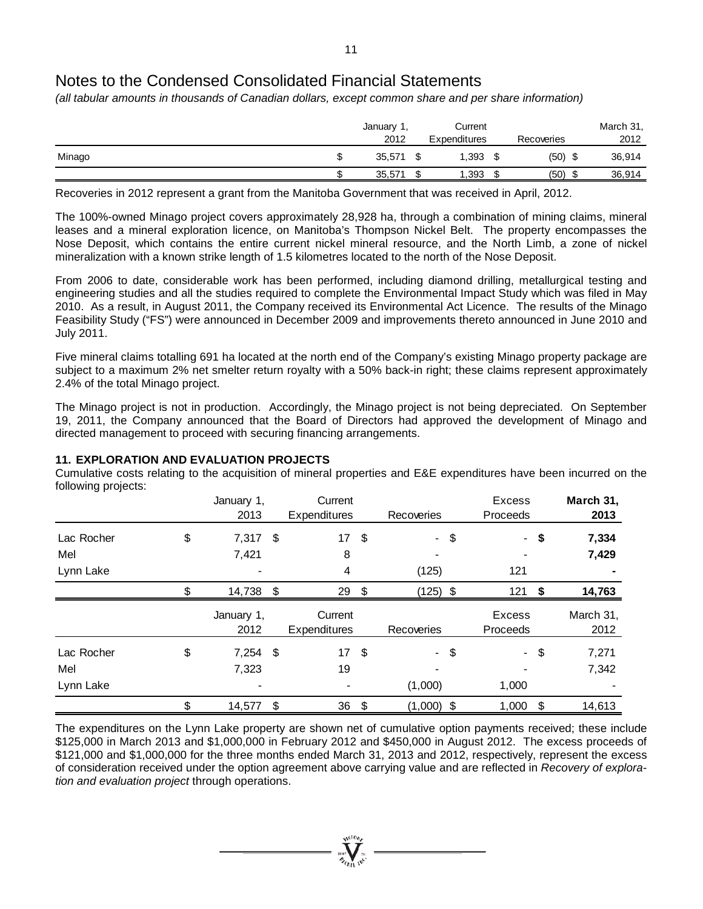# Notes to the Condensed Consolidated Financial Statements

*(all tabular amounts in thousands of Canadian dollars, except common share and per share information)*

| | January 1, 2012 | Current Expenditures | Recoveries | March 31, 2012 |
|---|---|---|---|---|
| Minago | $ 35,571 | $ 1,393 | $ (50) | $ 36,914 |
| | $ 35,571 | $ 1,393 | $ (50) | $ 36,914 |

Recoveries in 2012 represent a grant from the Manitoba Government that was received in April, 2012.

The 100%-owned Minago project covers approximately 28,928 ha, through a combination of mining claims, mineral leases and a mineral exploration licence, on Manitoba's Thompson Nickel Belt. The property encompasses the Nose Deposit, which contains the entire current nickel mineral resource, and the North Limb, a zone of nickel mineralization with a known strike length of 1.5 kilometres located to the north of the Nose Deposit.

From 2006 to date, considerable work has been performed, including diamond drilling, metallurgical testing and engineering studies and all the studies required to complete the Environmental Impact Study which was filed in May 2010. As a result, in August 2011, the Company received its Environmental Act Licence. The results of the Minago Feasibility Study ("FS") were announced in December 2009 and improvements thereto announced in June 2010 and July 2011.

Five mineral claims totalling 691 ha located at the north end of the Company's existing Minago property package are subject to a maximum 2% net smelter return royalty with a 50% back-in right; these claims represent approximately 2.4% of the total Minago project.

The Minago project is not in production. Accordingly, the Minago project is not being depreciated. On September 19, 2011, the Company announced that the Board of Directors had approved the development of Minago and directed management to proceed with securing financing arrangements.

## 11. EXPLORATION AND EVALUATION PROJECTS

Cumulative costs relating to the acquisition of mineral properties and E&E expenditures have been incurred on the following projects:

| | January 1, 2013 | Current Expenditures | Recoveries | Excess Proceeds | **March 31, 2013** |
|---|---|---|---|---|---|
| Lac Rocher | $ 7,317 | $ 17 | $ - | $ - | **$ 7,334** |
| Mel | 7,421 | 8 | - | - | **7,429** |
| Lynn Lake | - | 4 | (125) | 121 | **-** |
| | $ 14,738 | $ 29 | $ (125) | $ 121 | **$ 14,763** |

| | January 1, 2012 | Current Expenditures | Recoveries | Excess Proceeds | March 31, 2012 |
|---|---|---|---|---|---|
| Lac Rocher | $ 7,254 | $ 17 | $ - | $ - | $ 7,271 |
| Mel | 7,323 | 19 | - | - | 7,342 |
| Lynn Lake | - | - | (1,000) | 1,000 | - |
| | $ 14,577 | $ 36 | $ (1,000) | $ 1,000 | $ 14,613 |

The expenditures on the Lynn Lake property are shown net of cumulative option payments received; these include \$125,000 in March 2013 and \$1,000,000 in February 2012 and \$450,000 in August 2012. The excess proceeds of \$121,000 and \$1,000,000 for the three months ended March 31, 2013 and 2012, respectively, represent the excess of consideration received under the option agreement above carrying value and are reflected in *Recovery of exploration and evaluation project* through operations.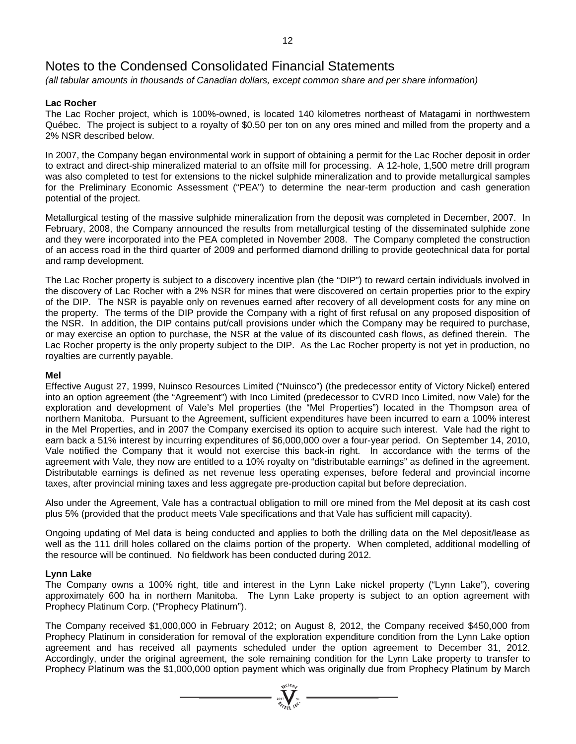# Notes to the Condensed Consolidated Financial Statements

*(all tabular amounts in thousands of Canadian dollars, except common share and per share information)*

**Lac Rocher**

The Lac Rocher project, which is 100%-owned, is located 140 kilometres northeast of Matagami in northwestern Québec. The project is subject to a royalty of $0.50 per ton on any ores mined and milled from the property and a 2% NSR described below.

In 2007, the Company began environmental work in support of obtaining a permit for the Lac Rocher deposit in order to extract and direct-ship mineralized material to an offsite mill for processing. A 12-hole, 1,500 metre drill program was also completed to test for extensions to the nickel sulphide mineralization and to provide metallurgical samples for the Preliminary Economic Assessment ("PEA") to determine the near-term production and cash generation potential of the project.

Metallurgical testing of the massive sulphide mineralization from the deposit was completed in December, 2007. In February, 2008, the Company announced the results from metallurgical testing of the disseminated sulphide zone and they were incorporated into the PEA completed in November 2008. The Company completed the construction of an access road in the third quarter of 2009 and performed diamond drilling to provide geotechnical data for portal and ramp development.

The Lac Rocher property is subject to a discovery incentive plan (the "DIP") to reward certain individuals involved in the discovery of Lac Rocher with a 2% NSR for mines that were discovered on certain properties prior to the expiry of the DIP. The NSR is payable only on revenues earned after recovery of all development costs for any mine on the property. The terms of the DIP provide the Company with a right of first refusal on any proposed disposition of the NSR. In addition, the DIP contains put/call provisions under which the Company may be required to purchase, or may exercise an option to purchase, the NSR at the value of its discounted cash flows, as defined therein. The Lac Rocher property is the only property subject to the DIP. As the Lac Rocher property is not yet in production, no royalties are currently payable.

**Mel**

Effective August 27, 1999, Nuinsco Resources Limited ("Nuinsco") (the predecessor entity of Victory Nickel) entered into an option agreement (the "Agreement") with Inco Limited (predecessor to CVRD Inco Limited, now Vale) for the exploration and development of Vale's Mel properties (the "Mel Properties") located in the Thompson area of northern Manitoba. Pursuant to the Agreement, sufficient expenditures have been incurred to earn a 100% interest in the Mel Properties, and in 2007 the Company exercised its option to acquire such interest. Vale had the right to earn back a 51% interest by incurring expenditures of $6,000,000 over a four-year period. On September 14, 2010, Vale notified the Company that it would not exercise this back-in right. In accordance with the terms of the agreement with Vale, they now are entitled to a 10% royalty on "distributable earnings" as defined in the agreement. Distributable earnings is defined as net revenue less operating expenses, before federal and provincial income taxes, after provincial mining taxes and less aggregate pre-production capital but before depreciation.

Also under the Agreement, Vale has a contractual obligation to mill ore mined from the Mel deposit at its cash cost plus 5% (provided that the product meets Vale specifications and that Vale has sufficient mill capacity).

Ongoing updating of Mel data is being conducted and applies to both the drilling data on the Mel deposit/lease as well as the 111 drill holes collared on the claims portion of the property. When completed, additional modelling of the resource will be continued. No fieldwork has been conducted during 2012.

**Lynn Lake**

The Company owns a 100% right, title and interest in the Lynn Lake nickel property ("Lynn Lake"), covering approximately 600 ha in northern Manitoba. The Lynn Lake property is subject to an option agreement with Prophecy Platinum Corp. ("Prophecy Platinum").

The Company received $1,000,000 in February 2012; on August 8, 2012, the Company received $450,000 from Prophecy Platinum in consideration for removal of the exploration expenditure condition from the Lynn Lake option agreement and has received all payments scheduled under the option agreement to December 31, 2012. Accordingly, under the original agreement, the sole remaining condition for the Lynn Lake property to transfer to Prophecy Platinum was the $1,000,000 option payment which was originally due from Prophecy Platinum by March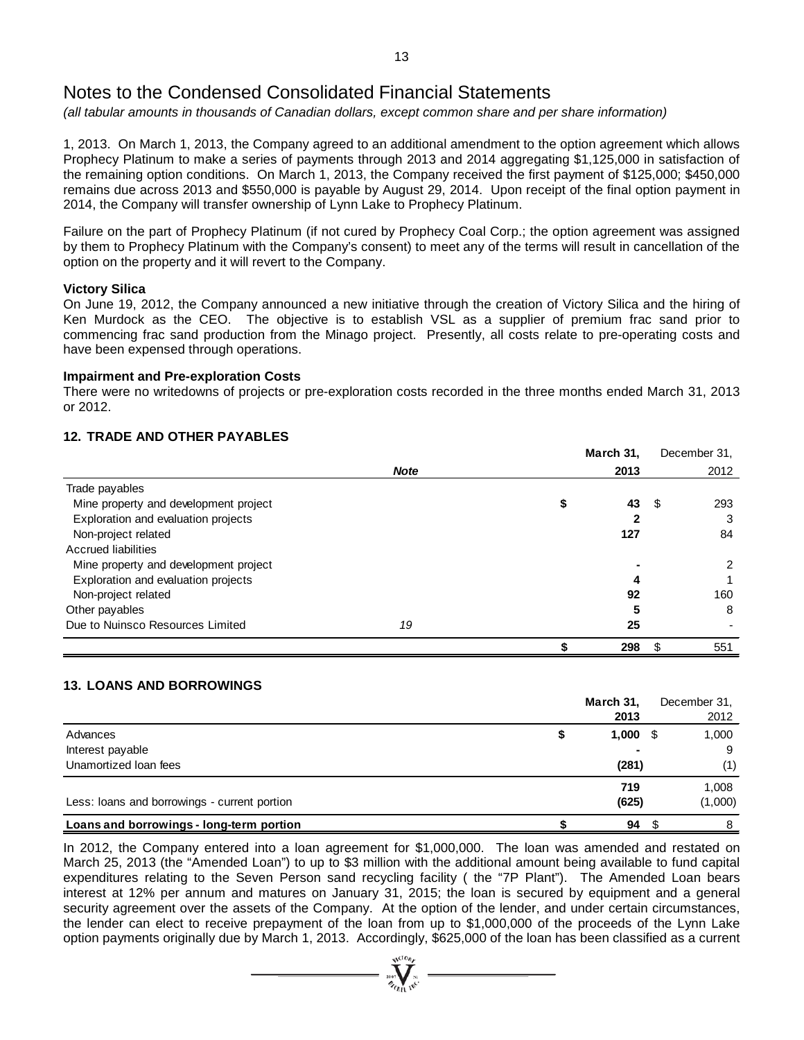# Notes to the Condensed Consolidated Financial Statements

*(all tabular amounts in thousands of Canadian dollars, except common share and per share information)*

1, 2013. On March 1, 2013, the Company agreed to an additional amendment to the option agreement which allows Prophecy Platinum to make a series of payments through 2013 and 2014 aggregating $1,125,000 in satisfaction of the remaining option conditions. On March 1, 2013, the Company received the first payment of $125,000; $450,000 remains due across 2013 and $550,000 is payable by August 29, 2014. Upon receipt of the final option payment in 2014, the Company will transfer ownership of Lynn Lake to Prophecy Platinum.

Failure on the part of Prophecy Platinum (if not cured by Prophecy Coal Corp.; the option agreement was assigned by them to Prophecy Platinum with the Company's consent) to meet any of the terms will result in cancellation of the option on the property and it will revert to the Company.

**Victory Silica**

On June 19, 2012, the Company announced a new initiative through the creation of Victory Silica and the hiring of Ken Murdock as the CEO. The objective is to establish VSL as a supplier of premium frac sand prior to commencing frac sand production from the Minago project. Presently, all costs relate to pre-operating costs and have been expensed through operations.

**Impairment and Pre-exploration Costs**

There were no writedowns of projects or pre-exploration costs recorded in the three months ended March 31, 2013 or 2012.

## 12. TRADE AND OTHER PAYABLES

| | *Note* | **March 31, 2013** | December 31, 2012 |
|---|---|---|---|
| Trade payables | | | |
| Mine property and development project | | **$ 43** | $ 293 |
| Exploration and evaluation projects | | **2** | 3 |
| Non-project related | | **127** | 84 |
| Accrued liabilities | | | |
| Mine property and development project | | **-** | 2 |
| Exploration and evaluation projects | | **4** | 1 |
| Non-project related | | **92** | 160 |
| Other payables | | **5** | 8 |
| Due to Nuinsco Resources Limited | 19 | **25** | - |
| | | **$ 298** | $ 551 |

## 13. LOANS AND BORROWINGS

| | **March 31, 2013** | December 31, 2012 |
|---|---|---|
| Advances | **$ 1,000** | $ 1,000 |
| Interest payable | **-** | 9 |
| Unamortized loan fees | **(281)** | (1) |
| | **719** | 1,008 |
| Less: loans and borrowings - current portion | **(625)** | (1,000) |
| **Loans and borrowings - long-term portion** | **$ 94** | $ 8 |

In 2012, the Company entered into a loan agreement for $1,000,000. The loan was amended and restated on March 25, 2013 (the "Amended Loan") to up to $3 million with the additional amount being available to fund capital expenditures relating to the Seven Person sand recycling facility ( the "7P Plant"). The Amended Loan bears interest at 12% per annum and matures on January 31, 2015; the loan is secured by equipment and a general security agreement over the assets of the Company. At the option of the lender, and under certain circumstances, the lender can elect to receive prepayment of the loan from up to $1,000,000 of the proceeds of the Lynn Lake option payments originally due by March 1, 2013. Accordingly, $625,000 of the loan has been classified as a current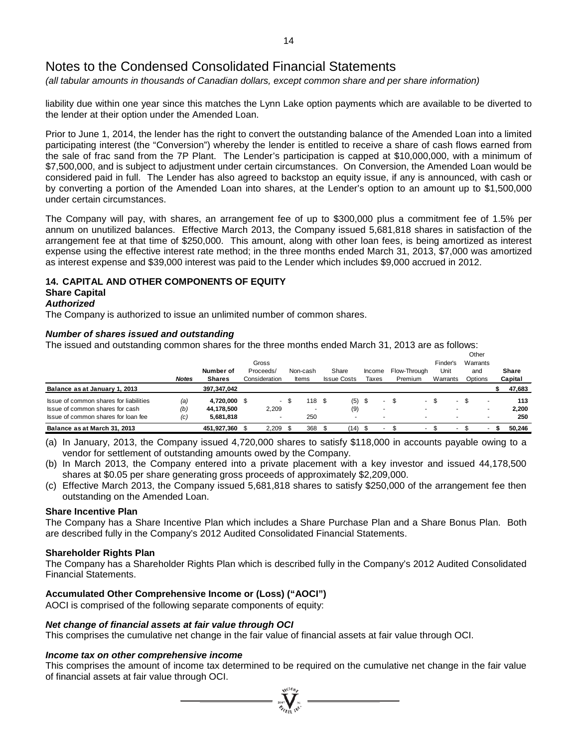# Notes to the Condensed Consolidated Financial Statements

*(all tabular amounts in thousands of Canadian dollars, except common share and per share information)*

liability due within one year since this matches the Lynn Lake option payments which are available to be diverted to the lender at their option under the Amended Loan.

Prior to June 1, 2014, the lender has the right to convert the outstanding balance of the Amended Loan into a limited participating interest (the "Conversion") whereby the lender is entitled to receive a share of cash flows earned from the sale of frac sand from the 7P Plant. The Lender's participation is capped at $10,000,000, with a minimum of $7,500,000, and is subject to adjustment under certain circumstances. On Conversion, the Amended Loan would be considered paid in full. The Lender has also agreed to backstop an equity issue, if any is announced, with cash or by converting a portion of the Amended Loan into shares, at the Lender's option to an amount up to $1,500,000 under certain circumstances.

The Company will pay, with shares, an arrangement fee of up to $300,000 plus a commitment fee of 1.5% per annum on unutilized balances. Effective March 2013, the Company issued 5,681,818 shares in satisfaction of the arrangement fee at that time of $250,000. This amount, along with other loan fees, is being amortized as interest expense using the effective interest rate method; in the three months ended March 31, 2013, $7,000 was amortized as interest expense and $39,000 interest was paid to the Lender which includes $9,000 accrued in 2012.

## 14. CAPITAL AND OTHER COMPONENTS OF EQUITY

### Share Capital

***Authorized***

The Company is authorized to issue an unlimited number of common shares.

***Number of shares issued and outstanding***

The issued and outstanding common shares for the three months ended March 31, 2013 are as follows:

| | Notes | Number of Shares | Gross Proceeds/ Consideration | Non-cash Items | Share Issue Costs | Income Taxes | Flow-Through Premium | Finder's Unit Warrants | Other Warrants and Options | Share Capital |
|---|---|---|---|---|---|---|---|---|---|---|
| **Balance as at January 1, 2013** | | **397,347,042** | | | | | | | | **$ 47,683** |
| Issue of common shares for liabilities | (a) | 4,720,000 | $ - | $ 118 | $ (5) | $ - | $ - | $ - | $ - | 113 |
| Issue of common shares for cash | (b) | 44,178,500 | 2,209 | - | (9) | - | - | - | - | 2,200 |
| Issue of common shares for loan fee | (c) | 5,681,818 | - | 250 | - | - | - | - | - | 250 |
| **Balance as at March 31, 2013** | | **451,927,360** | $ 2,209 | $ 368 | $ (14) | $ - | $ - | $ - | $ - | **$ 50,246** |

(a) In January, 2013, the Company issued 4,720,000 shares to satisfy $118,000 in accounts payable owing to a vendor for settlement of outstanding amounts owed by the Company.

(b) In March 2013, the Company entered into a private placement with a key investor and issued 44,178,500 shares at $0.05 per share generating gross proceeds of approximately $2,209,000.

(c) Effective March 2013, the Company issued 5,681,818 shares to satisfy $250,000 of the arrangement fee then outstanding on the Amended Loan.

### Share Incentive Plan

The Company has a Share Incentive Plan which includes a Share Purchase Plan and a Share Bonus Plan. Both are described fully in the Company's 2012 Audited Consolidated Financial Statements.

### Shareholder Rights Plan

The Company has a Shareholder Rights Plan which is described fully in the Company's 2012 Audited Consolidated Financial Statements.

### Accumulated Other Comprehensive Income or (Loss) ("AOCI")

AOCI is comprised of the following separate components of equity:

***Net change of financial assets at fair value through OCI***

This comprises the cumulative net change in the fair value of financial assets at fair value through OCI.

***Income tax on other comprehensive income***

This comprises the amount of income tax determined to be required on the cumulative net change in the fair value of financial assets at fair value through OCI.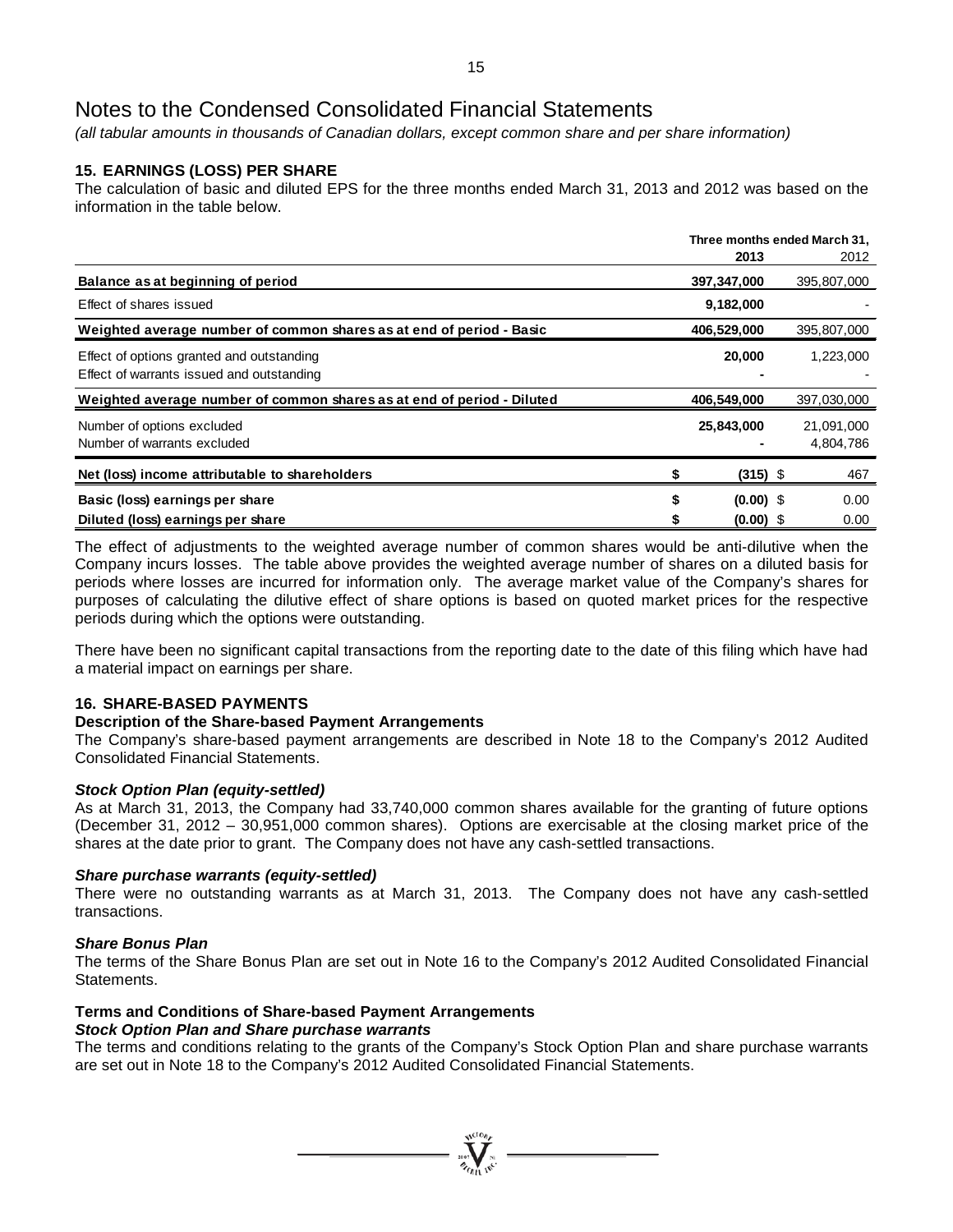# Notes to the Condensed Consolidated Financial Statements

*(all tabular amounts in thousands of Canadian dollars, except common share and per share information)*

## 15. EARNINGS (LOSS) PER SHARE

The calculation of basic and diluted EPS for the three months ended March 31, 2013 and 2012 was based on the information in the table below.

| | Three months ended March 31, | |
|---|---|---|
| | **2013** | 2012 |
| **Balance as at beginning of period** | **397,347,000** | 395,807,000 |
| Effect of shares issued | **9,182,000** | - |
| **Weighted average number of common shares as at end of period - Basic** | **406,529,000** | 395,807,000 |
| Effect of options granted and outstanding | **20,000** | 1,223,000 |
| Effect of warrants issued and outstanding | **-** | - |
| **Weighted average number of common shares as at end of period - Diluted** | **406,549,000** | 397,030,000 |
| Number of options excluded | **25,843,000** | 21,091,000 |
| Number of warrants excluded | **-** | 4,804,786 |
| **Net (loss) income attributable to shareholders** | **$ (315)** | $ 467 |
| **Basic (loss) earnings per share** | **$ (0.00)** | $ 0.00 |
| **Diluted (loss) earnings per share** | **$ (0.00)** | $ 0.00 |

The effect of adjustments to the weighted average number of common shares would be anti-dilutive when the Company incurs losses. The table above provides the weighted average number of shares on a diluted basis for periods where losses are incurred for information only. The average market value of the Company's shares for purposes of calculating the dilutive effect of share options is based on quoted market prices for the respective periods during which the options were outstanding.

There have been no significant capital transactions from the reporting date to the date of this filing which have had a material impact on earnings per share.

## 16. SHARE-BASED PAYMENTS

### Description of the Share-based Payment Arrangements

The Company's share-based payment arrangements are described in Note 18 to the Company's 2012 Audited Consolidated Financial Statements.

***Stock Option Plan (equity-settled)***

As at March 31, 2013, the Company had 33,740,000 common shares available for the granting of future options (December 31, 2012 – 30,951,000 common shares). Options are exercisable at the closing market price of the shares at the date prior to grant. The Company does not have any cash-settled transactions.

***Share purchase warrants (equity-settled)***

There were no outstanding warrants as at March 31, 2013. The Company does not have any cash-settled transactions.

***Share Bonus Plan***

The terms of the Share Bonus Plan are set out in Note 16 to the Company's 2012 Audited Consolidated Financial Statements.

### Terms and Conditions of Share-based Payment Arrangements

***Stock Option Plan and Share purchase warrants***

The terms and conditions relating to the grants of the Company's Stock Option Plan and share purchase warrants are set out in Note 18 to the Company's 2012 Audited Consolidated Financial Statements.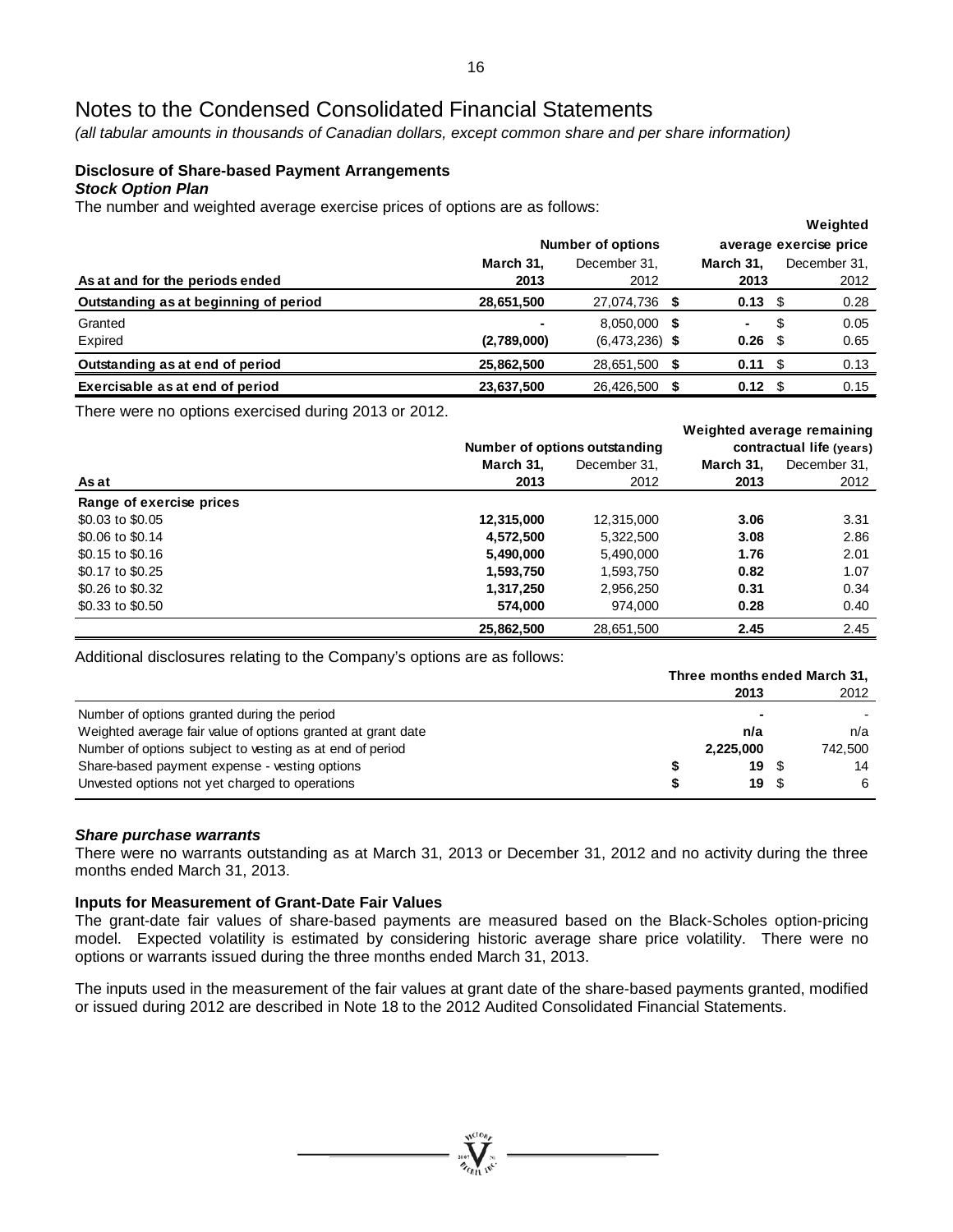# Notes to the Condensed Consolidated Financial Statements

*(all tabular amounts in thousands of Canadian dollars, except common share and per share information)*

**Disclosure of Share-based Payment Arrangements**

***Stock Option Plan***

The number and weighted average exercise prices of options are as follows:

| | Number of options | | Weighted average exercise price | |
|---|---|---|---|---|
| **As at and for the periods ended** | **March 31, 2013** | December 31, 2012 | **March 31, 2013** | December 31, 2012 |
| **Outstanding as at beginning of period** | **28,651,500** | 27,074,736 | **$ 0.13** | $ 0.28 |
| Granted | **-** | 8,050,000 | **$ -** | $ 0.05 |
| Expired | **(2,789,000)** | (6,473,236) | **$ 0.26** | $ 0.65 |
| **Outstanding as at end of period** | **25,862,500** | 28,651,500 | **$ 0.11** | $ 0.13 |
| **Exercisable as at end of period** | **23,637,500** | 26,426,500 | **$ 0.12** | $ 0.15 |

There were no options exercised during 2013 or 2012.

| | Number of options outstanding | | Weighted average remaining contractual life (years) | |
|---|---|---|---|---|
| **As at** | **March 31, 2013** | December 31, 2012 | **March 31, 2013** | December 31, 2012 |
| **Range of exercise prices** | | | | |
| $0.03 to $0.05 | **12,315,000** | 12,315,000 | **3.06** | 3.31 |
| $0.06 to $0.14 | **4,572,500** | 5,322,500 | **3.08** | 2.86 |
| $0.15 to $0.16 | **5,490,000** | 5,490,000 | **1.76** | 2.01 |
| $0.17 to $0.25 | **1,593,750** | 1,593,750 | **0.82** | 1.07 |
| $0.26 to $0.32 | **1,317,250** | 2,956,250 | **0.31** | 0.34 |
| $0.33 to $0.50 | **574,000** | 974,000 | **0.28** | 0.40 |
| | **25,862,500** | 28,651,500 | **2.45** | 2.45 |

Additional disclosures relating to the Company's options are as follows:

| | Three months ended March 31, | |
|---|---|---|
| | **2013** | 2012 |
| Number of options granted during the period | **-** | - |
| Weighted average fair value of options granted at grant date | **n/a** | n/a |
| Number of options subject to vesting as at end of period | **2,225,000** | 742,500 |
| Share-based payment expense - vesting options | **$ 19** | $ 14 |
| Unvested options not yet charged to operations | **$ 19** | $ 6 |

***Share purchase warrants***

There were no warrants outstanding as at March 31, 2013 or December 31, 2012 and no activity during the three months ended March 31, 2013.

**Inputs for Measurement of Grant-Date Fair Values**

The grant-date fair values of share-based payments are measured based on the Black-Scholes option-pricing model. Expected volatility is estimated by considering historic average share price volatility. There were no options or warrants issued during the three months ended March 31, 2013.

The inputs used in the measurement of the fair values at grant date of the share-based payments granted, modified or issued during 2012 are described in Note 18 to the 2012 Audited Consolidated Financial Statements.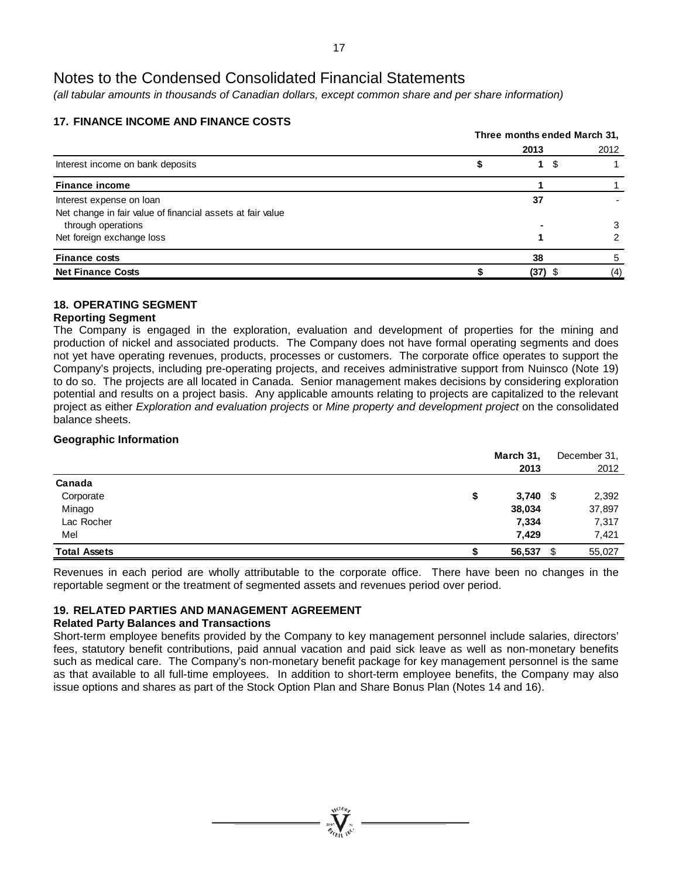# Notes to the Condensed Consolidated Financial Statements

*(all tabular amounts in thousands of Canadian dollars, except common share and per share information)*

## 17. FINANCE INCOME AND FINANCE COSTS

| | Three months ended March 31, 2013 | 2012 |
|---|---|---|
| Interest income on bank deposits | **$ 1** | $ 1 |
| **Finance income** | **1** | 1 |
| Interest expense on loan | **37** | - |
| Net change in fair value of financial assets at fair value through operations | **-** | 3 |
| Net foreign exchange loss | **1** | 2 |
| **Finance costs** | **38** | 5 |
| **Net Finance Costs** | **$ (37)** | $ (4) |

## 18. OPERATING SEGMENT

### Reporting Segment

The Company is engaged in the exploration, evaluation and development of properties for the mining and production of nickel and associated products. The Company does not have formal operating segments and does not yet have operating revenues, products, processes or customers. The corporate office operates to support the Company's projects, including pre-operating projects, and receives administrative support from Nuinsco (Note 19) to do so. The projects are all located in Canada. Senior management makes decisions by considering exploration potential and results on a project basis. Any applicable amounts relating to projects are capitalized to the relevant project as either *Exploration and evaluation projects* or *Mine property and development project* on the consolidated balance sheets.

### Geographic Information

| | March 31, 2013 | December 31, 2012 |
|---|---|---|
| **Canada** | | |
| Corporate | **$ 3,740** | $ 2,392 |
| Minago | **38,034** | 37,897 |
| Lac Rocher | **7,334** | 7,317 |
| Mel | **7,429** | 7,421 |
| **Total Assets** | **$ 56,537** | $ 55,027 |

Revenues in each period are wholly attributable to the corporate office. There have been no changes in the reportable segment or the treatment of segmented assets and revenues period over period.

## 19. RELATED PARTIES AND MANAGEMENT AGREEMENT

### Related Party Balances and Transactions

Short-term employee benefits provided by the Company to key management personnel include salaries, directors' fees, statutory benefit contributions, paid annual vacation and paid sick leave as well as non-monetary benefits such as medical care. The Company's non-monetary benefit package for key management personnel is the same as that available to all full-time employees. In addition to short-term employee benefits, the Company may also issue options and shares as part of the Stock Option Plan and Share Bonus Plan (Notes 14 and 16).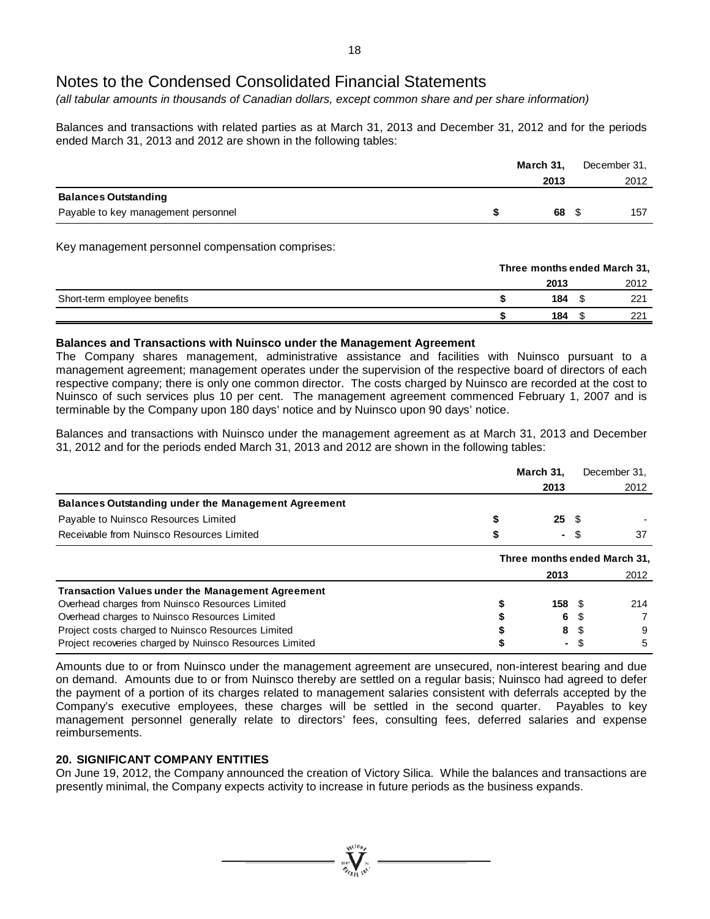# Notes to the Condensed Consolidated Financial Statements

*(all tabular amounts in thousands of Canadian dollars, except common share and per share information)*

Balances and transactions with related parties as at March 31, 2013 and December 31, 2012 and for the periods ended March 31, 2013 and 2012 are shown in the following tables:

| | March 31, 2013 | December 31, 2012 |
|---|---|---|
| **Balances Outstanding** | | |
| Payable to key management personnel | **$ 68** | $ 157 |

Key management personnel compensation comprises:

| | Three months ended March 31, | |
|---|---|---|
| | 2013 | 2012 |
| Short-term employee benefits | **$ 184** | $ 221 |
| | **$ 184** | $ 221 |

**Balances and Transactions with Nuinsco under the Management Agreement**

The Company shares management, administrative assistance and facilities with Nuinsco pursuant to a management agreement; management operates under the supervision of the respective board of directors of each respective company; there is only one common director. The costs charged by Nuinsco are recorded at the cost to Nuinsco of such services plus 10 per cent. The management agreement commenced February 1, 2007 and is terminable by the Company upon 180 days' notice and by Nuinsco upon 90 days' notice.

Balances and transactions with Nuinsco under the management agreement as at March 31, 2013 and December 31, 2012 and for the periods ended March 31, 2013 and 2012 are shown in the following tables:

| | March 31, 2013 | December 31, 2012 |
|---|---|---|
| **Balances Outstanding under the Management Agreement** | | |
| Payable to Nuinsco Resources Limited | **$ 25** | $ - |
| Receivable from Nuinsco Resources Limited | **$ -** | $ 37 |

| | Three months ended March 31, | |
|---|---|---|
| | 2013 | 2012 |
| **Transaction Values under the Management Agreement** | | |
| Overhead charges from Nuinsco Resources Limited | **$ 158** | $ 214 |
| Overhead charges to Nuinsco Resources Limited | **$ 6** | $ 7 |
| Project costs charged to Nuinsco Resources Limited | **$ 8** | $ 9 |
| Project recoveries charged by Nuinsco Resources Limited | **$ -** | $ 5 |

Amounts due to or from Nuinsco under the management agreement are unsecured, non-interest bearing and due on demand. Amounts due to or from Nuinsco thereby are settled on a regular basis; Nuinsco had agreed to defer the payment of a portion of its charges related to management salaries consistent with deferrals accepted by the Company's executive employees, these charges will be settled in the second quarter. Payables to key management personnel generally relate to directors' fees, consulting fees, deferred salaries and expense reimbursements.

## 20. SIGNIFICANT COMPANY ENTITIES

On June 19, 2012, the Company announced the creation of Victory Silica. While the balances and transactions are presently minimal, the Company expects activity to increase in future periods as the business expands.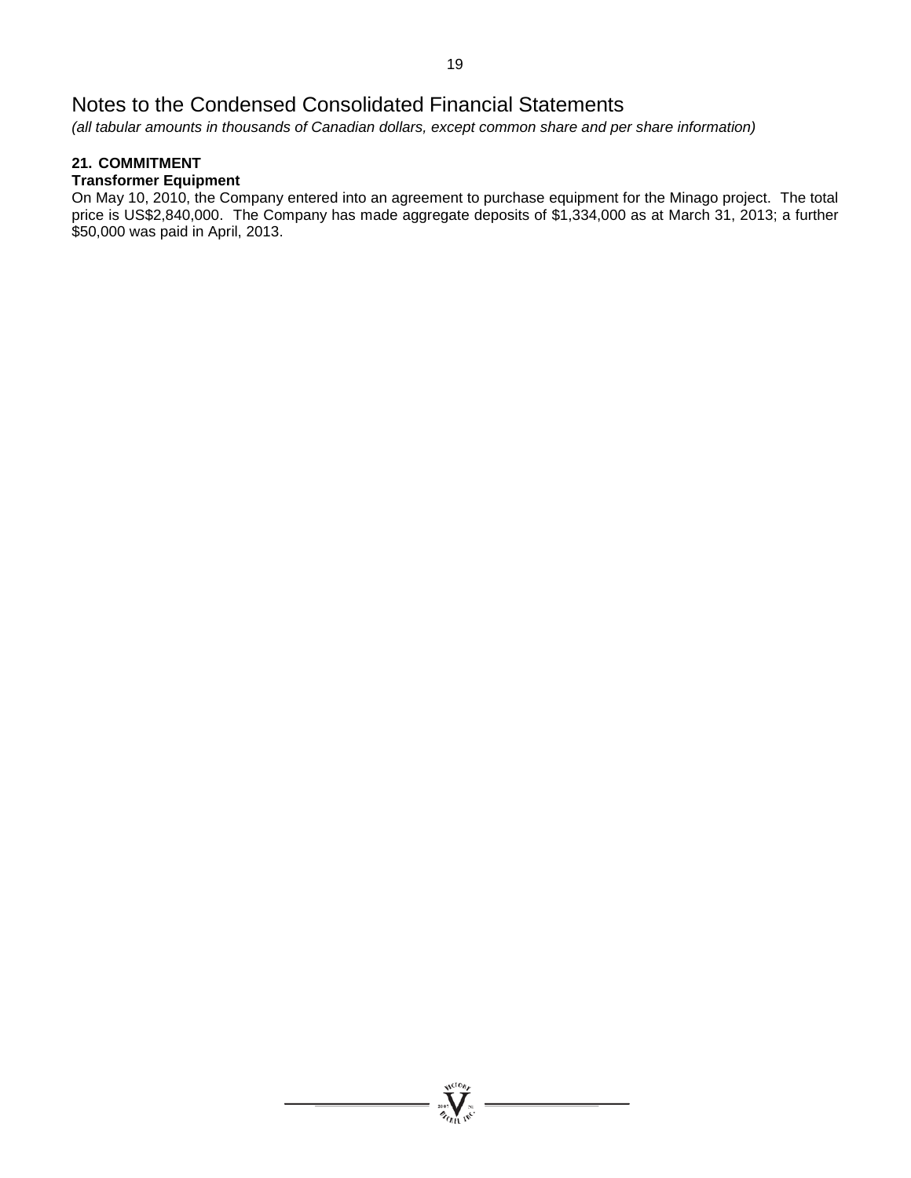# Notes to the Condensed Consolidated Financial Statements

*(all tabular amounts in thousands of Canadian dollars, except common share and per share information)*

## 21. COMMITMENT

**Transformer Equipment**

On May 10, 2010, the Company entered into an agreement to purchase equipment for the Minago project. The total price is US$2,840,000. The Company has made aggregate deposits of $1,334,000 as at March 31, 2013; a further $50,000 was paid in April, 2013.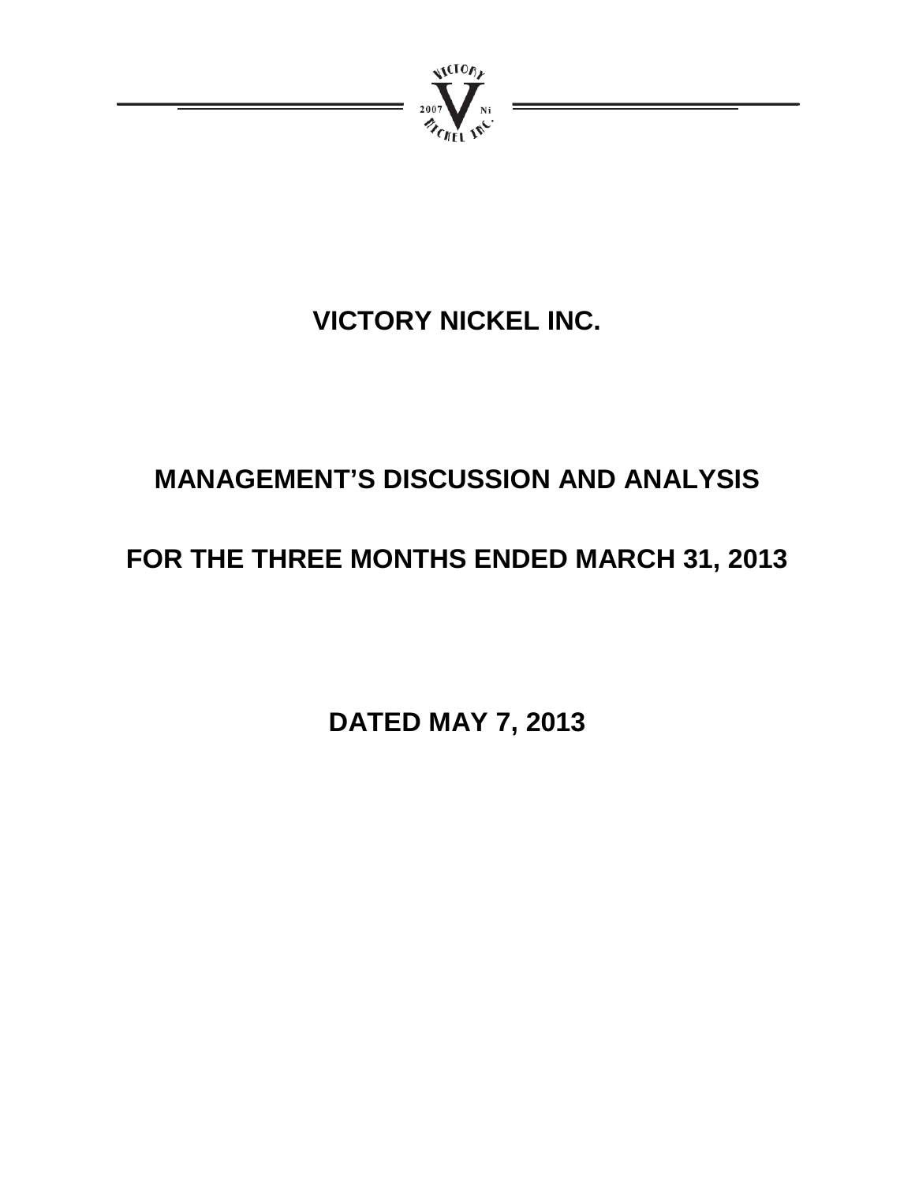# VICTORY NICKEL INC.

# MANAGEMENT'S DISCUSSION AND ANALYSIS

# FOR THE THREE MONTHS ENDED MARCH 31, 2013

# DATED MAY 7, 2013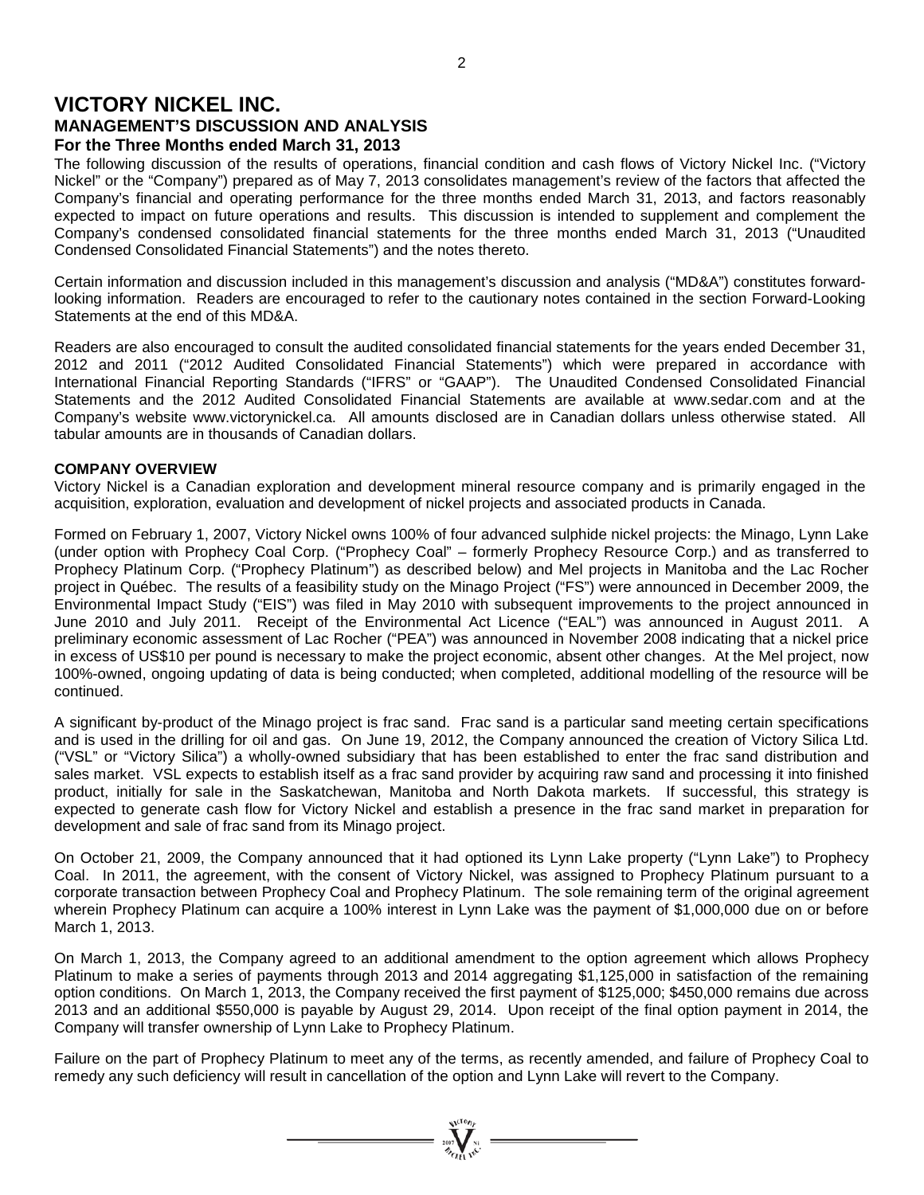# VICTORY NICKEL INC.
## MANAGEMENT'S DISCUSSION AND ANALYSIS
### For the Three Months ended March 31, 2013

The following discussion of the results of operations, financial condition and cash flows of Victory Nickel Inc. ("Victory Nickel" or the "Company") prepared as of May 7, 2013 consolidates management's review of the factors that affected the Company's financial and operating performance for the three months ended March 31, 2013, and factors reasonably expected to impact on future operations and results. This discussion is intended to supplement and complement the Company's condensed consolidated financial statements for the three months ended March 31, 2013 ("Unaudited Condensed Consolidated Financial Statements") and the notes thereto.

Certain information and discussion included in this management's discussion and analysis ("MD&A") constitutes forward-looking information. Readers are encouraged to refer to the cautionary notes contained in the section Forward-Looking Statements at the end of this MD&A.

Readers are also encouraged to consult the audited consolidated financial statements for the years ended December 31, 2012 and 2011 ("2012 Audited Consolidated Financial Statements") which were prepared in accordance with International Financial Reporting Standards ("IFRS" or "GAAP"). The Unaudited Condensed Consolidated Financial Statements and the 2012 Audited Consolidated Financial Statements are available at www.sedar.com and at the Company's website www.victorynickel.ca. All amounts disclosed are in Canadian dollars unless otherwise stated. All tabular amounts are in thousands of Canadian dollars.

**COMPANY OVERVIEW**

Victory Nickel is a Canadian exploration and development mineral resource company and is primarily engaged in the acquisition, exploration, evaluation and development of nickel projects and associated products in Canada.

Formed on February 1, 2007, Victory Nickel owns 100% of four advanced sulphide nickel projects: the Minago, Lynn Lake (under option with Prophecy Coal Corp. ("Prophecy Coal" – formerly Prophecy Resource Corp.) and as transferred to Prophecy Platinum Corp. ("Prophecy Platinum") as described below) and Mel projects in Manitoba and the Lac Rocher project in Québec. The results of a feasibility study on the Minago Project ("FS") were announced in December 2009, the Environmental Impact Study ("EIS") was filed in May 2010 with subsequent improvements to the project announced in June 2010 and July 2011. Receipt of the Environmental Act Licence ("EAL") was announced in August 2011. A preliminary economic assessment of Lac Rocher ("PEA") was announced in November 2008 indicating that a nickel price in excess of US$10 per pound is necessary to make the project economic, absent other changes. At the Mel project, now 100%-owned, ongoing updating of data is being conducted; when completed, additional modelling of the resource will be continued.

A significant by-product of the Minago project is frac sand. Frac sand is a particular sand meeting certain specifications and is used in the drilling for oil and gas. On June 19, 2012, the Company announced the creation of Victory Silica Ltd. ("VSL" or "Victory Silica") a wholly-owned subsidiary that has been established to enter the frac sand distribution and sales market. VSL expects to establish itself as a frac sand provider by acquiring raw sand and processing it into finished product, initially for sale in the Saskatchewan, Manitoba and North Dakota markets. If successful, this strategy is expected to generate cash flow for Victory Nickel and establish a presence in the frac sand market in preparation for development and sale of frac sand from its Minago project.

On October 21, 2009, the Company announced that it had optioned its Lynn Lake property ("Lynn Lake") to Prophecy Coal. In 2011, the agreement, with the consent of Victory Nickel, was assigned to Prophecy Platinum pursuant to a corporate transaction between Prophecy Coal and Prophecy Platinum. The sole remaining term of the original agreement wherein Prophecy Platinum can acquire a 100% interest in Lynn Lake was the payment of $1,000,000 due on or before March 1, 2013.

On March 1, 2013, the Company agreed to an additional amendment to the option agreement which allows Prophecy Platinum to make a series of payments through 2013 and 2014 aggregating $1,125,000 in satisfaction of the remaining option conditions. On March 1, 2013, the Company received the first payment of $125,000; $450,000 remains due across 2013 and an additional $550,000 is payable by August 29, 2014. Upon receipt of the final option payment in 2014, the Company will transfer ownership of Lynn Lake to Prophecy Platinum.

Failure on the part of Prophecy Platinum to meet any of the terms, as recently amended, and failure of Prophecy Coal to remedy any such deficiency will result in cancellation of the option and Lynn Lake will revert to the Company.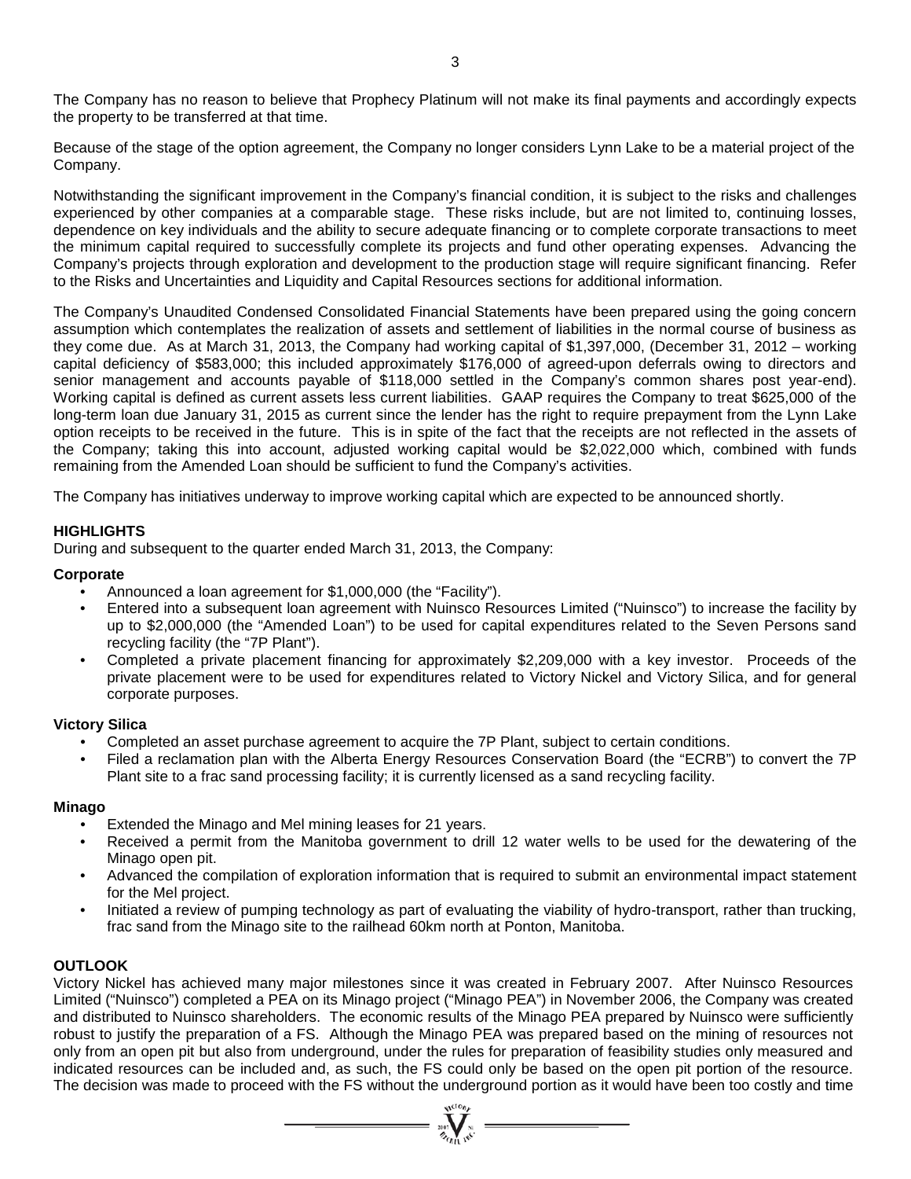The Company has no reason to believe that Prophecy Platinum will not make its final payments and accordingly expects the property to be transferred at that time.

Because of the stage of the option agreement, the Company no longer considers Lynn Lake to be a material project of the Company.

Notwithstanding the significant improvement in the Company's financial condition, it is subject to the risks and challenges experienced by other companies at a comparable stage. These risks include, but are not limited to, continuing losses, dependence on key individuals and the ability to secure adequate financing or to complete corporate transactions to meet the minimum capital required to successfully complete its projects and fund other operating expenses. Advancing the Company's projects through exploration and development to the production stage will require significant financing. Refer to the Risks and Uncertainties and Liquidity and Capital Resources sections for additional information.

The Company's Unaudited Condensed Consolidated Financial Statements have been prepared using the going concern assumption which contemplates the realization of assets and settlement of liabilities in the normal course of business as they come due. As at March 31, 2013, the Company had working capital of $1,397,000, (December 31, 2012 – working capital deficiency of $583,000; this included approximately $176,000 of agreed-upon deferrals owing to directors and senior management and accounts payable of $118,000 settled in the Company's common shares post year-end). Working capital is defined as current assets less current liabilities. GAAP requires the Company to treat $625,000 of the long-term loan due January 31, 2015 as current since the lender has the right to require prepayment from the Lynn Lake option receipts to be received in the future. This is in spite of the fact that the receipts are not reflected in the assets of the Company; taking this into account, adjusted working capital would be $2,022,000 which, combined with funds remaining from the Amended Loan should be sufficient to fund the Company's activities.

The Company has initiatives underway to improve working capital which are expected to be announced shortly.

## HIGHLIGHTS

During and subsequent to the quarter ended March 31, 2013, the Company:

### Corporate

- Announced a loan agreement for $1,000,000 (the "Facility").
- Entered into a subsequent loan agreement with Nuinsco Resources Limited ("Nuinsco") to increase the facility by up to $2,000,000 (the "Amended Loan") to be used for capital expenditures related to the Seven Persons sand recycling facility (the "7P Plant").
- Completed a private placement financing for approximately $2,209,000 with a key investor. Proceeds of the private placement were to be used for expenditures related to Victory Nickel and Victory Silica, and for general corporate purposes.

### Victory Silica

- Completed an asset purchase agreement to acquire the 7P Plant, subject to certain conditions.
- Filed a reclamation plan with the Alberta Energy Resources Conservation Board (the "ECRB") to convert the 7P Plant site to a frac sand processing facility; it is currently licensed as a sand recycling facility.

### Minago

- Extended the Minago and Mel mining leases for 21 years.
- Received a permit from the Manitoba government to drill 12 water wells to be used for the dewatering of the Minago open pit.
- Advanced the compilation of exploration information that is required to submit an environmental impact statement for the Mel project.
- Initiated a review of pumping technology as part of evaluating the viability of hydro-transport, rather than trucking, frac sand from the Minago site to the railhead 60km north at Ponton, Manitoba.

## OUTLOOK

Victory Nickel has achieved many major milestones since it was created in February 2007. After Nuinsco Resources Limited ("Nuinsco") completed a PEA on its Minago project ("Minago PEA") in November 2006, the Company was created and distributed to Nuinsco shareholders. The economic results of the Minago PEA prepared by Nuinsco were sufficiently robust to justify the preparation of a FS. Although the Minago PEA was prepared based on the mining of resources not only from an open pit but also from underground, under the rules for preparation of feasibility studies only measured and indicated resources can be included and, as such, the FS could only be based on the open pit portion of the resource. The decision was made to proceed with the FS without the underground portion as it would have been too costly and time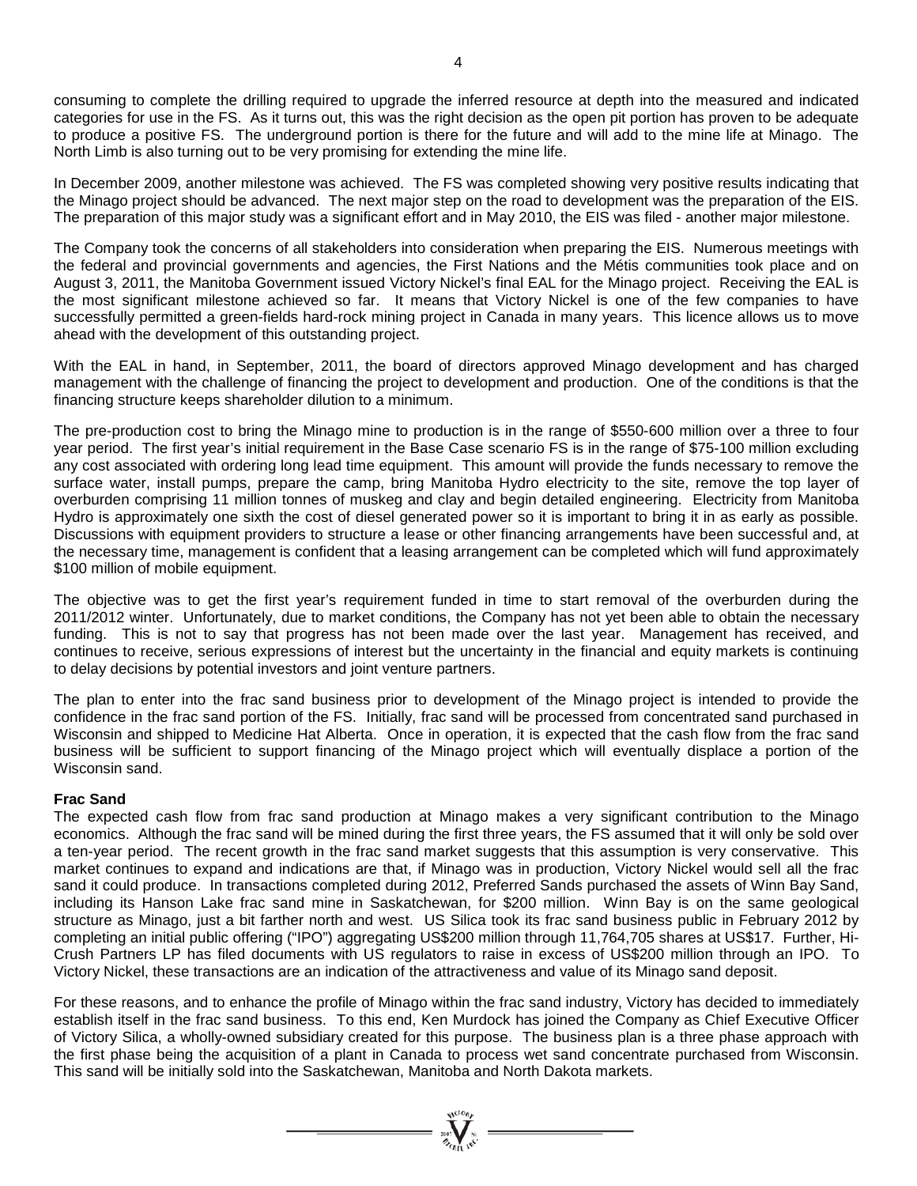consuming to complete the drilling required to upgrade the inferred resource at depth into the measured and indicated categories for use in the FS. As it turns out, this was the right decision as the open pit portion has proven to be adequate to produce a positive FS. The underground portion is there for the future and will add to the mine life at Minago. The North Limb is also turning out to be very promising for extending the mine life.

In December 2009, another milestone was achieved. The FS was completed showing very positive results indicating that the Minago project should be advanced. The next major step on the road to development was the preparation of the EIS. The preparation of this major study was a significant effort and in May 2010, the EIS was filed - another major milestone.

The Company took the concerns of all stakeholders into consideration when preparing the EIS. Numerous meetings with the federal and provincial governments and agencies, the First Nations and the Métis communities took place and on August 3, 2011, the Manitoba Government issued Victory Nickel's final EAL for the Minago project. Receiving the EAL is the most significant milestone achieved so far. It means that Victory Nickel is one of the few companies to have successfully permitted a green-fields hard-rock mining project in Canada in many years. This licence allows us to move ahead with the development of this outstanding project.

With the EAL in hand, in September, 2011, the board of directors approved Minago development and has charged management with the challenge of financing the project to development and production. One of the conditions is that the financing structure keeps shareholder dilution to a minimum.

The pre-production cost to bring the Minago mine to production is in the range of \$550-600 million over a three to four year period. The first year's initial requirement in the Base Case scenario FS is in the range of \$75-100 million excluding any cost associated with ordering long lead time equipment. This amount will provide the funds necessary to remove the surface water, install pumps, prepare the camp, bring Manitoba Hydro electricity to the site, remove the top layer of overburden comprising 11 million tonnes of muskeg and clay and begin detailed engineering. Electricity from Manitoba Hydro is approximately one sixth the cost of diesel generated power so it is important to bring it in as early as possible. Discussions with equipment providers to structure a lease or other financing arrangements have been successful and, at the necessary time, management is confident that a leasing arrangement can be completed which will fund approximately \$100 million of mobile equipment.

The objective was to get the first year's requirement funded in time to start removal of the overburden during the 2011/2012 winter. Unfortunately, due to market conditions, the Company has not yet been able to obtain the necessary funding. This is not to say that progress has not been made over the last year. Management has received, and continues to receive, serious expressions of interest but the uncertainty in the financial and equity markets is continuing to delay decisions by potential investors and joint venture partners.

The plan to enter into the frac sand business prior to development of the Minago project is intended to provide the confidence in the frac sand portion of the FS. Initially, frac sand will be processed from concentrated sand purchased in Wisconsin and shipped to Medicine Hat Alberta. Once in operation, it is expected that the cash flow from the frac sand business will be sufficient to support financing of the Minago project which will eventually displace a portion of the Wisconsin sand.

**Frac Sand**

The expected cash flow from frac sand production at Minago makes a very significant contribution to the Minago economics. Although the frac sand will be mined during the first three years, the FS assumed that it will only be sold over a ten-year period. The recent growth in the frac sand market suggests that this assumption is very conservative. This market continues to expand and indications are that, if Minago was in production, Victory Nickel would sell all the frac sand it could produce. In transactions completed during 2012, Preferred Sands purchased the assets of Winn Bay Sand, including its Hanson Lake frac sand mine in Saskatchewan, for \$200 million. Winn Bay is on the same geological structure as Minago, just a bit farther north and west. US Silica took its frac sand business public in February 2012 by completing an initial public offering ("IPO") aggregating US\$200 million through 11,764,705 shares at US\$17. Further, Hi-Crush Partners LP has filed documents with US regulators to raise in excess of US\$200 million through an IPO. To Victory Nickel, these transactions are an indication of the attractiveness and value of its Minago sand deposit.

For these reasons, and to enhance the profile of Minago within the frac sand industry, Victory has decided to immediately establish itself in the frac sand business. To this end, Ken Murdock has joined the Company as Chief Executive Officer of Victory Silica, a wholly-owned subsidiary created for this purpose. The business plan is a three phase approach with the first phase being the acquisition of a plant in Canada to process wet sand concentrate purchased from Wisconsin. This sand will be initially sold into the Saskatchewan, Manitoba and North Dakota markets.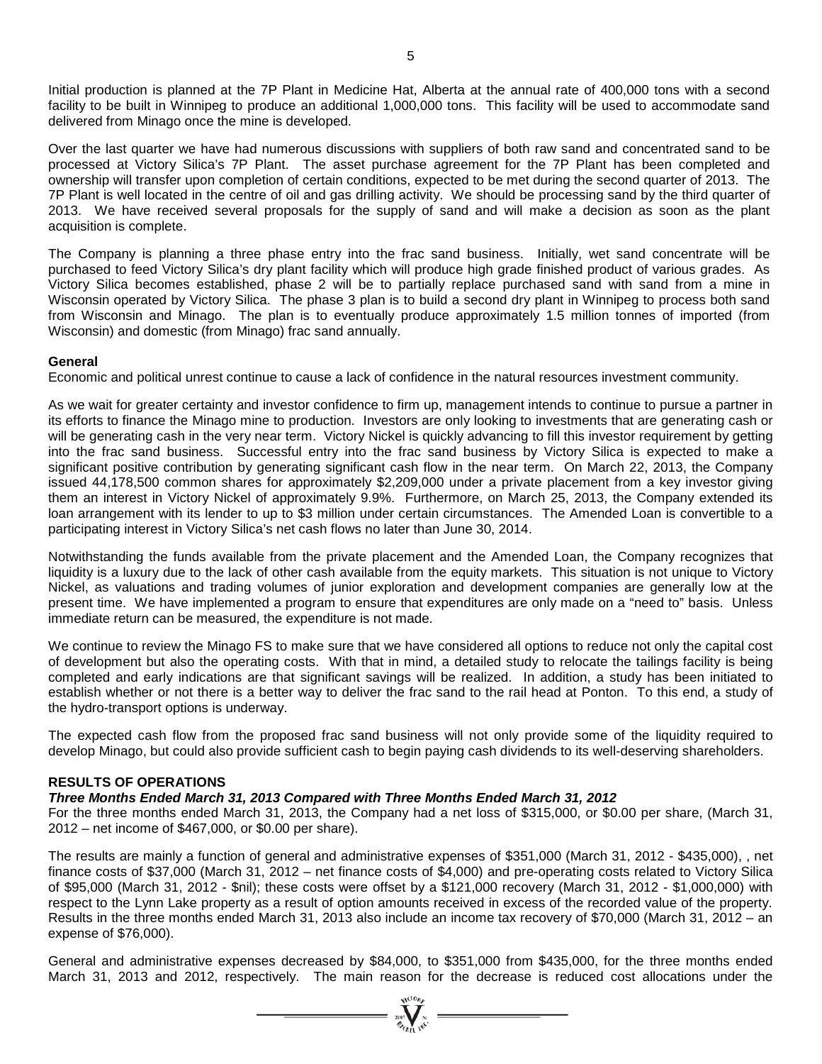Initial production is planned at the 7P Plant in Medicine Hat, Alberta at the annual rate of 400,000 tons with a second facility to be built in Winnipeg to produce an additional 1,000,000 tons. This facility will be used to accommodate sand delivered from Minago once the mine is developed.

Over the last quarter we have had numerous discussions with suppliers of both raw sand and concentrated sand to be processed at Victory Silica's 7P Plant. The asset purchase agreement for the 7P Plant has been completed and ownership will transfer upon completion of certain conditions, expected to be met during the second quarter of 2013. The 7P Plant is well located in the centre of oil and gas drilling activity. We should be processing sand by the third quarter of 2013. We have received several proposals for the supply of sand and will make a decision as soon as the plant acquisition is complete.

The Company is planning a three phase entry into the frac sand business. Initially, wet sand concentrate will be purchased to feed Victory Silica's dry plant facility which will produce high grade finished product of various grades. As Victory Silica becomes established, phase 2 will be to partially replace purchased sand with sand from a mine in Wisconsin operated by Victory Silica. The phase 3 plan is to build a second dry plant in Winnipeg to process both sand from Wisconsin and Minago. The plan is to eventually produce approximately 1.5 million tonnes of imported (from Wisconsin) and domestic (from Minago) frac sand annually.

**General**

Economic and political unrest continue to cause a lack of confidence in the natural resources investment community.

As we wait for greater certainty and investor confidence to firm up, management intends to continue to pursue a partner in its efforts to finance the Minago mine to production. Investors are only looking to investments that are generating cash or will be generating cash in the very near term. Victory Nickel is quickly advancing to fill this investor requirement by getting into the frac sand business. Successful entry into the frac sand business by Victory Silica is expected to make a significant positive contribution by generating significant cash flow in the near term. On March 22, 2013, the Company issued 44,178,500 common shares for approximately $2,209,000 under a private placement from a key investor giving them an interest in Victory Nickel of approximately 9.9%. Furthermore, on March 25, 2013, the Company extended its loan arrangement with its lender to up to $3 million under certain circumstances. The Amended Loan is convertible to a participating interest in Victory Silica's net cash flows no later than June 30, 2014.

Notwithstanding the funds available from the private placement and the Amended Loan, the Company recognizes that liquidity is a luxury due to the lack of other cash available from the equity markets. This situation is not unique to Victory Nickel, as valuations and trading volumes of junior exploration and development companies are generally low at the present time. We have implemented a program to ensure that expenditures are only made on a "need to" basis. Unless immediate return can be measured, the expenditure is not made.

We continue to review the Minago FS to make sure that we have considered all options to reduce not only the capital cost of development but also the operating costs. With that in mind, a detailed study to relocate the tailings facility is being completed and early indications are that significant savings will be realized. In addition, a study has been initiated to establish whether or not there is a better way to deliver the frac sand to the rail head at Ponton. To this end, a study of the hydro-transport options is underway.

The expected cash flow from the proposed frac sand business will not only provide some of the liquidity required to develop Minago, but could also provide sufficient cash to begin paying cash dividends to its well-deserving shareholders.

## RESULTS OF OPERATIONS

### *Three Months Ended March 31, 2013 Compared with Three Months Ended March 31, 2012*

For the three months ended March 31, 2013, the Company had a net loss of $315,000, or $0.00 per share, (March 31, 2012 – net income of $467,000, or $0.00 per share).

The results are mainly a function of general and administrative expenses of $351,000 (March 31, 2012 - $435,000), , net finance costs of $37,000 (March 31, 2012 – net finance costs of $4,000) and pre-operating costs related to Victory Silica of $95,000 (March 31, 2012 - $nil); these costs were offset by a $121,000 recovery (March 31, 2012 - $1,000,000) with respect to the Lynn Lake property as a result of option amounts received in excess of the recorded value of the property. Results in the three months ended March 31, 2013 also include an income tax recovery of $70,000 (March 31, 2012 – an expense of $76,000).

General and administrative expenses decreased by $84,000, to $351,000 from $435,000, for the three months ended March 31, 2013 and 2012, respectively. The main reason for the decrease is reduced cost allocations under the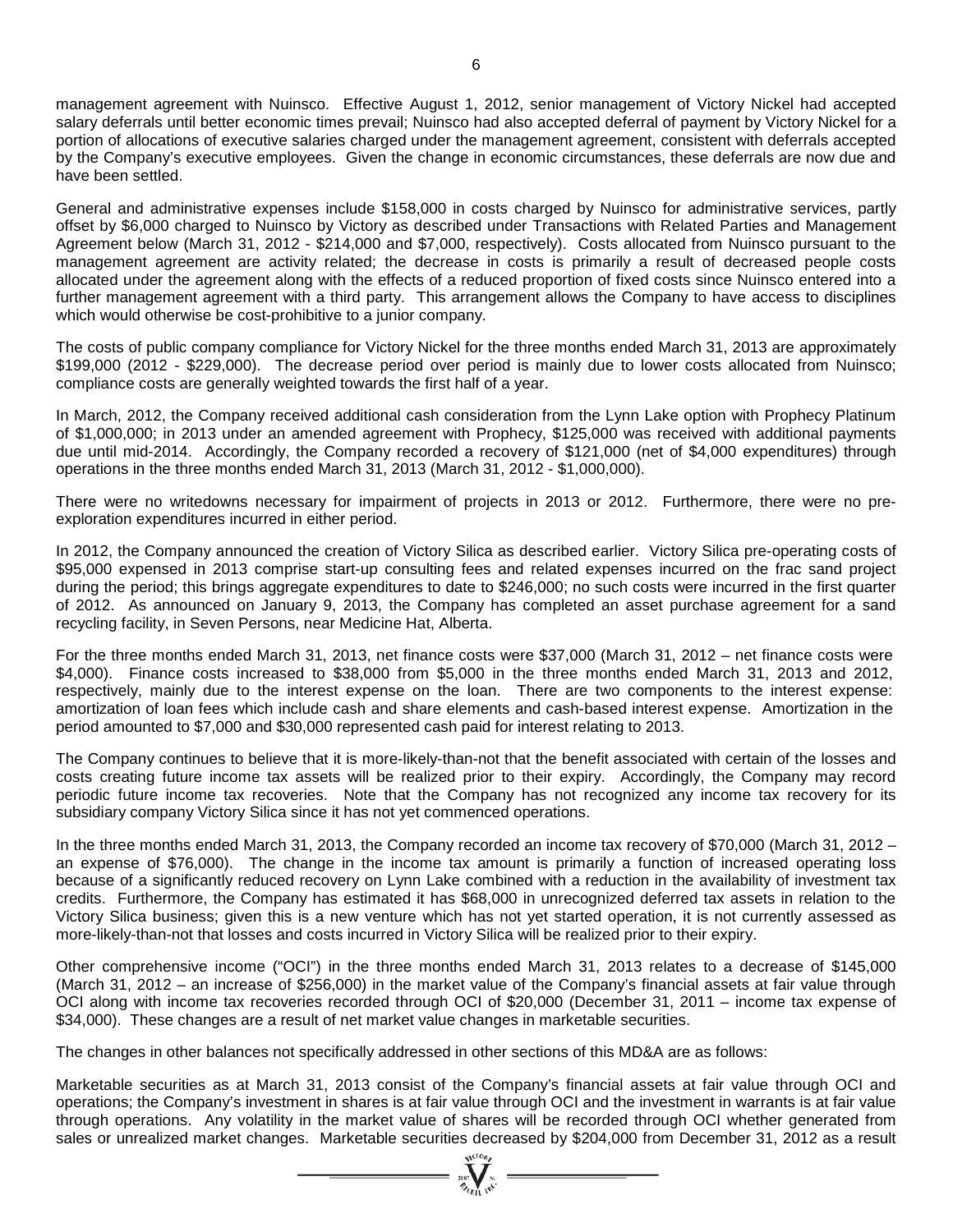management agreement with Nuinsco. Effective August 1, 2012, senior management of Victory Nickel had accepted salary deferrals until better economic times prevail; Nuinsco had also accepted deferral of payment by Victory Nickel for a portion of allocations of executive salaries charged under the management agreement, consistent with deferrals accepted by the Company's executive employees. Given the change in economic circumstances, these deferrals are now due and have been settled.

General and administrative expenses include $158,000 in costs charged by Nuinsco for administrative services, partly offset by $6,000 charged to Nuinsco by Victory as described under Transactions with Related Parties and Management Agreement below (March 31, 2012 - $214,000 and $7,000, respectively). Costs allocated from Nuinsco pursuant to the management agreement are activity related; the decrease in costs is primarily a result of decreased people costs allocated under the agreement along with the effects of a reduced proportion of fixed costs since Nuinsco entered into a further management agreement with a third party. This arrangement allows the Company to have access to disciplines which would otherwise be cost-prohibitive to a junior company.

The costs of public company compliance for Victory Nickel for the three months ended March 31, 2013 are approximately $199,000 (2012 - $229,000). The decrease period over period is mainly due to lower costs allocated from Nuinsco; compliance costs are generally weighted towards the first half of a year.

In March, 2012, the Company received additional cash consideration from the Lynn Lake option with Prophecy Platinum of $1,000,000; in 2013 under an amended agreement with Prophecy, $125,000 was received with additional payments due until mid-2014. Accordingly, the Company recorded a recovery of $121,000 (net of $4,000 expenditures) through operations in the three months ended March 31, 2013 (March 31, 2012 - $1,000,000).

There were no writedowns necessary for impairment of projects in 2013 or 2012. Furthermore, there were no pre-exploration expenditures incurred in either period.

In 2012, the Company announced the creation of Victory Silica as described earlier. Victory Silica pre-operating costs of $95,000 expensed in 2013 comprise start-up consulting fees and related expenses incurred on the frac sand project during the period; this brings aggregate expenditures to date to $246,000; no such costs were incurred in the first quarter of 2012. As announced on January 9, 2013, the Company has completed an asset purchase agreement for a sand recycling facility, in Seven Persons, near Medicine Hat, Alberta.

For the three months ended March 31, 2013, net finance costs were $37,000 (March 31, 2012 – net finance costs were $4,000). Finance costs increased to $38,000 from $5,000 in the three months ended March 31, 2013 and 2012, respectively, mainly due to the interest expense on the loan. There are two components to the interest expense: amortization of loan fees which include cash and share elements and cash-based interest expense. Amortization in the period amounted to $7,000 and $30,000 represented cash paid for interest relating to 2013.

The Company continues to believe that it is more-likely-than-not that the benefit associated with certain of the losses and costs creating future income tax assets will be realized prior to their expiry. Accordingly, the Company may record periodic future income tax recoveries. Note that the Company has not recognized any income tax recovery for its subsidiary company Victory Silica since it has not yet commenced operations.

In the three months ended March 31, 2013, the Company recorded an income tax recovery of $70,000 (March 31, 2012 – an expense of $76,000). The change in the income tax amount is primarily a function of increased operating loss because of a significantly reduced recovery on Lynn Lake combined with a reduction in the availability of investment tax credits. Furthermore, the Company has estimated it has $68,000 in unrecognized deferred tax assets in relation to the Victory Silica business; given this is a new venture which has not yet started operation, it is not currently assessed as more-likely-than-not that losses and costs incurred in Victory Silica will be realized prior to their expiry.

Other comprehensive income ("OCI") in the three months ended March 31, 2013 relates to a decrease of $145,000 (March 31, 2012 – an increase of $256,000) in the market value of the Company's financial assets at fair value through OCI along with income tax recoveries recorded through OCI of $20,000 (December 31, 2011 – income tax expense of $34,000). These changes are a result of net market value changes in marketable securities.

The changes in other balances not specifically addressed in other sections of this MD&A are as follows:

Marketable securities as at March 31, 2013 consist of the Company's financial assets at fair value through OCI and operations; the Company's investment in shares is at fair value through OCI and the investment in warrants is at fair value through operations. Any volatility in the market value of shares will be recorded through OCI whether generated from sales or unrealized market changes. Marketable securities decreased by $204,000 from December 31, 2012 as a result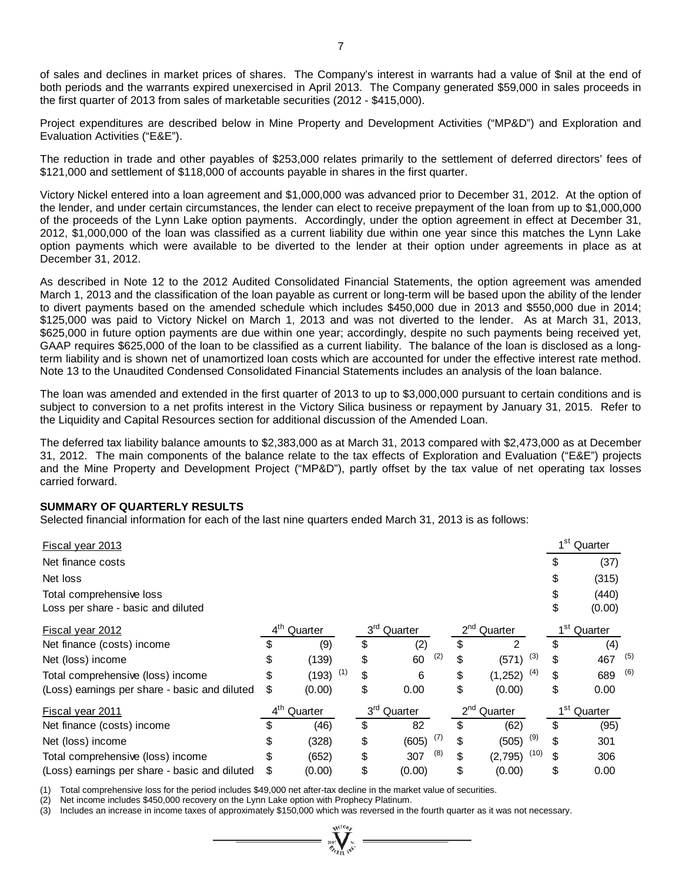of sales and declines in market prices of shares. The Company's interest in warrants had a value of $nil at the end of both periods and the warrants expired unexercised in April 2013. The Company generated $59,000 in sales proceeds in the first quarter of 2013 from sales of marketable securities (2012 - $415,000).

Project expenditures are described below in Mine Property and Development Activities ("MP&D") and Exploration and Evaluation Activities ("E&E").

The reduction in trade and other payables of $253,000 relates primarily to the settlement of deferred directors' fees of $121,000 and settlement of $118,000 of accounts payable in shares in the first quarter.

Victory Nickel entered into a loan agreement and $1,000,000 was advanced prior to December 31, 2012. At the option of the lender, and under certain circumstances, the lender can elect to receive prepayment of the loan from up to $1,000,000 of the proceeds of the Lynn Lake option payments. Accordingly, under the option agreement in effect at December 31, 2012, $1,000,000 of the loan was classified as a current liability due within one year since this matches the Lynn Lake option payments which were available to be diverted to the lender at their option under agreements in place as at December 31, 2012.

As described in Note 12 to the 2012 Audited Consolidated Financial Statements, the option agreement was amended March 1, 2013 and the classification of the loan payable as current or long-term will be based upon the ability of the lender to divert payments based on the amended schedule which includes $450,000 due in 2013 and $550,000 due in 2014; $125,000 was paid to Victory Nickel on March 1, 2013 and was not diverted to the lender. As at March 31, 2013, $625,000 in future option payments are due within one year; accordingly, despite no such payments being received yet, GAAP requires $625,000 of the loan to be classified as a current liability. The balance of the loan is disclosed as a long-term liability and is shown net of unamortized loan costs which are accounted for under the effective interest rate method. Note 13 to the Unaudited Condensed Consolidated Financial Statements includes an analysis of the loan balance.

The loan was amended and extended in the first quarter of 2013 to up to $3,000,000 pursuant to certain conditions and is subject to conversion to a net profits interest in the Victory Silica business or repayment by January 31, 2015. Refer to the Liquidity and Capital Resources section for additional discussion of the Amended Loan.

The deferred tax liability balance amounts to $2,383,000 as at March 31, 2013 compared with $2,473,000 as at December 31, 2012. The main components of the balance relate to the tax effects of Exploration and Evaluation ("E&E") projects and the Mine Property and Development Project ("MP&D"), partly offset by the tax value of net operating tax losses carried forward.

**SUMMARY OF QUARTERLY RESULTS**

Selected financial information for each of the last nine quarters ended March 31, 2013 is as follows:

| Fiscal year 2013 | | | | 1st Quarter |
|---|---|---|---|---|
| Net finance costs | | | | $ (37) |
| Net loss | | | | $ (315) |
| Total comprehensive loss | | | | $ (440) |
| Loss per share - basic and diluted | | | | $ (0.00) |

| Fiscal year 2012 | 4th Quarter | 3rd Quarter | 2nd Quarter | 1st Quarter |
|---|---|---|---|---|
| Net finance (costs) income | $ (9) | $ (2) | $ 2 | $ (4) |
| Net (loss) income | $ (139) | $ 60 (2) | $ (571) (3) | $ 467 (5) |
| Total comprehensive (loss) income | $ (193) (1) | $ 6 | $ (1,252) (4) | $ 689 (6) |
| (Loss) earnings per share - basic and diluted | $ (0.00) | $ 0.00 | $ (0.00) | $ 0.00 |

| Fiscal year 2011 | 4th Quarter | 3rd Quarter | 2nd Quarter | 1st Quarter |
|---|---|---|---|---|
| Net finance (costs) income | $ (46) | $ 82 | $ (62) | $ (95) |
| Net (loss) income | $ (328) | $ (605) (7) | $ (505) (9) | $ 301 |
| Total comprehensive (loss) income | $ (652) | $ 307 (8) | $ (2,795) (10) | $ 306 |
| (Loss) earnings per share - basic and diluted | $ (0.00) | $ (0.00) | $ (0.00) | $ 0.00 |

(1) Total comprehensive loss for the period includes $49,000 net after-tax decline in the market value of securities.
(2) Net income includes $450,000 recovery on the Lynn Lake option with Prophecy Platinum.
(3) Includes an increase in income taxes of approximately $150,000 which was reversed in the fourth quarter as it was not necessary.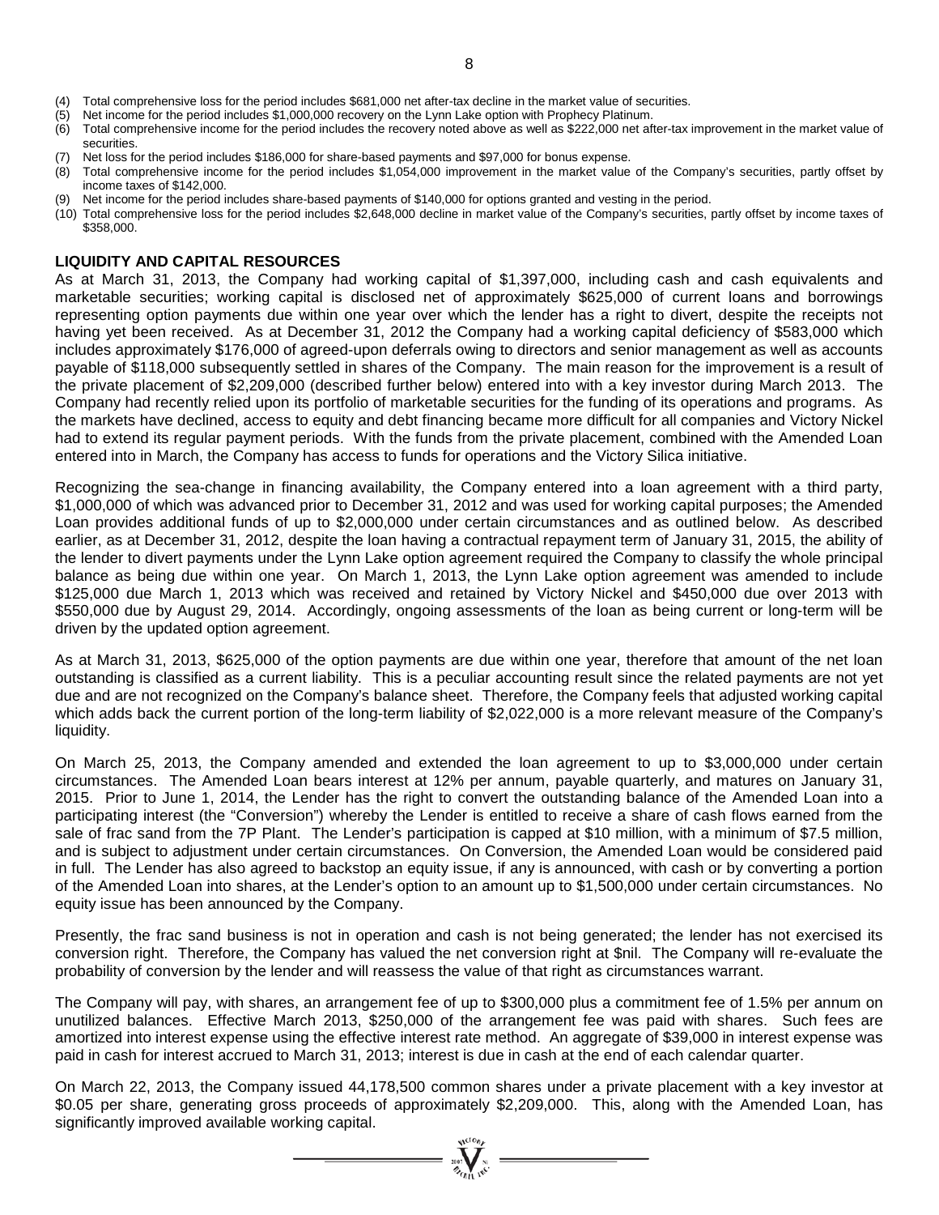(4) Total comprehensive loss for the period includes $681,000 net after-tax decline in the market value of securities.
(5) Net income for the period includes $1,000,000 recovery on the Lynn Lake option with Prophecy Platinum.
(6) Total comprehensive income for the period includes the recovery noted above as well as $222,000 net after-tax improvement in the market value of securities.
(7) Net loss for the period includes $186,000 for share-based payments and $97,000 for bonus expense.
(8) Total comprehensive income for the period includes $1,054,000 improvement in the market value of the Company's securities, partly offset by income taxes of $142,000.
(9) Net income for the period includes share-based payments of $140,000 for options granted and vesting in the period.
(10) Total comprehensive loss for the period includes $2,648,000 decline in market value of the Company's securities, partly offset by income taxes of $358,000.

## LIQUIDITY AND CAPITAL RESOURCES

As at March 31, 2013, the Company had working capital of $1,397,000, including cash and cash equivalents and marketable securities; working capital is disclosed net of approximately $625,000 of current loans and borrowings representing option payments due within one year over which the lender has a right to divert, despite the receipts not having yet been received. As at December 31, 2012 the Company had a working capital deficiency of $583,000 which includes approximately $176,000 of agreed-upon deferrals owing to directors and senior management as well as accounts payable of $118,000 subsequently settled in shares of the Company. The main reason for the improvement is a result of the private placement of $2,209,000 (described further below) entered into with a key investor during March 2013. The Company had recently relied upon its portfolio of marketable securities for the funding of its operations and programs. As the markets have declined, access to equity and debt financing became more difficult for all companies and Victory Nickel had to extend its regular payment periods. With the funds from the private placement, combined with the Amended Loan entered into in March, the Company has access to funds for operations and the Victory Silica initiative.

Recognizing the sea-change in financing availability, the Company entered into a loan agreement with a third party, $1,000,000 of which was advanced prior to December 31, 2012 and was used for working capital purposes; the Amended Loan provides additional funds of up to $2,000,000 under certain circumstances and as outlined below. As described earlier, as at December 31, 2012, despite the loan having a contractual repayment term of January 31, 2015, the ability of the lender to divert payments under the Lynn Lake option agreement required the Company to classify the whole principal balance as being due within one year. On March 1, 2013, the Lynn Lake option agreement was amended to include $125,000 due March 1, 2013 which was received and retained by Victory Nickel and $450,000 due over 2013 with $550,000 due by August 29, 2014. Accordingly, ongoing assessments of the loan as being current or long-term will be driven by the updated option agreement.

As at March 31, 2013, $625,000 of the option payments are due within one year, therefore that amount of the net loan outstanding is classified as a current liability. This is a peculiar accounting result since the related payments are not yet due and are not recognized on the Company's balance sheet. Therefore, the Company feels that adjusted working capital which adds back the current portion of the long-term liability of $2,022,000 is a more relevant measure of the Company's liquidity.

On March 25, 2013, the Company amended and extended the loan agreement to up to $3,000,000 under certain circumstances. The Amended Loan bears interest at 12% per annum, payable quarterly, and matures on January 31, 2015. Prior to June 1, 2014, the Lender has the right to convert the outstanding balance of the Amended Loan into a participating interest (the "Conversion") whereby the Lender is entitled to receive a share of cash flows earned from the sale of frac sand from the 7P Plant. The Lender's participation is capped at $10 million, with a minimum of $7.5 million, and is subject to adjustment under certain circumstances. On Conversion, the Amended Loan would be considered paid in full. The Lender has also agreed to backstop an equity issue, if any is announced, with cash or by converting a portion of the Amended Loan into shares, at the Lender's option to an amount up to $1,500,000 under certain circumstances. No equity issue has been announced by the Company.

Presently, the frac sand business is not in operation and cash is not being generated; the lender has not exercised its conversion right. Therefore, the Company has valued the net conversion right at $nil. The Company will re-evaluate the probability of conversion by the lender and will reassess the value of that right as circumstances warrant.

The Company will pay, with shares, an arrangement fee of up to $300,000 plus a commitment fee of 1.5% per annum on unutilized balances. Effective March 2013, $250,000 of the arrangement fee was paid with shares. Such fees are amortized into interest expense using the effective interest rate method. An aggregate of $39,000 in interest expense was paid in cash for interest accrued to March 31, 2013; interest is due in cash at the end of each calendar quarter.

On March 22, 2013, the Company issued 44,178,500 common shares under a private placement with a key investor at $0.05 per share, generating gross proceeds of approximately $2,209,000. This, along with the Amended Loan, has significantly improved available working capital.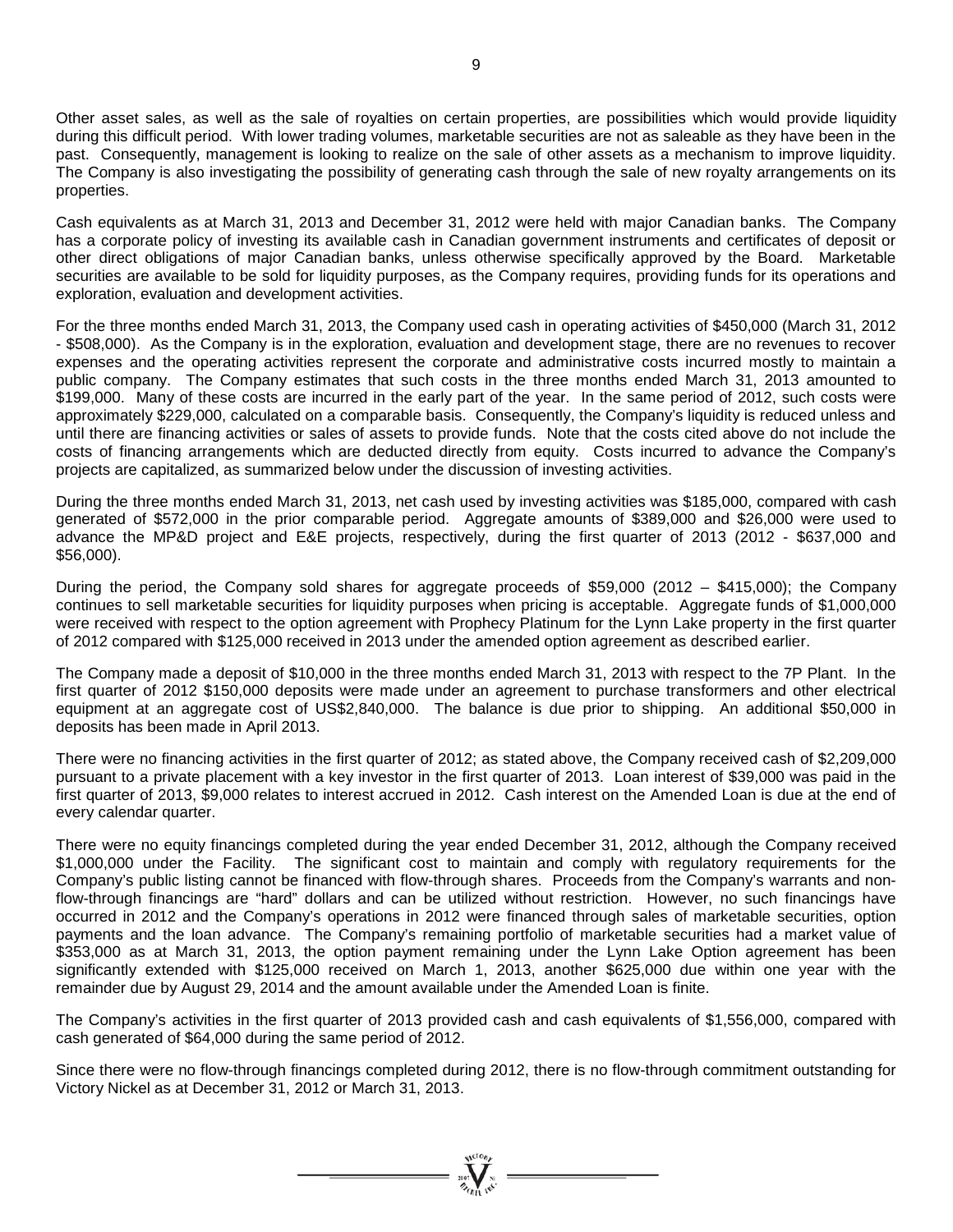Other asset sales, as well as the sale of royalties on certain properties, are possibilities which would provide liquidity during this difficult period. With lower trading volumes, marketable securities are not as saleable as they have been in the past. Consequently, management is looking to realize on the sale of other assets as a mechanism to improve liquidity. The Company is also investigating the possibility of generating cash through the sale of new royalty arrangements on its properties.

Cash equivalents as at March 31, 2013 and December 31, 2012 were held with major Canadian banks. The Company has a corporate policy of investing its available cash in Canadian government instruments and certificates of deposit or other direct obligations of major Canadian banks, unless otherwise specifically approved by the Board. Marketable securities are available to be sold for liquidity purposes, as the Company requires, providing funds for its operations and exploration, evaluation and development activities.

For the three months ended March 31, 2013, the Company used cash in operating activities of $450,000 (March 31, 2012 - $508,000). As the Company is in the exploration, evaluation and development stage, there are no revenues to recover expenses and the operating activities represent the corporate and administrative costs incurred mostly to maintain a public company. The Company estimates that such costs in the three months ended March 31, 2013 amounted to $199,000. Many of these costs are incurred in the early part of the year. In the same period of 2012, such costs were approximately $229,000, calculated on a comparable basis. Consequently, the Company's liquidity is reduced unless and until there are financing activities or sales of assets to provide funds. Note that the costs cited above do not include the costs of financing arrangements which are deducted directly from equity. Costs incurred to advance the Company's projects are capitalized, as summarized below under the discussion of investing activities.

During the three months ended March 31, 2013, net cash used by investing activities was $185,000, compared with cash generated of $572,000 in the prior comparable period. Aggregate amounts of $389,000 and $26,000 were used to advance the MP&D project and E&E projects, respectively, during the first quarter of 2013 (2012 - $637,000 and $56,000).

During the period, the Company sold shares for aggregate proceeds of $59,000 (2012 – $415,000); the Company continues to sell marketable securities for liquidity purposes when pricing is acceptable. Aggregate funds of $1,000,000 were received with respect to the option agreement with Prophecy Platinum for the Lynn Lake property in the first quarter of 2012 compared with $125,000 received in 2013 under the amended option agreement as described earlier.

The Company made a deposit of $10,000 in the three months ended March 31, 2013 with respect to the 7P Plant. In the first quarter of 2012 $150,000 deposits were made under an agreement to purchase transformers and other electrical equipment at an aggregate cost of US$2,840,000. The balance is due prior to shipping. An additional $50,000 in deposits has been made in April 2013.

There were no financing activities in the first quarter of 2012; as stated above, the Company received cash of $2,209,000 pursuant to a private placement with a key investor in the first quarter of 2013. Loan interest of $39,000 was paid in the first quarter of 2013, $9,000 relates to interest accrued in 2012. Cash interest on the Amended Loan is due at the end of every calendar quarter.

There were no equity financings completed during the year ended December 31, 2012, although the Company received $1,000,000 under the Facility. The significant cost to maintain and comply with regulatory requirements for the Company's public listing cannot be financed with flow-through shares. Proceeds from the Company's warrants and non-flow-through financings are "hard" dollars and can be utilized without restriction. However, no such financings have occurred in 2012 and the Company's operations in 2012 were financed through sales of marketable securities, option payments and the loan advance. The Company's remaining portfolio of marketable securities had a market value of $353,000 as at March 31, 2013, the option payment remaining under the Lynn Lake Option agreement has been significantly extended with $125,000 received on March 1, 2013, another $625,000 due within one year with the remainder due by August 29, 2014 and the amount available under the Amended Loan is finite.

The Company's activities in the first quarter of 2013 provided cash and cash equivalents of $1,556,000, compared with cash generated of $64,000 during the same period of 2012.

Since there were no flow-through financings completed during 2012, there is no flow-through commitment outstanding for Victory Nickel as at December 31, 2012 or March 31, 2013.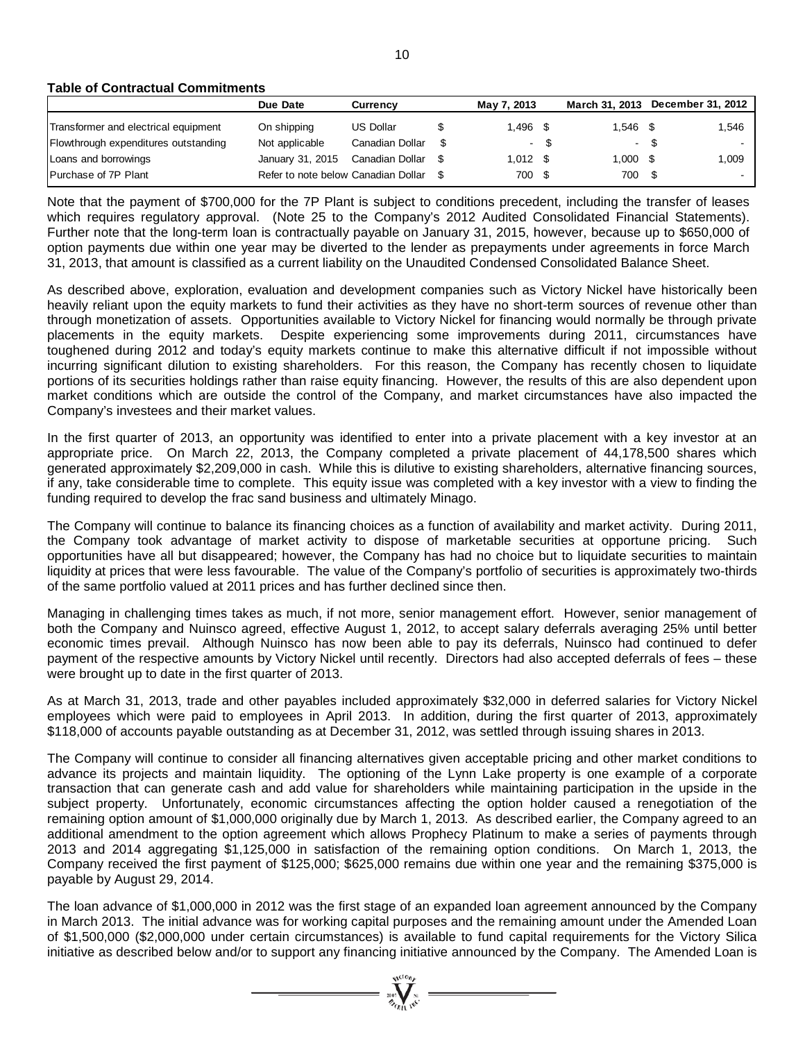**Table of Contractual Commitments**

| | Due Date | Currency | May 7, 2013 | March 31, 2013 | December 31, 2012 |
|---|---|---|---|---|---|
| Transformer and electrical equipment | On shipping | US Dollar | $ 1,496 | $ 1,546 | $ 1,546 |
| Flowthrough expenditures outstanding | Not applicable | Canadian Dollar | $ - | $ - | $ - |
| Loans and borrowings | January 31, 2015 | Canadian Dollar | $ 1,012 | $ 1,000 | $ 1,009 |
| Purchase of 7P Plant | Refer to note below | Canadian Dollar | $ 700 | $ 700 | $ - |

Note that the payment of $700,000 for the 7P Plant is subject to conditions precedent, including the transfer of leases which requires regulatory approval. (Note 25 to the Company's 2012 Audited Consolidated Financial Statements). Further note that the long-term loan is contractually payable on January 31, 2015, however, because up to $650,000 of option payments due within one year may be diverted to the lender as prepayments under agreements in force March 31, 2013, that amount is classified as a current liability on the Unaudited Condensed Consolidated Balance Sheet.

As described above, exploration, evaluation and development companies such as Victory Nickel have historically been heavily reliant upon the equity markets to fund their activities as they have no short-term sources of revenue other than through monetization of assets. Opportunities available to Victory Nickel for financing would normally be through private placements in the equity markets. Despite experiencing some improvements during 2011, circumstances have toughened during 2012 and today's equity markets continue to make this alternative difficult if not impossible without incurring significant dilution to existing shareholders. For this reason, the Company has recently chosen to liquidate portions of its securities holdings rather than raise equity financing. However, the results of this are also dependent upon market conditions which are outside the control of the Company, and market circumstances have also impacted the Company's investees and their market values.

In the first quarter of 2013, an opportunity was identified to enter into a private placement with a key investor at an appropriate price. On March 22, 2013, the Company completed a private placement of 44,178,500 shares which generated approximately $2,209,000 in cash. While this is dilutive to existing shareholders, alternative financing sources, if any, take considerable time to complete. This equity issue was completed with a key investor with a view to finding the funding required to develop the frac sand business and ultimately Minago.

The Company will continue to balance its financing choices as a function of availability and market activity. During 2011, the Company took advantage of market activity to dispose of marketable securities at opportune pricing. Such opportunities have all but disappeared; however, the Company has had no choice but to liquidate securities to maintain liquidity at prices that were less favourable. The value of the Company's portfolio of securities is approximately two-thirds of the same portfolio valued at 2011 prices and has further declined since then.

Managing in challenging times takes as much, if not more, senior management effort. However, senior management of both the Company and Nuinsco agreed, effective August 1, 2012, to accept salary deferrals averaging 25% until better economic times prevail. Although Nuinsco has now been able to pay its deferrals, Nuinsco had continued to defer payment of the respective amounts by Victory Nickel until recently. Directors had also accepted deferrals of fees – these were brought up to date in the first quarter of 2013.

As at March 31, 2013, trade and other payables included approximately $32,000 in deferred salaries for Victory Nickel employees which were paid to employees in April 2013. In addition, during the first quarter of 2013, approximately $118,000 of accounts payable outstanding as at December 31, 2012, was settled through issuing shares in 2013.

The Company will continue to consider all financing alternatives given acceptable pricing and other market conditions to advance its projects and maintain liquidity. The optioning of the Lynn Lake property is one example of a corporate transaction that can generate cash and add value for shareholders while maintaining participation in the upside in the subject property. Unfortunately, economic circumstances affecting the option holder caused a renegotiation of the remaining option amount of $1,000,000 originally due by March 1, 2013. As described earlier, the Company agreed to an additional amendment to the option agreement which allows Prophecy Platinum to make a series of payments through 2013 and 2014 aggregating $1,125,000 in satisfaction of the remaining option conditions. On March 1, 2013, the Company received the first payment of $125,000; $625,000 remains due within one year and the remaining $375,000 is payable by August 29, 2014.

The loan advance of $1,000,000 in 2012 was the first stage of an expanded loan agreement announced by the Company in March 2013. The initial advance was for working capital purposes and the remaining amount under the Amended Loan of $1,500,000 ($2,000,000 under certain circumstances) is available to fund capital requirements for the Victory Silica initiative as described below and/or to support any financing initiative announced by the Company. The Amended Loan is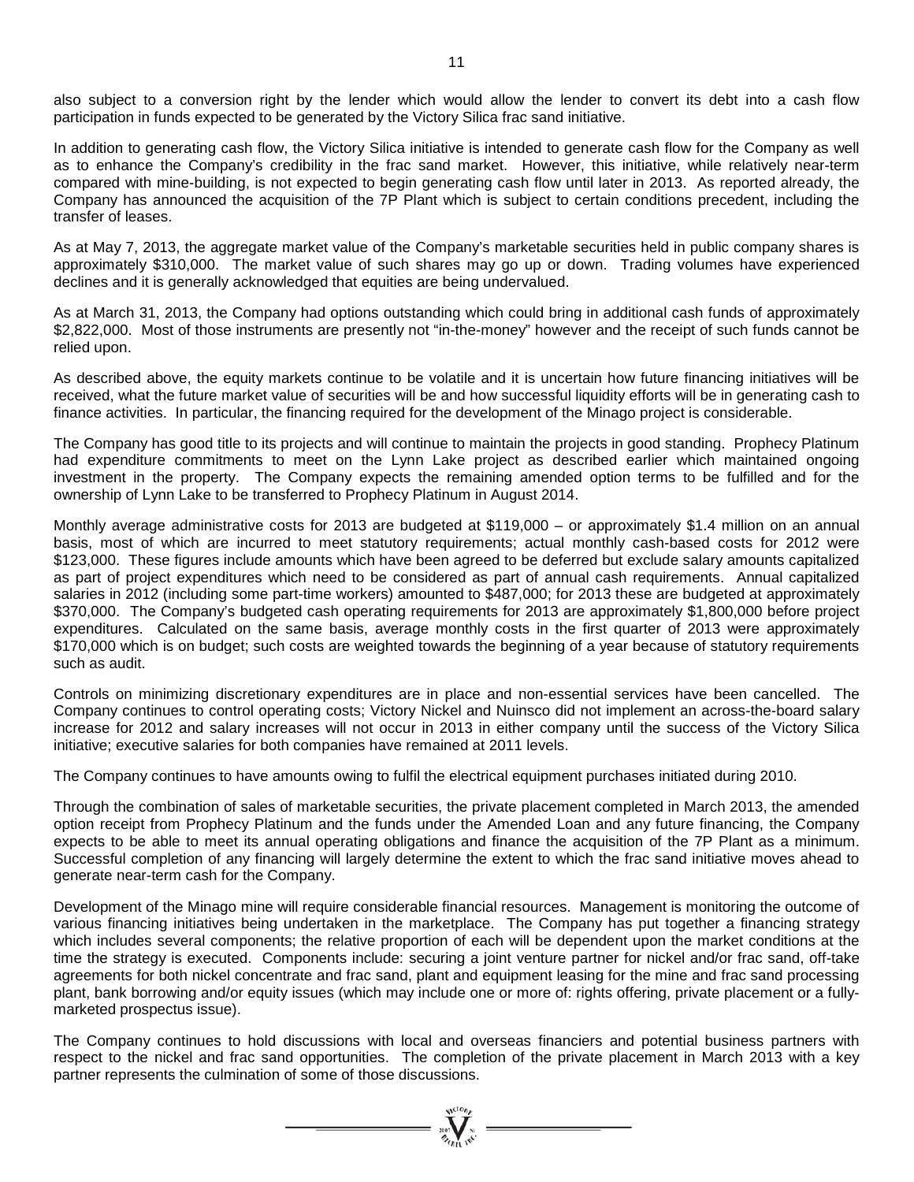also subject to a conversion right by the lender which would allow the lender to convert its debt into a cash flow participation in funds expected to be generated by the Victory Silica frac sand initiative.

In addition to generating cash flow, the Victory Silica initiative is intended to generate cash flow for the Company as well as to enhance the Company's credibility in the frac sand market. However, this initiative, while relatively near-term compared with mine-building, is not expected to begin generating cash flow until later in 2013. As reported already, the Company has announced the acquisition of the 7P Plant which is subject to certain conditions precedent, including the transfer of leases.

As at May 7, 2013, the aggregate market value of the Company's marketable securities held in public company shares is approximately $310,000. The market value of such shares may go up or down. Trading volumes have experienced declines and it is generally acknowledged that equities are being undervalued.

As at March 31, 2013, the Company had options outstanding which could bring in additional cash funds of approximately $2,822,000. Most of those instruments are presently not "in-the-money" however and the receipt of such funds cannot be relied upon.

As described above, the equity markets continue to be volatile and it is uncertain how future financing initiatives will be received, what the future market value of securities will be and how successful liquidity efforts will be in generating cash to finance activities. In particular, the financing required for the development of the Minago project is considerable.

The Company has good title to its projects and will continue to maintain the projects in good standing. Prophecy Platinum had expenditure commitments to meet on the Lynn Lake project as described earlier which maintained ongoing investment in the property. The Company expects the remaining amended option terms to be fulfilled and for the ownership of Lynn Lake to be transferred to Prophecy Platinum in August 2014.

Monthly average administrative costs for 2013 are budgeted at $119,000 – or approximately $1.4 million on an annual basis, most of which are incurred to meet statutory requirements; actual monthly cash-based costs for 2012 were $123,000. These figures include amounts which have been agreed to be deferred but exclude salary amounts capitalized as part of project expenditures which need to be considered as part of annual cash requirements. Annual capitalized salaries in 2012 (including some part-time workers) amounted to $487,000; for 2013 these are budgeted at approximately $370,000. The Company's budgeted cash operating requirements for 2013 are approximately $1,800,000 before project expenditures. Calculated on the same basis, average monthly costs in the first quarter of 2013 were approximately $170,000 which is on budget; such costs are weighted towards the beginning of a year because of statutory requirements such as audit.

Controls on minimizing discretionary expenditures are in place and non-essential services have been cancelled. The Company continues to control operating costs; Victory Nickel and Nuinsco did not implement an across-the-board salary increase for 2012 and salary increases will not occur in 2013 in either company until the success of the Victory Silica initiative; executive salaries for both companies have remained at 2011 levels.

The Company continues to have amounts owing to fulfil the electrical equipment purchases initiated during 2010.

Through the combination of sales of marketable securities, the private placement completed in March 2013, the amended option receipt from Prophecy Platinum and the funds under the Amended Loan and any future financing, the Company expects to be able to meet its annual operating obligations and finance the acquisition of the 7P Plant as a minimum. Successful completion of any financing will largely determine the extent to which the frac sand initiative moves ahead to generate near-term cash for the Company.

Development of the Minago mine will require considerable financial resources. Management is monitoring the outcome of various financing initiatives being undertaken in the marketplace. The Company has put together a financing strategy which includes several components; the relative proportion of each will be dependent upon the market conditions at the time the strategy is executed. Components include: securing a joint venture partner for nickel and/or frac sand, off-take agreements for both nickel concentrate and frac sand, plant and equipment leasing for the mine and frac sand processing plant, bank borrowing and/or equity issues (which may include one or more of: rights offering, private placement or a fully-marketed prospectus issue).

The Company continues to hold discussions with local and overseas financiers and potential business partners with respect to the nickel and frac sand opportunities. The completion of the private placement in March 2013 with a key partner represents the culmination of some of those discussions.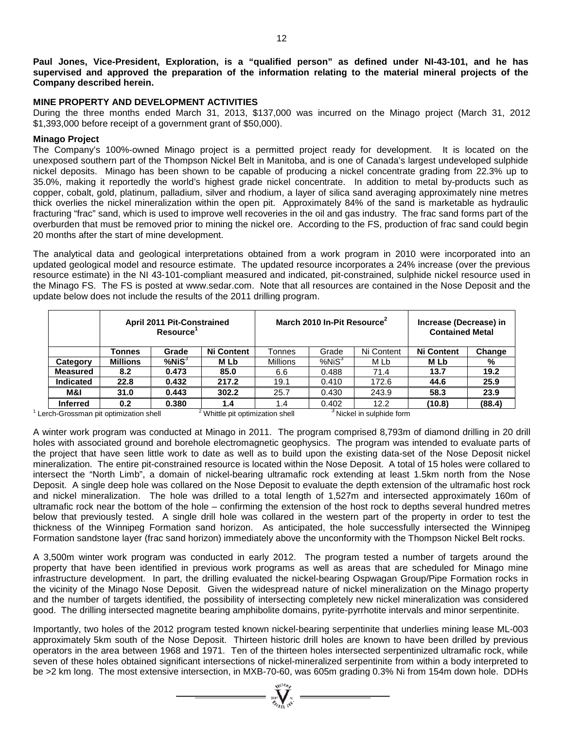**Paul Jones, Vice-President, Exploration, is a "qualified person" as defined under NI-43-101, and he has supervised and approved the preparation of the information relating to the material mineral projects of the Company described herein.**

## MINE PROPERTY AND DEVELOPMENT ACTIVITIES

During the three months ended March 31, 2013, $137,000 was incurred on the Minago project (March 31, 2012 $1,393,000 before receipt of a government grant of $50,000).

### Minago Project

The Company's 100%-owned Minago project is a permitted project ready for development. It is located on the unexposed southern part of the Thompson Nickel Belt in Manitoba, and is one of Canada's largest undeveloped sulphide nickel deposits. Minago has been shown to be capable of producing a nickel concentrate grading from 22.3% up to 35.0%, making it reportedly the world's highest grade nickel concentrate. In addition to metal by-products such as copper, cobalt, gold, platinum, palladium, silver and rhodium, a layer of silica sand averaging approximately nine metres thick overlies the nickel mineralization within the open pit. Approximately 84% of the sand is marketable as hydraulic fracturing "frac" sand, which is used to improve well recoveries in the oil and gas industry. The frac sand forms part of the overburden that must be removed prior to mining the nickel ore. According to the FS, production of frac sand could begin 20 months after the start of mine development.

The analytical data and geological interpretations obtained from a work program in 2010 were incorporated into an updated geological model and resource estimate. The updated resource incorporates a 24% increase (over the previous resource estimate) in the NI 43-101-compliant measured and indicated, pit-constrained, sulphide nickel resource used in the Minago FS. The FS is posted at www.sedar.com. Note that all resources are contained in the Nose Deposit and the update below does not include the results of the 2011 drilling program.

| | April 2011 Pit-Constrained Resource[1] | | | March 2010 In-Pit Resource[2] | | | Increase (Decrease) in Contained Metal | |
|---|---|---|---|---|---|---|---|---|
| | **Tonnes** | **Grade** | **Ni Content** | Tonnes | Grade | Ni Content | **Ni Content** | **Change** |
| **Category** | **Millions** | **%NiS[3]** | **M Lb** | Millions | %NiS[3] | M Lb | **M Lb** | **%** |
| **Measured** | **8.2** | **0.473** | **85.0** | 6.6 | 0.488 | 71.4 | **13.7** | **19.2** |
| **Indicated** | **22.8** | **0.432** | **217.2** | 19.1 | 0.410 | 172.6 | **44.6** | **25.9** |
| **M&I** | **31.0** | **0.443** | **302.2** | 25.7 | 0.430 | 243.9 | **58.3** | **23.9** |
| **Inferred** | **0.2** | **0.380** | **1.4** | 1.4 | 0.402 | 12.2 | **(10.8)** | **(88.4)** |

[1] Lerch-Grossman pit optimization shell [2] Whittle pit optimization shell [3] Nickel in sulphide form

A winter work program was conducted at Minago in 2011. The program comprised 8,793m of diamond drilling in 20 drill holes with associated ground and borehole electromagnetic geophysics. The program was intended to evaluate parts of the project that have seen little work to date as well as to build upon the existing data-set of the Nose Deposit nickel mineralization. The entire pit-constrained resource is located within the Nose Deposit. A total of 15 holes were collared to intersect the "North Limb", a domain of nickel-bearing ultramafic rock extending at least 1.5km north from the Nose Deposit. A single deep hole was collared on the Nose Deposit to evaluate the depth extension of the ultramafic host rock and nickel mineralization. The hole was drilled to a total length of 1,527m and intersected approximately 160m of ultramafic rock near the bottom of the hole – confirming the extension of the host rock to depths several hundred metres below that previously tested. A single drill hole was collared in the western part of the property in order to test the thickness of the Winnipeg Formation sand horizon. As anticipated, the hole successfully intersected the Winnipeg Formation sandstone layer (frac sand horizon) immediately above the unconformity with the Thompson Nickel Belt rocks.

A 3,500m winter work program was conducted in early 2012. The program tested a number of targets around the property that have been identified in previous work programs as well as areas that are scheduled for Minago mine infrastructure development. In part, the drilling evaluated the nickel-bearing Ospwagan Group/Pipe Formation rocks in the vicinity of the Minago Nose Deposit. Given the widespread nature of nickel mineralization on the Minago property and the number of targets identified, the possibility of intersecting completely new nickel mineralization was considered good. The drilling intersected magnetite bearing amphibolite domains, pyrite-pyrrhotite intervals and minor serpentinite.

Importantly, two holes of the 2012 program tested known nickel-bearing serpentinite that underlies mining lease ML-003 approximately 5km south of the Nose Deposit. Thirteen historic drill holes are known to have been drilled by previous operators in the area between 1968 and 1971. Ten of the thirteen holes intersected serpentinized ultramafic rock, while seven of these holes obtained significant intersections of nickel-mineralized serpentinite from within a body interpreted to be >2 km long. The most extensive intersection, in MXB-70-60, was 605m grading 0.3% Ni from 154m down hole. DDHs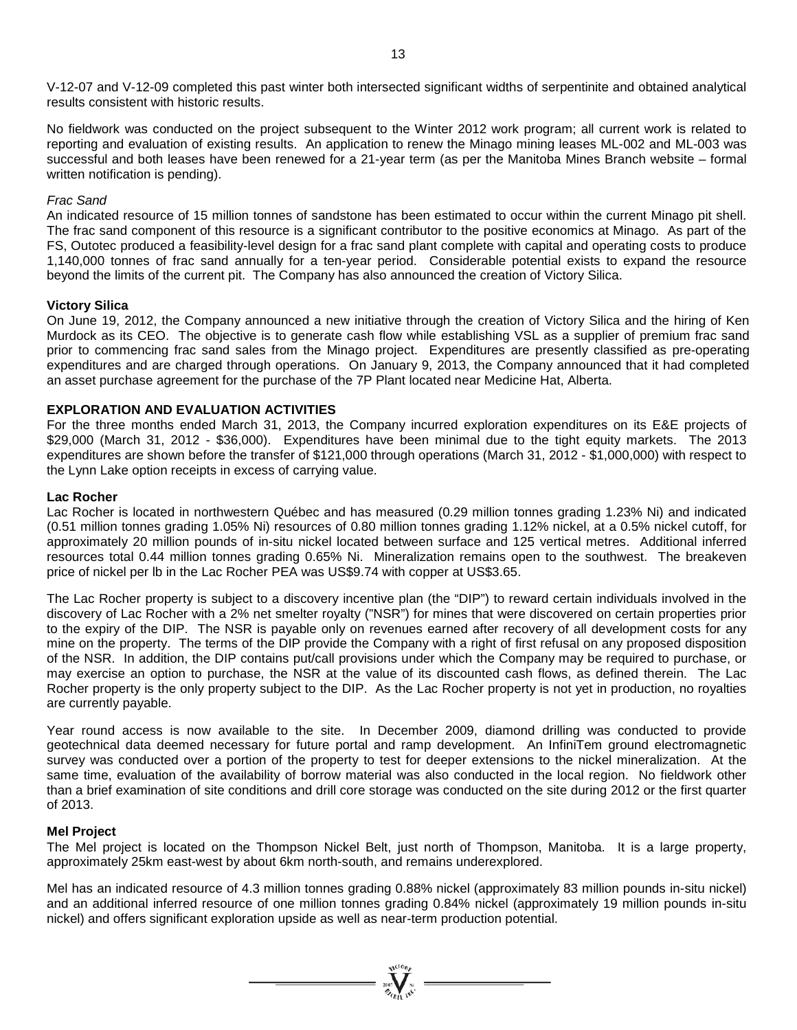V-12-07 and V-12-09 completed this past winter both intersected significant widths of serpentinite and obtained analytical results consistent with historic results.

No fieldwork was conducted on the project subsequent to the Winter 2012 work program; all current work is related to reporting and evaluation of existing results. An application to renew the Minago mining leases ML-002 and ML-003 was successful and both leases have been renewed for a 21-year term (as per the Manitoba Mines Branch website – formal written notification is pending).

*Frac Sand*

An indicated resource of 15 million tonnes of sandstone has been estimated to occur within the current Minago pit shell. The frac sand component of this resource is a significant contributor to the positive economics at Minago. As part of the FS, Outotec produced a feasibility-level design for a frac sand plant complete with capital and operating costs to produce 1,140,000 tonnes of frac sand annually for a ten-year period. Considerable potential exists to expand the resource beyond the limits of the current pit. The Company has also announced the creation of Victory Silica.

**Victory Silica**

On June 19, 2012, the Company announced a new initiative through the creation of Victory Silica and the hiring of Ken Murdock as its CEO. The objective is to generate cash flow while establishing VSL as a supplier of premium frac sand prior to commencing frac sand sales from the Minago project. Expenditures are presently classified as pre-operating expenditures and are charged through operations. On January 9, 2013, the Company announced that it had completed an asset purchase agreement for the purchase of the 7P Plant located near Medicine Hat, Alberta.

## EXPLORATION AND EVALUATION ACTIVITIES

For the three months ended March 31, 2013, the Company incurred exploration expenditures on its E&E projects of $29,000 (March 31, 2012 - $36,000). Expenditures have been minimal due to the tight equity markets. The 2013 expenditures are shown before the transfer of $121,000 through operations (March 31, 2012 - $1,000,000) with respect to the Lynn Lake option receipts in excess of carrying value.

**Lac Rocher**

Lac Rocher is located in northwestern Québec and has measured (0.29 million tonnes grading 1.23% Ni) and indicated (0.51 million tonnes grading 1.05% Ni) resources of 0.80 million tonnes grading 1.12% nickel, at a 0.5% nickel cutoff, for approximately 20 million pounds of in-situ nickel located between surface and 125 vertical metres. Additional inferred resources total 0.44 million tonnes grading 0.65% Ni. Mineralization remains open to the southwest. The breakeven price of nickel per lb in the Lac Rocher PEA was US$9.74 with copper at US$3.65.

The Lac Rocher property is subject to a discovery incentive plan (the "DIP") to reward certain individuals involved in the discovery of Lac Rocher with a 2% net smelter royalty ("NSR") for mines that were discovered on certain properties prior to the expiry of the DIP. The NSR is payable only on revenues earned after recovery of all development costs for any mine on the property. The terms of the DIP provide the Company with a right of first refusal on any proposed disposition of the NSR. In addition, the DIP contains put/call provisions under which the Company may be required to purchase, or may exercise an option to purchase, the NSR at the value of its discounted cash flows, as defined therein. The Lac Rocher property is the only property subject to the DIP. As the Lac Rocher property is not yet in production, no royalties are currently payable.

Year round access is now available to the site. In December 2009, diamond drilling was conducted to provide geotechnical data deemed necessary for future portal and ramp development. An InfiniTem ground electromagnetic survey was conducted over a portion of the property to test for deeper extensions to the nickel mineralization. At the same time, evaluation of the availability of borrow material was also conducted in the local region. No fieldwork other than a brief examination of site conditions and drill core storage was conducted on the site during 2012 or the first quarter of 2013.

**Mel Project**

The Mel project is located on the Thompson Nickel Belt, just north of Thompson, Manitoba. It is a large property, approximately 25km east-west by about 6km north-south, and remains underexplored.

Mel has an indicated resource of 4.3 million tonnes grading 0.88% nickel (approximately 83 million pounds in-situ nickel) and an additional inferred resource of one million tonnes grading 0.84% nickel (approximately 19 million pounds in-situ nickel) and offers significant exploration upside as well as near-term production potential.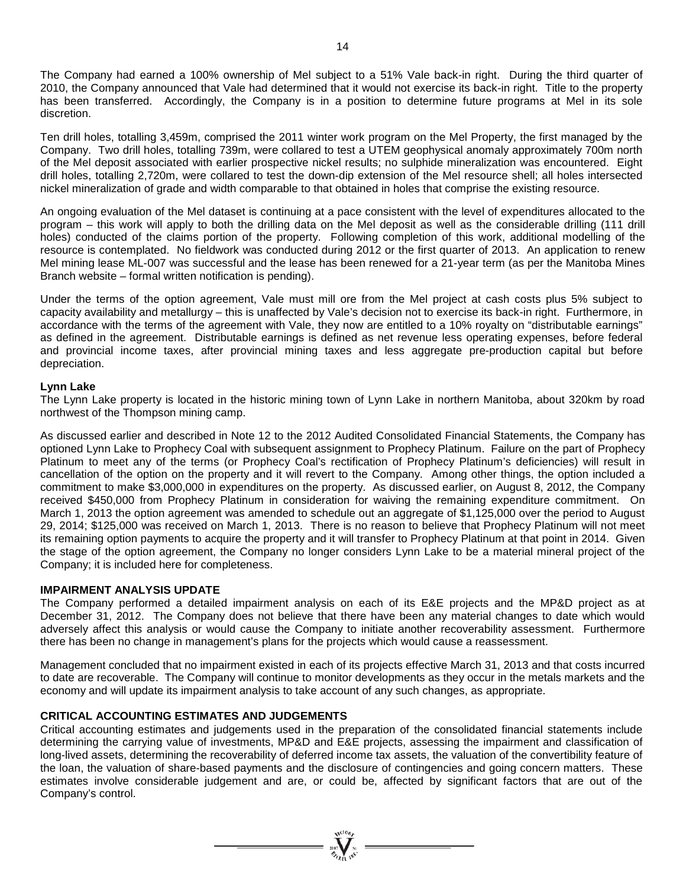The Company had earned a 100% ownership of Mel subject to a 51% Vale back-in right. During the third quarter of 2010, the Company announced that Vale had determined that it would not exercise its back-in right. Title to the property has been transferred. Accordingly, the Company is in a position to determine future programs at Mel in its sole discretion.

Ten drill holes, totalling 3,459m, comprised the 2011 winter work program on the Mel Property, the first managed by the Company. Two drill holes, totalling 739m, were collared to test a UTEM geophysical anomaly approximately 700m north of the Mel deposit associated with earlier prospective nickel results; no sulphide mineralization was encountered. Eight drill holes, totalling 2,720m, were collared to test the down-dip extension of the Mel resource shell; all holes intersected nickel mineralization of grade and width comparable to that obtained in holes that comprise the existing resource.

An ongoing evaluation of the Mel dataset is continuing at a pace consistent with the level of expenditures allocated to the program – this work will apply to both the drilling data on the Mel deposit as well as the considerable drilling (111 drill holes) conducted of the claims portion of the property. Following completion of this work, additional modelling of the resource is contemplated. No fieldwork was conducted during 2012 or the first quarter of 2013. An application to renew Mel mining lease ML-007 was successful and the lease has been renewed for a 21-year term (as per the Manitoba Mines Branch website – formal written notification is pending).

Under the terms of the option agreement, Vale must mill ore from the Mel project at cash costs plus 5% subject to capacity availability and metallurgy – this is unaffected by Vale's decision not to exercise its back-in right. Furthermore, in accordance with the terms of the agreement with Vale, they now are entitled to a 10% royalty on "distributable earnings" as defined in the agreement. Distributable earnings is defined as net revenue less operating expenses, before federal and provincial income taxes, after provincial mining taxes and less aggregate pre-production capital but before depreciation.

**Lynn Lake**

The Lynn Lake property is located in the historic mining town of Lynn Lake in northern Manitoba, about 320km by road northwest of the Thompson mining camp.

As discussed earlier and described in Note 12 to the 2012 Audited Consolidated Financial Statements, the Company has optioned Lynn Lake to Prophecy Coal with subsequent assignment to Prophecy Platinum. Failure on the part of Prophecy Platinum to meet any of the terms (or Prophecy Coal's rectification of Prophecy Platinum's deficiencies) will result in cancellation of the option on the property and it will revert to the Company. Among other things, the option included a commitment to make $3,000,000 in expenditures on the property. As discussed earlier, on August 8, 2012, the Company received $450,000 from Prophecy Platinum in consideration for waiving the remaining expenditure commitment. On March 1, 2013 the option agreement was amended to schedule out an aggregate of $1,125,000 over the period to August 29, 2014; $125,000 was received on March 1, 2013. There is no reason to believe that Prophecy Platinum will not meet its remaining option payments to acquire the property and it will transfer to Prophecy Platinum at that point in 2014. Given the stage of the option agreement, the Company no longer considers Lynn Lake to be a material mineral project of the Company; it is included here for completeness.

## IMPAIRMENT ANALYSIS UPDATE

The Company performed a detailed impairment analysis on each of its E&E projects and the MP&D project as at December 31, 2012. The Company does not believe that there have been any material changes to date which would adversely affect this analysis or would cause the Company to initiate another recoverability assessment. Furthermore there has been no change in management's plans for the projects which would cause a reassessment.

Management concluded that no impairment existed in each of its projects effective March 31, 2013 and that costs incurred to date are recoverable. The Company will continue to monitor developments as they occur in the metals markets and the economy and will update its impairment analysis to take account of any such changes, as appropriate.

## CRITICAL ACCOUNTING ESTIMATES AND JUDGEMENTS

Critical accounting estimates and judgements used in the preparation of the consolidated financial statements include determining the carrying value of investments, MP&D and E&E projects, assessing the impairment and classification of long-lived assets, determining the recoverability of deferred income tax assets, the valuation of the convertibility feature of the loan, the valuation of share-based payments and the disclosure of contingencies and going concern matters. These estimates involve considerable judgement and are, or could be, affected by significant factors that are out of the Company's control.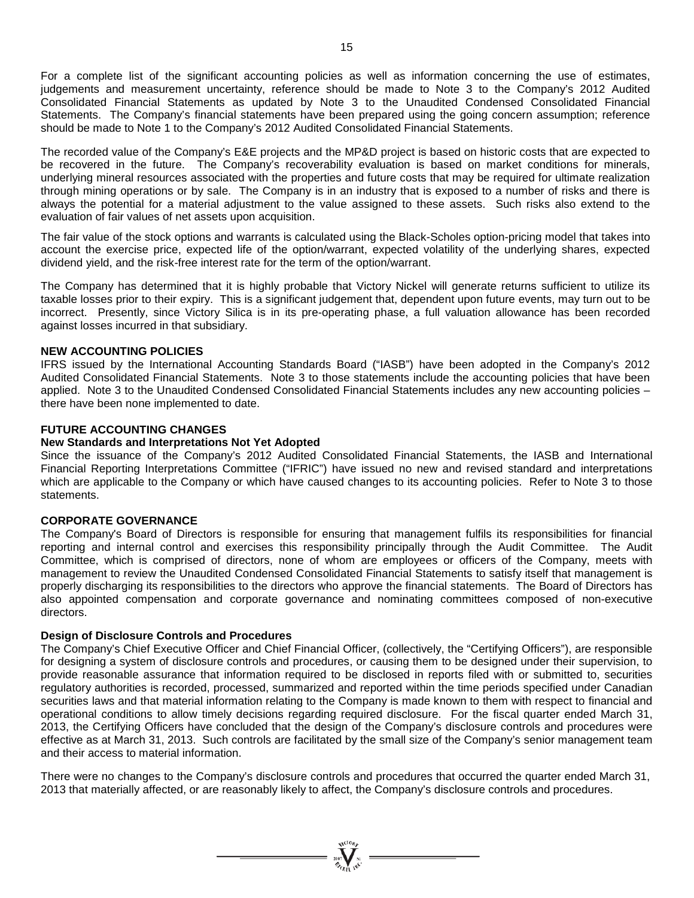For a complete list of the significant accounting policies as well as information concerning the use of estimates, judgements and measurement uncertainty, reference should be made to Note 3 to the Company's 2012 Audited Consolidated Financial Statements as updated by Note 3 to the Unaudited Condensed Consolidated Financial Statements. The Company's financial statements have been prepared using the going concern assumption; reference should be made to Note 1 to the Company's 2012 Audited Consolidated Financial Statements.

The recorded value of the Company's E&E projects and the MP&D project is based on historic costs that are expected to be recovered in the future. The Company's recoverability evaluation is based on market conditions for minerals, underlying mineral resources associated with the properties and future costs that may be required for ultimate realization through mining operations or by sale. The Company is in an industry that is exposed to a number of risks and there is always the potential for a material adjustment to the value assigned to these assets. Such risks also extend to the evaluation of fair values of net assets upon acquisition.

The fair value of the stock options and warrants is calculated using the Black-Scholes option-pricing model that takes into account the exercise price, expected life of the option/warrant, expected volatility of the underlying shares, expected dividend yield, and the risk-free interest rate for the term of the option/warrant.

The Company has determined that it is highly probable that Victory Nickel will generate returns sufficient to utilize its taxable losses prior to their expiry. This is a significant judgement that, dependent upon future events, may turn out to be incorrect. Presently, since Victory Silica is in its pre-operating phase, a full valuation allowance has been recorded against losses incurred in that subsidiary.

## NEW ACCOUNTING POLICIES

IFRS issued by the International Accounting Standards Board ("IASB") have been adopted in the Company's 2012 Audited Consolidated Financial Statements. Note 3 to those statements include the accounting policies that have been applied. Note 3 to the Unaudited Condensed Consolidated Financial Statements includes any new accounting policies – there have been none implemented to date.

## FUTURE ACCOUNTING CHANGES

### New Standards and Interpretations Not Yet Adopted

Since the issuance of the Company's 2012 Audited Consolidated Financial Statements, the IASB and International Financial Reporting Interpretations Committee ("IFRIC") have issued no new and revised standard and interpretations which are applicable to the Company or which have caused changes to its accounting policies. Refer to Note 3 to those statements.

## CORPORATE GOVERNANCE

The Company's Board of Directors is responsible for ensuring that management fulfils its responsibilities for financial reporting and internal control and exercises this responsibility principally through the Audit Committee. The Audit Committee, which is comprised of directors, none of whom are employees or officers of the Company, meets with management to review the Unaudited Condensed Consolidated Financial Statements to satisfy itself that management is properly discharging its responsibilities to the directors who approve the financial statements. The Board of Directors has also appointed compensation and corporate governance and nominating committees composed of non-executive directors.

### Design of Disclosure Controls and Procedures

The Company's Chief Executive Officer and Chief Financial Officer, (collectively, the "Certifying Officers"), are responsible for designing a system of disclosure controls and procedures, or causing them to be designed under their supervision, to provide reasonable assurance that information required to be disclosed in reports filed with or submitted to, securities regulatory authorities is recorded, processed, summarized and reported within the time periods specified under Canadian securities laws and that material information relating to the Company is made known to them with respect to financial and operational conditions to allow timely decisions regarding required disclosure. For the fiscal quarter ended March 31, 2013, the Certifying Officers have concluded that the design of the Company's disclosure controls and procedures were effective as at March 31, 2013. Such controls are facilitated by the small size of the Company's senior management team and their access to material information.

There were no changes to the Company's disclosure controls and procedures that occurred the quarter ended March 31, 2013 that materially affected, or are reasonably likely to affect, the Company's disclosure controls and procedures.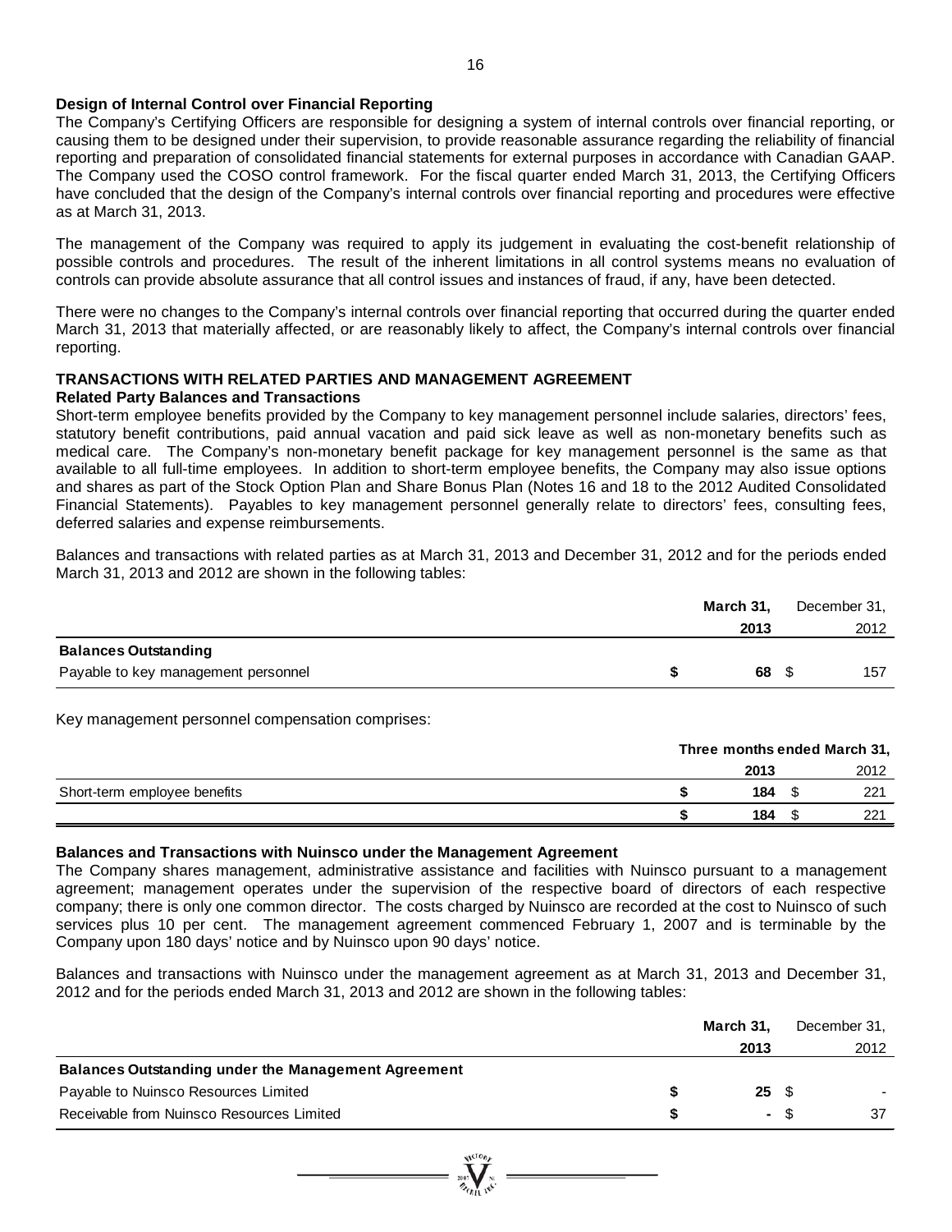### Design of Internal Control over Financial Reporting

The Company's Certifying Officers are responsible for designing a system of internal controls over financial reporting, or causing them to be designed under their supervision, to provide reasonable assurance regarding the reliability of financial reporting and preparation of consolidated financial statements for external purposes in accordance with Canadian GAAP. The Company used the COSO control framework. For the fiscal quarter ended March 31, 2013, the Certifying Officers have concluded that the design of the Company's internal controls over financial reporting and procedures were effective as at March 31, 2013.

The management of the Company was required to apply its judgement in evaluating the cost-benefit relationship of possible controls and procedures. The result of the inherent limitations in all control systems means no evaluation of controls can provide absolute assurance that all control issues and instances of fraud, if any, have been detected.

There were no changes to the Company's internal controls over financial reporting that occurred during the quarter ended March 31, 2013 that materially affected, or are reasonably likely to affect, the Company's internal controls over financial reporting.

## TRANSACTIONS WITH RELATED PARTIES AND MANAGEMENT AGREEMENT

### Related Party Balances and Transactions

Short-term employee benefits provided by the Company to key management personnel include salaries, directors' fees, statutory benefit contributions, paid annual vacation and paid sick leave as well as non-monetary benefits such as medical care. The Company's non-monetary benefit package for key management personnel is the same as that available to all full-time employees. In addition to short-term employee benefits, the Company may also issue options and shares as part of the Stock Option Plan and Share Bonus Plan (Notes 16 and 18 to the 2012 Audited Consolidated Financial Statements). Payables to key management personnel generally relate to directors' fees, consulting fees, deferred salaries and expense reimbursements.

Balances and transactions with related parties as at March 31, 2013 and December 31, 2012 and for the periods ended March 31, 2013 and 2012 are shown in the following tables:

| | March 31, 2013 | December 31, 2012 |
|---|---|---|
| **Balances Outstanding** | | |
| Payable to key management personnel | **$ 68** | $ 157 |

Key management personnel compensation comprises:

| | Three months ended March 31, 2013 | 2012 |
|---|---|---|
| Short-term employee benefits | **$ 184** | $ 221 |
| | **$ 184** | $ 221 |

### Balances and Transactions with Nuinsco under the Management Agreement

The Company shares management, administrative assistance and facilities with Nuinsco pursuant to a management agreement; management operates under the supervision of the respective board of directors of each respective company; there is only one common director. The costs charged by Nuinsco are recorded at the cost to Nuinsco of such services plus 10 per cent. The management agreement commenced February 1, 2007 and is terminable by the Company upon 180 days' notice and by Nuinsco upon 90 days' notice.

Balances and transactions with Nuinsco under the management agreement as at March 31, 2013 and December 31, 2012 and for the periods ended March 31, 2013 and 2012 are shown in the following tables:

| | March 31, 2013 | December 31, 2012 |
|---|---|---|
| **Balances Outstanding under the Management Agreement** | | |
| Payable to Nuinsco Resources Limited | **$ 25** | $ - |
| Receivable from Nuinsco Resources Limited | **$ -** | $ 37 |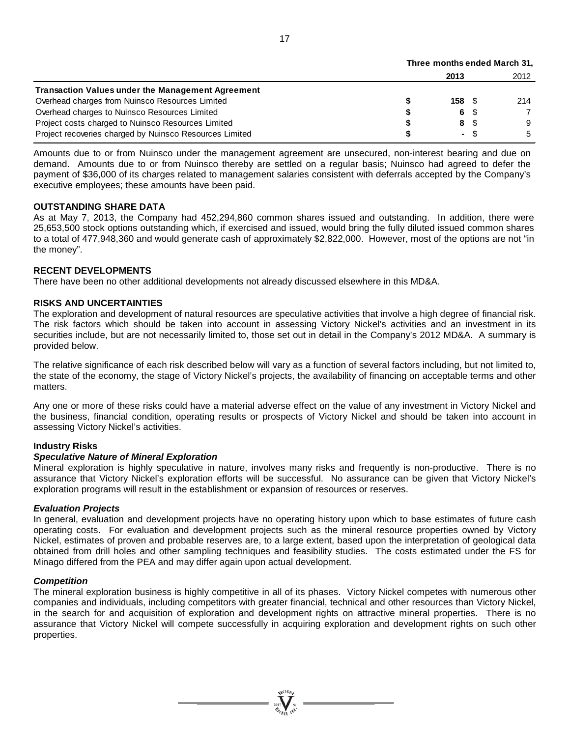| | Three months ended March 31, | |
|---|---|---|
| | **2013** | 2012 |
| **Transaction Values under the Management Agreement** | | |
| Overhead charges from Nuinsco Resources Limited | **$ 158** | $ 214 |
| Overhead charges to Nuinsco Resources Limited | **$ 6** | $ 7 |
| Project costs charged to Nuinsco Resources Limited | **$ 8** | $ 9 |
| Project recoveries charged by Nuinsco Resources Limited | **$ -** | $ 5 |

Amounts due to or from Nuinsco under the management agreement are unsecured, non-interest bearing and due on demand. Amounts due to or from Nuinsco thereby are settled on a regular basis; Nuinsco had agreed to defer the payment of $36,000 of its charges related to management salaries consistent with deferrals accepted by the Company's executive employees; these amounts have been paid.

## OUTSTANDING SHARE DATA

As at May 7, 2013, the Company had 452,294,860 common shares issued and outstanding. In addition, there were 25,653,500 stock options outstanding which, if exercised and issued, would bring the fully diluted issued common shares to a total of 477,948,360 and would generate cash of approximately $2,822,000. However, most of the options are not "in the money".

## RECENT DEVELOPMENTS

There have been no other additional developments not already discussed elsewhere in this MD&A.

## RISKS AND UNCERTAINTIES

The exploration and development of natural resources are speculative activities that involve a high degree of financial risk. The risk factors which should be taken into account in assessing Victory Nickel's activities and an investment in its securities include, but are not necessarily limited to, those set out in detail in the Company's 2012 MD&A. A summary is provided below.

The relative significance of each risk described below will vary as a function of several factors including, but not limited to, the state of the economy, the stage of Victory Nickel's projects, the availability of financing on acceptable terms and other matters.

Any one or more of these risks could have a material adverse effect on the value of any investment in Victory Nickel and the business, financial condition, operating results or prospects of Victory Nickel and should be taken into account in assessing Victory Nickel's activities.

### Industry Risks

#### *Speculative Nature of Mineral Exploration*

Mineral exploration is highly speculative in nature, involves many risks and frequently is non-productive. There is no assurance that Victory Nickel's exploration efforts will be successful. No assurance can be given that Victory Nickel's exploration programs will result in the establishment or expansion of resources or reserves.

#### *Evaluation Projects*

In general, evaluation and development projects have no operating history upon which to base estimates of future cash operating costs. For evaluation and development projects such as the mineral resource properties owned by Victory Nickel, estimates of proven and probable reserves are, to a large extent, based upon the interpretation of geological data obtained from drill holes and other sampling techniques and feasibility studies. The costs estimated under the FS for Minago differed from the PEA and may differ again upon actual development.

#### *Competition*

The mineral exploration business is highly competitive in all of its phases. Victory Nickel competes with numerous other companies and individuals, including competitors with greater financial, technical and other resources than Victory Nickel, in the search for and acquisition of exploration and development rights on attractive mineral properties. There is no assurance that Victory Nickel will compete successfully in acquiring exploration and development rights on such other properties.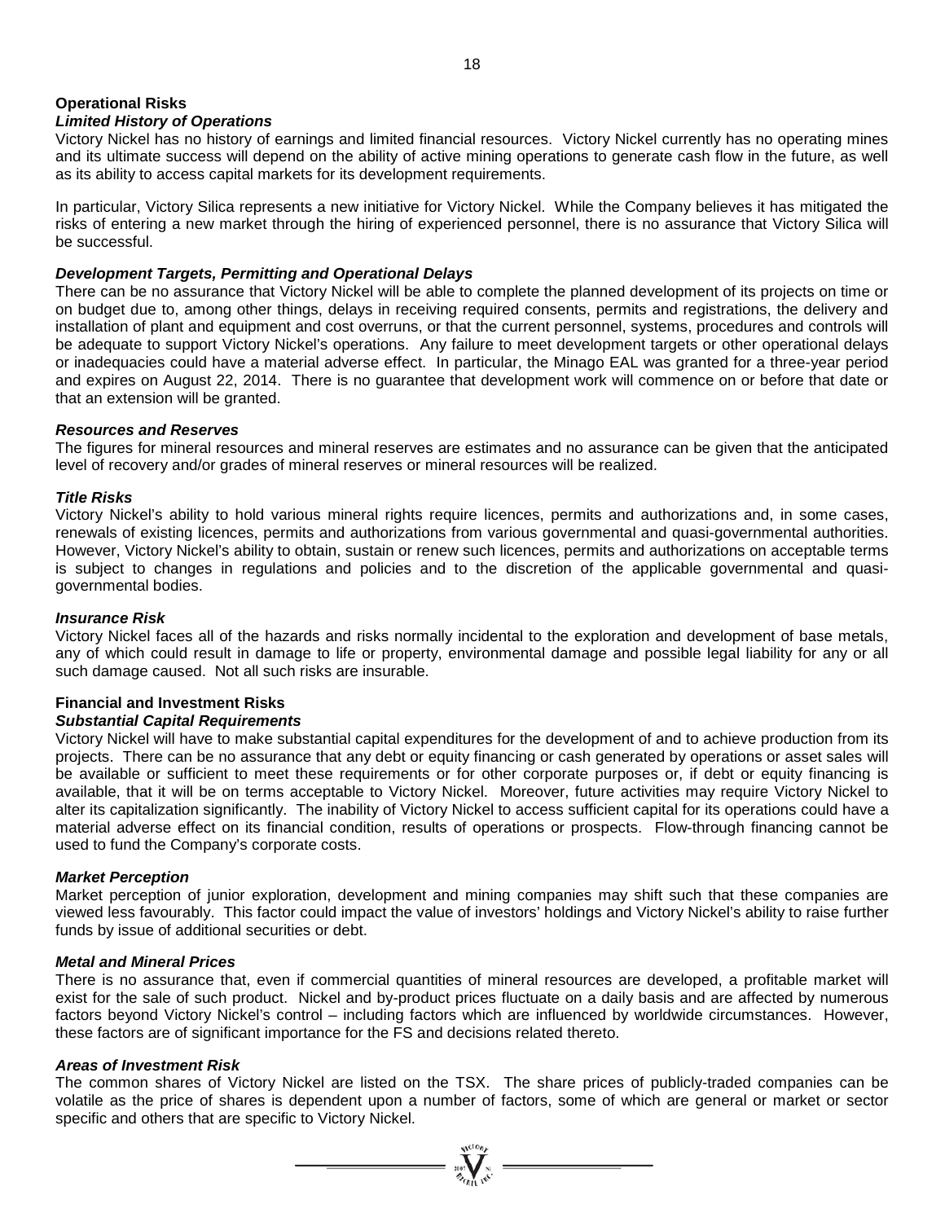## Operational Risks

### *Limited History of Operations*

Victory Nickel has no history of earnings and limited financial resources. Victory Nickel currently has no operating mines and its ultimate success will depend on the ability of active mining operations to generate cash flow in the future, as well as its ability to access capital markets for its development requirements.

In particular, Victory Silica represents a new initiative for Victory Nickel. While the Company believes it has mitigated the risks of entering a new market through the hiring of experienced personnel, there is no assurance that Victory Silica will be successful.

### *Development Targets, Permitting and Operational Delays*

There can be no assurance that Victory Nickel will be able to complete the planned development of its projects on time or on budget due to, among other things, delays in receiving required consents, permits and registrations, the delivery and installation of plant and equipment and cost overruns, or that the current personnel, systems, procedures and controls will be adequate to support Victory Nickel's operations. Any failure to meet development targets or other operational delays or inadequacies could have a material adverse effect. In particular, the Minago EAL was granted for a three-year period and expires on August 22, 2014. There is no guarantee that development work will commence on or before that date or that an extension will be granted.

### *Resources and Reserves*

The figures for mineral resources and mineral reserves are estimates and no assurance can be given that the anticipated level of recovery and/or grades of mineral reserves or mineral resources will be realized.

### *Title Risks*

Victory Nickel's ability to hold various mineral rights require licences, permits and authorizations and, in some cases, renewals of existing licences, permits and authorizations from various governmental and quasi-governmental authorities. However, Victory Nickel's ability to obtain, sustain or renew such licences, permits and authorizations on acceptable terms is subject to changes in regulations and policies and to the discretion of the applicable governmental and quasi-governmental bodies.

### *Insurance Risk*

Victory Nickel faces all of the hazards and risks normally incidental to the exploration and development of base metals, any of which could result in damage to life or property, environmental damage and possible legal liability for any or all such damage caused. Not all such risks are insurable.

## Financial and Investment Risks

### *Substantial Capital Requirements*

Victory Nickel will have to make substantial capital expenditures for the development of and to achieve production from its projects. There can be no assurance that any debt or equity financing or cash generated by operations or asset sales will be available or sufficient to meet these requirements or for other corporate purposes or, if debt or equity financing is available, that it will be on terms acceptable to Victory Nickel. Moreover, future activities may require Victory Nickel to alter its capitalization significantly. The inability of Victory Nickel to access sufficient capital for its operations could have a material adverse effect on its financial condition, results of operations or prospects. Flow-through financing cannot be used to fund the Company's corporate costs.

### *Market Perception*

Market perception of junior exploration, development and mining companies may shift such that these companies are viewed less favourably. This factor could impact the value of investors' holdings and Victory Nickel's ability to raise further funds by issue of additional securities or debt.

### *Metal and Mineral Prices*

There is no assurance that, even if commercial quantities of mineral resources are developed, a profitable market will exist for the sale of such product. Nickel and by-product prices fluctuate on a daily basis and are affected by numerous factors beyond Victory Nickel's control – including factors which are influenced by worldwide circumstances. However, these factors are of significant importance for the FS and decisions related thereto.

### *Areas of Investment Risk*

The common shares of Victory Nickel are listed on the TSX. The share prices of publicly-traded companies can be volatile as the price of shares is dependent upon a number of factors, some of which are general or market or sector specific and others that are specific to Victory Nickel.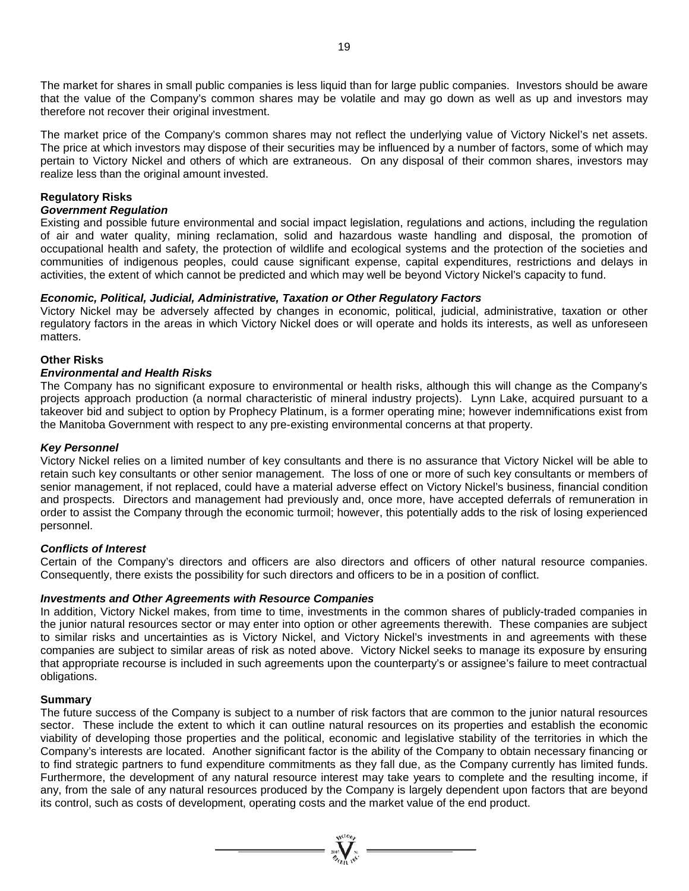The market for shares in small public companies is less liquid than for large public companies. Investors should be aware that the value of the Company's common shares may be volatile and may go down as well as up and investors may therefore not recover their original investment.

The market price of the Company's common shares may not reflect the underlying value of Victory Nickel's net assets. The price at which investors may dispose of their securities may be influenced by a number of factors, some of which may pertain to Victory Nickel and others of which are extraneous. On any disposal of their common shares, investors may realize less than the original amount invested.

**Regulatory Risks**

***Government Regulation***

Existing and possible future environmental and social impact legislation, regulations and actions, including the regulation of air and water quality, mining reclamation, solid and hazardous waste handling and disposal, the promotion of occupational health and safety, the protection of wildlife and ecological systems and the protection of the societies and communities of indigenous peoples, could cause significant expense, capital expenditures, restrictions and delays in activities, the extent of which cannot be predicted and which may well be beyond Victory Nickel's capacity to fund.

***Economic, Political, Judicial, Administrative, Taxation or Other Regulatory Factors***

Victory Nickel may be adversely affected by changes in economic, political, judicial, administrative, taxation or other regulatory factors in the areas in which Victory Nickel does or will operate and holds its interests, as well as unforeseen matters.

**Other Risks**

***Environmental and Health Risks***

The Company has no significant exposure to environmental or health risks, although this will change as the Company's projects approach production (a normal characteristic of mineral industry projects). Lynn Lake, acquired pursuant to a takeover bid and subject to option by Prophecy Platinum, is a former operating mine; however indemnifications exist from the Manitoba Government with respect to any pre-existing environmental concerns at that property.

***Key Personnel***

Victory Nickel relies on a limited number of key consultants and there is no assurance that Victory Nickel will be able to retain such key consultants or other senior management. The loss of one or more of such key consultants or members of senior management, if not replaced, could have a material adverse effect on Victory Nickel's business, financial condition and prospects. Directors and management had previously and, once more, have accepted deferrals of remuneration in order to assist the Company through the economic turmoil; however, this potentially adds to the risk of losing experienced personnel.

***Conflicts of Interest***

Certain of the Company's directors and officers are also directors and officers of other natural resource companies. Consequently, there exists the possibility for such directors and officers to be in a position of conflict.

***Investments and Other Agreements with Resource Companies***

In addition, Victory Nickel makes, from time to time, investments in the common shares of publicly-traded companies in the junior natural resources sector or may enter into option or other agreements therewith. These companies are subject to similar risks and uncertainties as is Victory Nickel, and Victory Nickel's investments in and agreements with these companies are subject to similar areas of risk as noted above. Victory Nickel seeks to manage its exposure by ensuring that appropriate recourse is included in such agreements upon the counterparty's or assignee's failure to meet contractual obligations.

**Summary**

The future success of the Company is subject to a number of risk factors that are common to the junior natural resources sector. These include the extent to which it can outline natural resources on its properties and establish the economic viability of developing those properties and the political, economic and legislative stability of the territories in which the Company's interests are located. Another significant factor is the ability of the Company to obtain necessary financing or to find strategic partners to fund expenditure commitments as they fall due, as the Company currently has limited funds. Furthermore, the development of any natural resource interest may take years to complete and the resulting income, if any, from the sale of any natural resources produced by the Company is largely dependent upon factors that are beyond its control, such as costs of development, operating costs and the market value of the end product.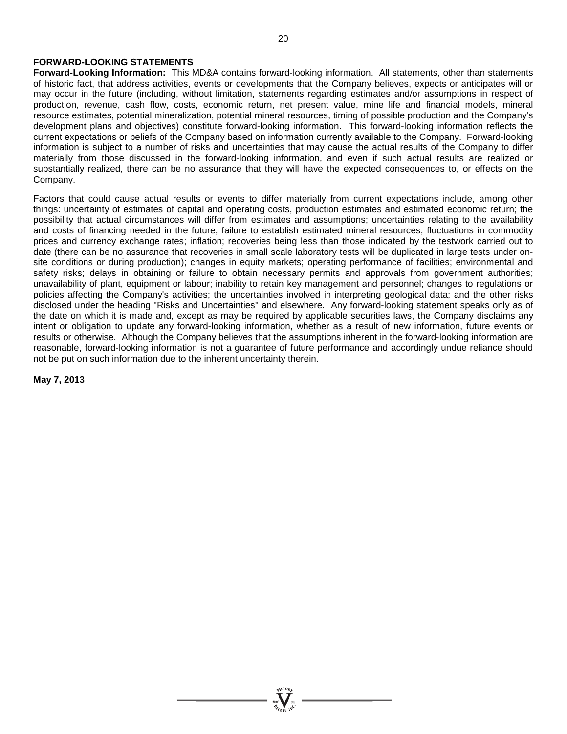## FORWARD-LOOKING STATEMENTS

**Forward-Looking Information:** This MD&A contains forward-looking information. All statements, other than statements of historic fact, that address activities, events or developments that the Company believes, expects or anticipates will or may occur in the future (including, without limitation, statements regarding estimates and/or assumptions in respect of production, revenue, cash flow, costs, economic return, net present value, mine life and financial models, mineral resource estimates, potential mineralization, potential mineral resources, timing of possible production and the Company's development plans and objectives) constitute forward-looking information. This forward-looking information reflects the current expectations or beliefs of the Company based on information currently available to the Company. Forward-looking information is subject to a number of risks and uncertainties that may cause the actual results of the Company to differ materially from those discussed in the forward-looking information, and even if such actual results are realized or substantially realized, there can be no assurance that they will have the expected consequences to, or effects on the Company.

Factors that could cause actual results or events to differ materially from current expectations include, among other things: uncertainty of estimates of capital and operating costs, production estimates and estimated economic return; the possibility that actual circumstances will differ from estimates and assumptions; uncertainties relating to the availability and costs of financing needed in the future; failure to establish estimated mineral resources; fluctuations in commodity prices and currency exchange rates; inflation; recoveries being less than those indicated by the testwork carried out to date (there can be no assurance that recoveries in small scale laboratory tests will be duplicated in large tests under on-site conditions or during production); changes in equity markets; operating performance of facilities; environmental and safety risks; delays in obtaining or failure to obtain necessary permits and approvals from government authorities; unavailability of plant, equipment or labour; inability to retain key management and personnel; changes to regulations or policies affecting the Company's activities; the uncertainties involved in interpreting geological data; and the other risks disclosed under the heading "Risks and Uncertainties" and elsewhere. Any forward-looking statement speaks only as of the date on which it is made and, except as may be required by applicable securities laws, the Company disclaims any intent or obligation to update any forward-looking information, whether as a result of new information, future events or results or otherwise. Although the Company believes that the assumptions inherent in the forward-looking information are reasonable, forward-looking information is not a guarantee of future performance and accordingly undue reliance should not be put on such information due to the inherent uncertainty therein.

**May 7, 2013**